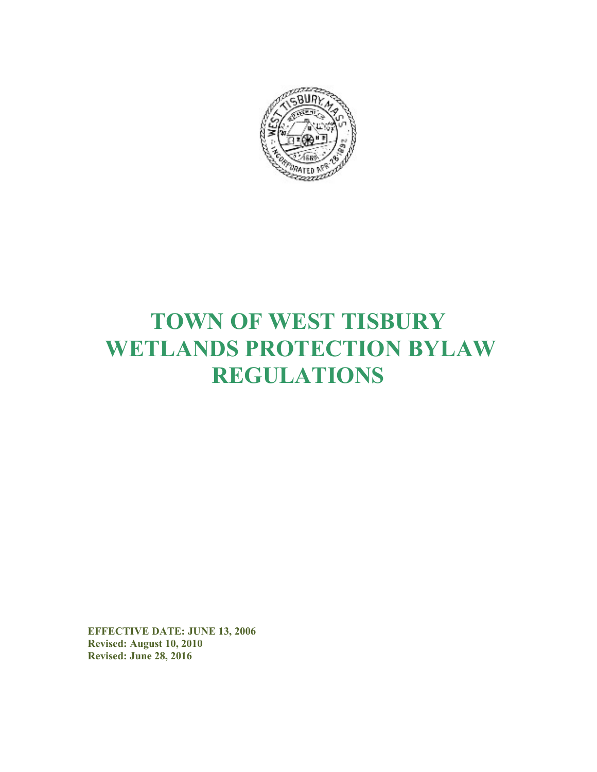# TOWN OF WEST TISBURY WETLANDS PROTECTION BYLAW REGULATIONS

**EFFECTIVE DATE: JUNE 13, 2006**
**Revised: August 10, 2010**
**Revised: June 28, 2016**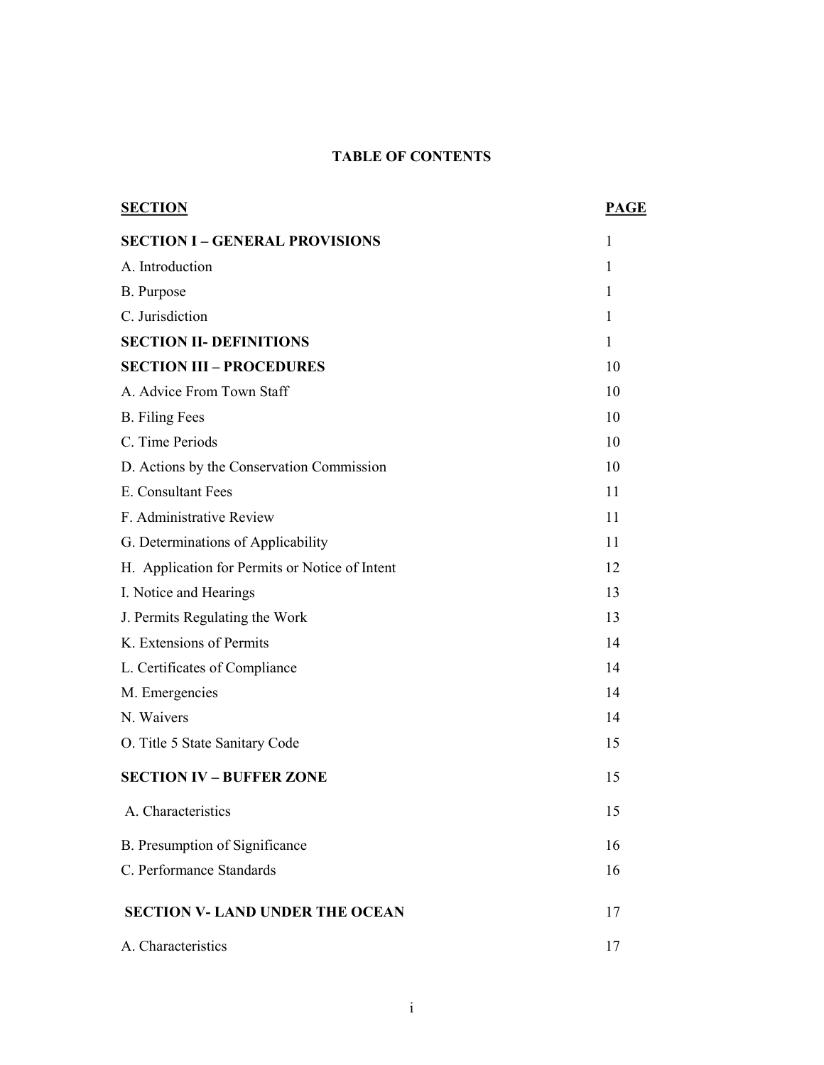# TABLE OF CONTENTS

| SECTION | PAGE |
|---|---|
| **SECTION I – GENERAL PROVISIONS** | 1 |
| A. Introduction | 1 |
| B. Purpose | 1 |
| C. Jurisdiction | 1 |
| **SECTION II- DEFINITIONS** | 1 |
| **SECTION III – PROCEDURES** | 10 |
| A. Advice From Town Staff | 10 |
| B. Filing Fees | 10 |
| C. Time Periods | 10 |
| D. Actions by the Conservation Commission | 10 |
| E. Consultant Fees | 11 |
| F. Administrative Review | 11 |
| G. Determinations of Applicability | 11 |
| H. Application for Permits or Notice of Intent | 12 |
| I. Notice and Hearings | 13 |
| J. Permits Regulating the Work | 13 |
| K. Extensions of Permits | 14 |
| L. Certificates of Compliance | 14 |
| M. Emergencies | 14 |
| N. Waivers | 14 |
| O. Title 5 State Sanitary Code | 15 |
| **SECTION IV – BUFFER ZONE** | 15 |
| A. Characteristics | 15 |
| B. Presumption of Significance | 16 |
| C. Performance Standards | 16 |
| **SECTION V- LAND UNDER THE OCEAN** | 17 |
| A. Characteristics | 17 |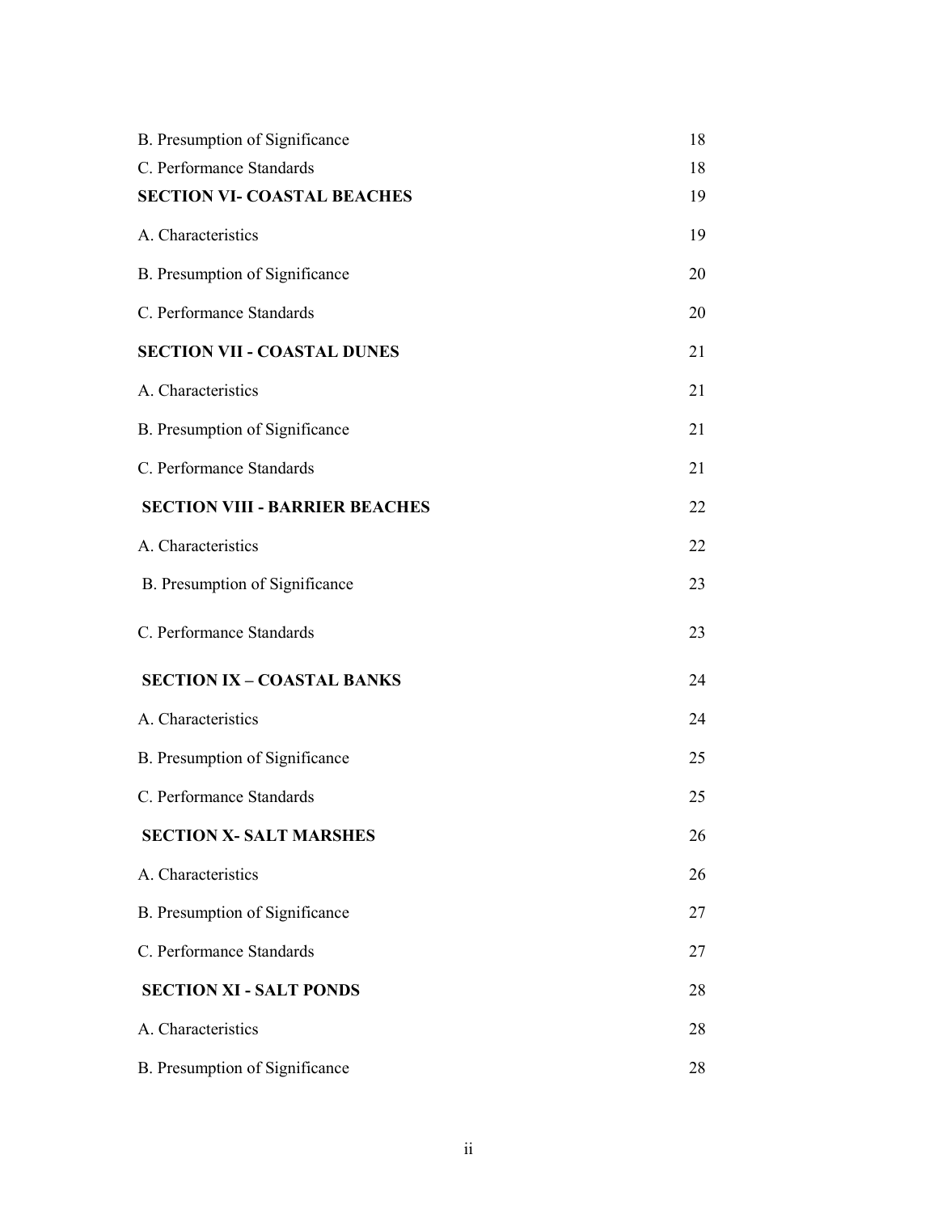| | |
|---|---|
| B. Presumption of Significance | 18 |
| C. Performance Standards | 18 |
| **SECTION VI- COASTAL BEACHES** | 19 |
| A. Characteristics | 19 |
| B. Presumption of Significance | 20 |
| C. Performance Standards | 20 |
| **SECTION VII - COASTAL DUNES** | 21 |
| A. Characteristics | 21 |
| B. Presumption of Significance | 21 |
| C. Performance Standards | 21 |
| **SECTION VIII - BARRIER BEACHES** | 22 |
| A. Characteristics | 22 |
| B. Presumption of Significance | 23 |
| C. Performance Standards | 23 |
| **SECTION IX – COASTAL BANKS** | 24 |
| A. Characteristics | 24 |
| B. Presumption of Significance | 25 |
| C. Performance Standards | 25 |
| **SECTION X- SALT MARSHES** | 26 |
| A. Characteristics | 26 |
| B. Presumption of Significance | 27 |
| C. Performance Standards | 27 |
| **SECTION XI - SALT PONDS** | 28 |
| A. Characteristics | 28 |
| B. Presumption of Significance | 28 |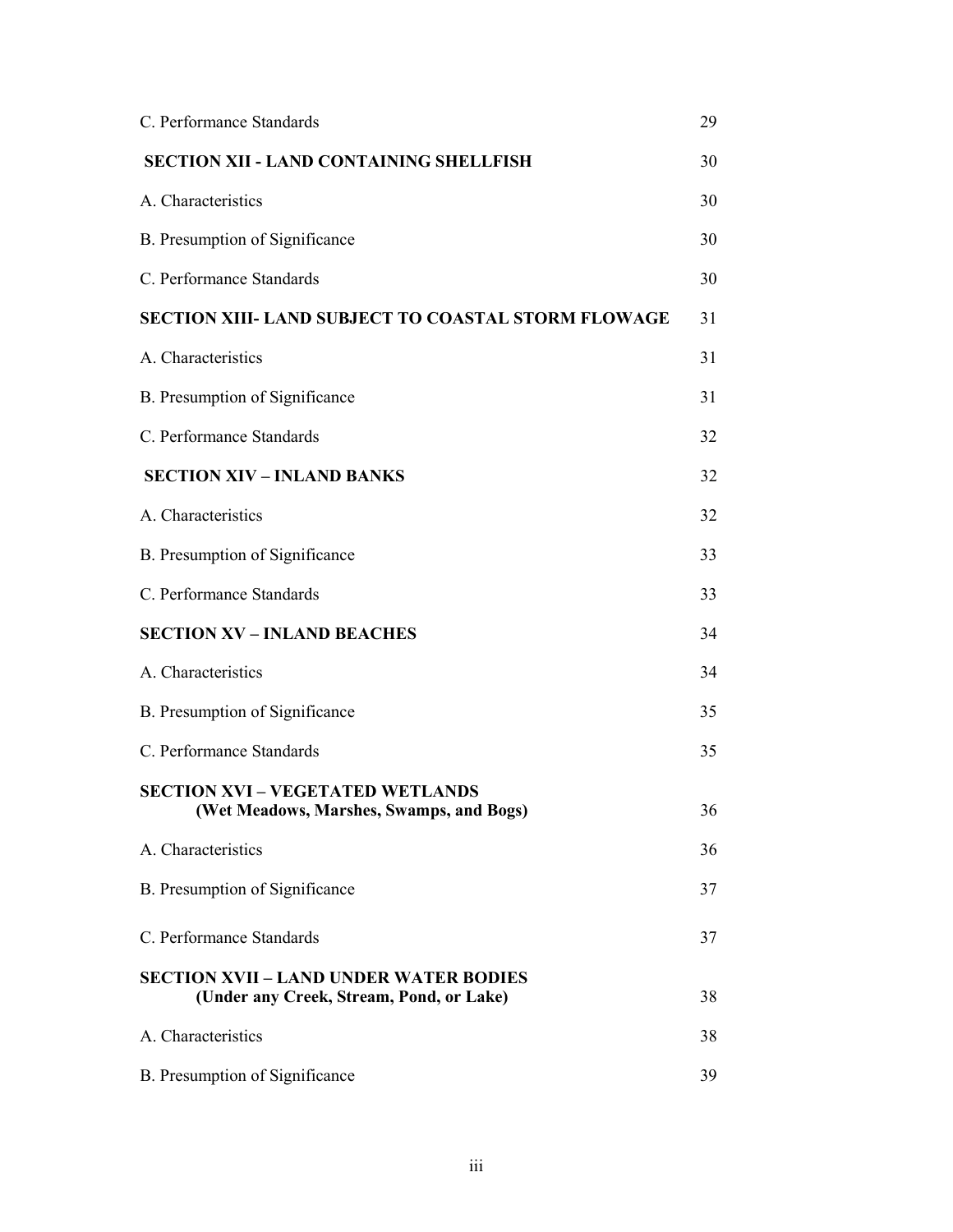| | |
|---|---|
| C. Performance Standards | 29 |
| **SECTION XII - LAND CONTAINING SHELLFISH** | 30 |
| A. Characteristics | 30 |
| B. Presumption of Significance | 30 |
| C. Performance Standards | 30 |
| **SECTION XIII- LAND SUBJECT TO COASTAL STORM FLOWAGE** | 31 |
| A. Characteristics | 31 |
| B. Presumption of Significance | 31 |
| C. Performance Standards | 32 |
| **SECTION XIV – INLAND BANKS** | 32 |
| A. Characteristics | 32 |
| B. Presumption of Significance | 33 |
| C. Performance Standards | 33 |
| **SECTION XV – INLAND BEACHES** | 34 |
| A. Characteristics | 34 |
| B. Presumption of Significance | 35 |
| C. Performance Standards | 35 |
| **SECTION XVI – VEGETATED WETLANDS (Wet Meadows, Marshes, Swamps, and Bogs)** | 36 |
| A. Characteristics | 36 |
| B. Presumption of Significance | 37 |
| C. Performance Standards | 37 |
| **SECTION XVII – LAND UNDER WATER BODIES (Under any Creek, Stream, Pond, or Lake)** | 38 |
| A. Characteristics | 38 |
| B. Presumption of Significance | 39 |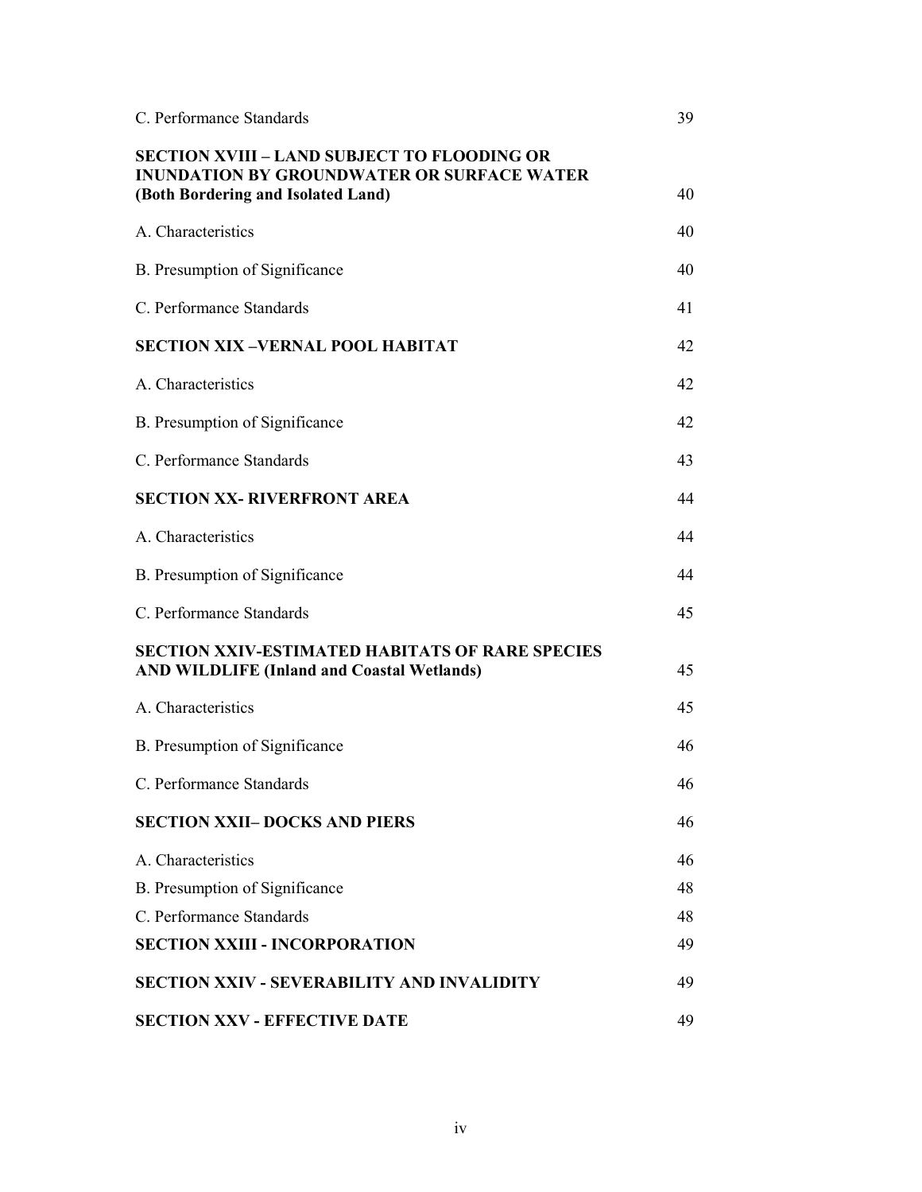| | |
|---|---|
| C. Performance Standards | 39 |
| **SECTION XVIII – LAND SUBJECT TO FLOODING OR INUNDATION BY GROUNDWATER OR SURFACE WATER (Both Bordering and Isolated Land)** | 40 |
| A. Characteristics | 40 |
| B. Presumption of Significance | 40 |
| C. Performance Standards | 41 |
| **SECTION XIX –VERNAL POOL HABITAT** | 42 |
| A. Characteristics | 42 |
| B. Presumption of Significance | 42 |
| C. Performance Standards | 43 |
| **SECTION XX- RIVERFRONT AREA** | 44 |
| A. Characteristics | 44 |
| B. Presumption of Significance | 44 |
| C. Performance Standards | 45 |
| **SECTION XXIV-ESTIMATED HABITATS OF RARE SPECIES AND WILDLIFE (Inland and Coastal Wetlands)** | 45 |
| A. Characteristics | 45 |
| B. Presumption of Significance | 46 |
| C. Performance Standards | 46 |
| **SECTION XXII– DOCKS AND PIERS** | 46 |
| A. Characteristics | 46 |
| B. Presumption of Significance | 48 |
| C. Performance Standards | 48 |
| **SECTION XXIII - INCORPORATION** | 49 |
| **SECTION XXIV - SEVERABILITY AND INVALIDITY** | 49 |
| **SECTION XXV - EFFECTIVE DATE** | 49 |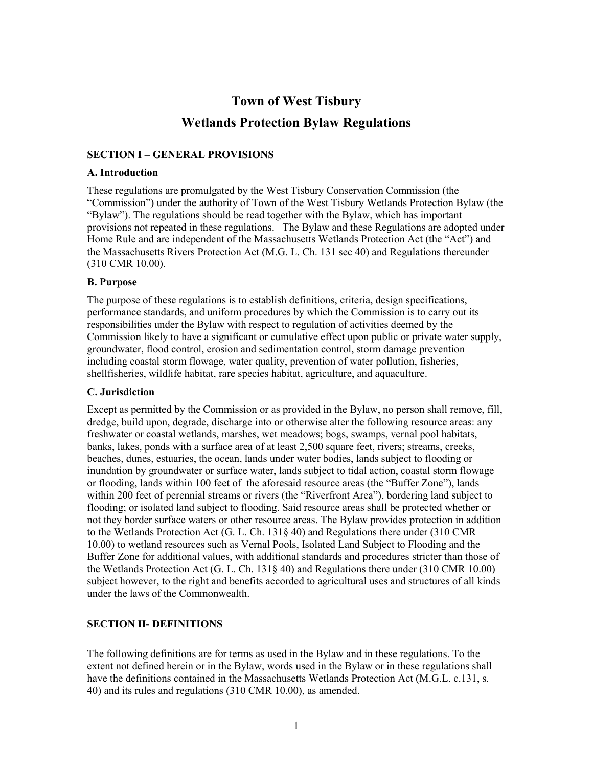# Town of West Tisbury

# Wetlands Protection Bylaw Regulations

## SECTION I – GENERAL PROVISIONS

### A. Introduction

These regulations are promulgated by the West Tisbury Conservation Commission (the "Commission") under the authority of Town of the West Tisbury Wetlands Protection Bylaw (the "Bylaw"). The regulations should be read together with the Bylaw, which has important provisions not repeated in these regulations. The Bylaw and these Regulations are adopted under Home Rule and are independent of the Massachusetts Wetlands Protection Act (the "Act") and the Massachusetts Rivers Protection Act (M.G. L. Ch. 131 sec 40) and Regulations thereunder (310 CMR 10.00).

### B. Purpose

The purpose of these regulations is to establish definitions, criteria, design specifications, performance standards, and uniform procedures by which the Commission is to carry out its responsibilities under the Bylaw with respect to regulation of activities deemed by the Commission likely to have a significant or cumulative effect upon public or private water supply, groundwater, flood control, erosion and sedimentation control, storm damage prevention including coastal storm flowage, water quality, prevention of water pollution, fisheries, shellfisheries, wildlife habitat, rare species habitat, agriculture, and aquaculture.

### C. Jurisdiction

Except as permitted by the Commission or as provided in the Bylaw, no person shall remove, fill, dredge, build upon, degrade, discharge into or otherwise alter the following resource areas: any freshwater or coastal wetlands, marshes, wet meadows; bogs, swamps, vernal pool habitats, banks, lakes, ponds with a surface area of at least 2,500 square feet, rivers; streams, creeks, beaches, dunes, estuaries, the ocean, lands under water bodies, lands subject to flooding or inundation by groundwater or surface water, lands subject to tidal action, coastal storm flowage or flooding, lands within 100 feet of the aforesaid resource areas (the "Buffer Zone"), lands within 200 feet of perennial streams or rivers (the "Riverfront Area"), bordering land subject to flooding; or isolated land subject to flooding. Said resource areas shall be protected whether or not they border surface waters or other resource areas. The Bylaw provides protection in addition to the Wetlands Protection Act (G. L. Ch. 131§ 40) and Regulations there under (310 CMR 10.00) to wetland resources such as Vernal Pools, Isolated Land Subject to Flooding and the Buffer Zone for additional values, with additional standards and procedures stricter than those of the Wetlands Protection Act (G. L. Ch. 131§ 40) and Regulations there under (310 CMR 10.00) subject however, to the right and benefits accorded to agricultural uses and structures of all kinds under the laws of the Commonwealth.

## SECTION II- DEFINITIONS

The following definitions are for terms as used in the Bylaw and in these regulations. To the extent not defined herein or in the Bylaw, words used in the Bylaw or in these regulations shall have the definitions contained in the Massachusetts Wetlands Protection Act (M.G.L. c.131, s. 40) and its rules and regulations (310 CMR 10.00), as amended.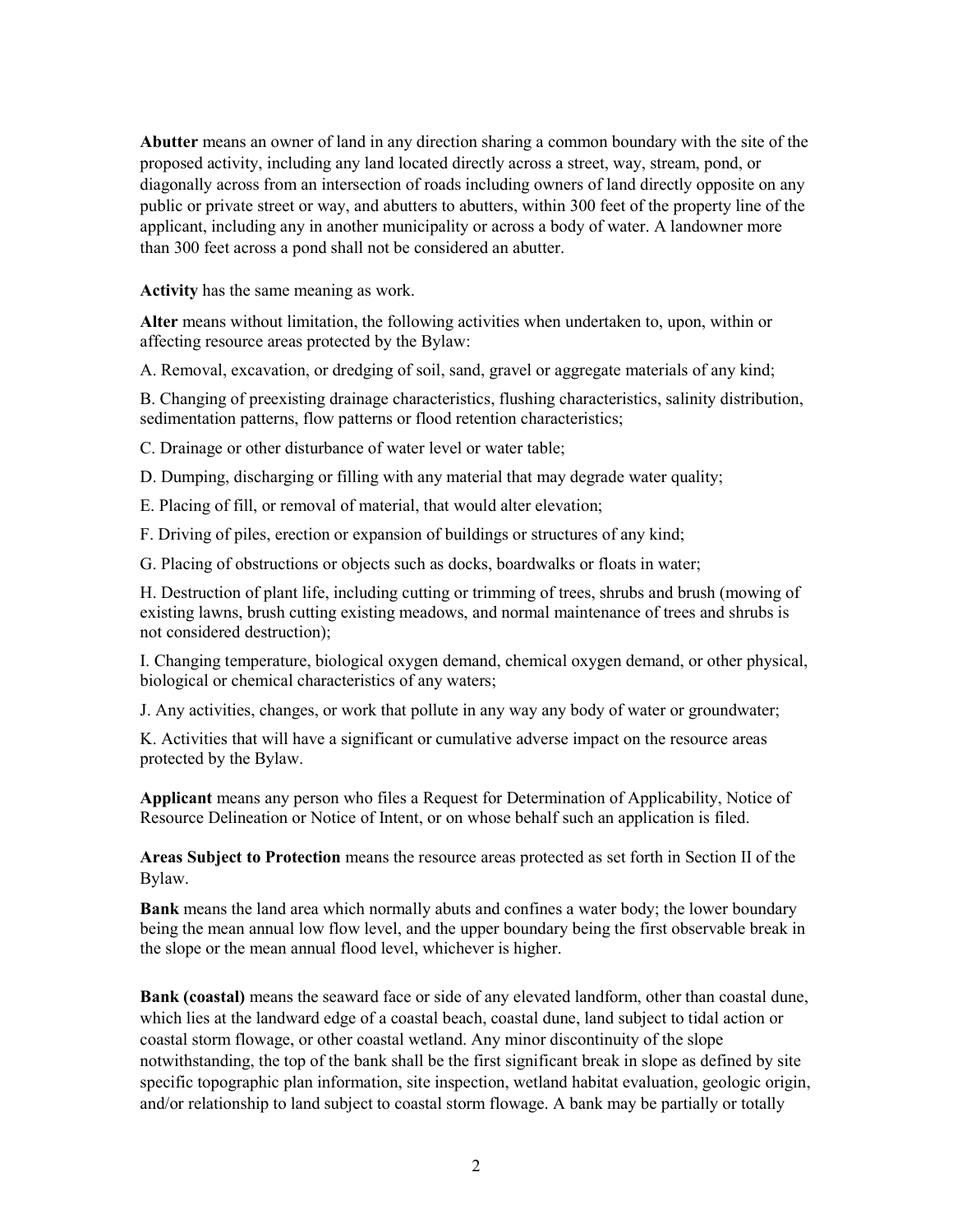**Abutter** means an owner of land in any direction sharing a common boundary with the site of the proposed activity, including any land located directly across a street, way, stream, pond, or diagonally across from an intersection of roads including owners of land directly opposite on any public or private street or way, and abutters to abutters, within 300 feet of the property line of the applicant, including any in another municipality or across a body of water. A landowner more than 300 feet across a pond shall not be considered an abutter.

**Activity** has the same meaning as work.

**Alter** means without limitation, the following activities when undertaken to, upon, within or affecting resource areas protected by the Bylaw:

A. Removal, excavation, or dredging of soil, sand, gravel or aggregate materials of any kind;

B. Changing of preexisting drainage characteristics, flushing characteristics, salinity distribution, sedimentation patterns, flow patterns or flood retention characteristics;

C. Drainage or other disturbance of water level or water table;

D. Dumping, discharging or filling with any material that may degrade water quality;

E. Placing of fill, or removal of material, that would alter elevation;

F. Driving of piles, erection or expansion of buildings or structures of any kind;

G. Placing of obstructions or objects such as docks, boardwalks or floats in water;

H. Destruction of plant life, including cutting or trimming of trees, shrubs and brush (mowing of existing lawns, brush cutting existing meadows, and normal maintenance of trees and shrubs is not considered destruction);

I. Changing temperature, biological oxygen demand, chemical oxygen demand, or other physical, biological or chemical characteristics of any waters;

J. Any activities, changes, or work that pollute in any way any body of water or groundwater;

K. Activities that will have a significant or cumulative adverse impact on the resource areas protected by the Bylaw.

**Applicant** means any person who files a Request for Determination of Applicability, Notice of Resource Delineation or Notice of Intent, or on whose behalf such an application is filed.

**Areas Subject to Protection** means the resource areas protected as set forth in Section II of the Bylaw.

**Bank** means the land area which normally abuts and confines a water body; the lower boundary being the mean annual low flow level, and the upper boundary being the first observable break in the slope or the mean annual flood level, whichever is higher.

**Bank (coastal)** means the seaward face or side of any elevated landform, other than coastal dune, which lies at the landward edge of a coastal beach, coastal dune, land subject to tidal action or coastal storm flowage, or other coastal wetland. Any minor discontinuity of the slope notwithstanding, the top of the bank shall be the first significant break in slope as defined by site specific topographic plan information, site inspection, wetland habitat evaluation, geologic origin, and/or relationship to land subject to coastal storm flowage. A bank may be partially or totally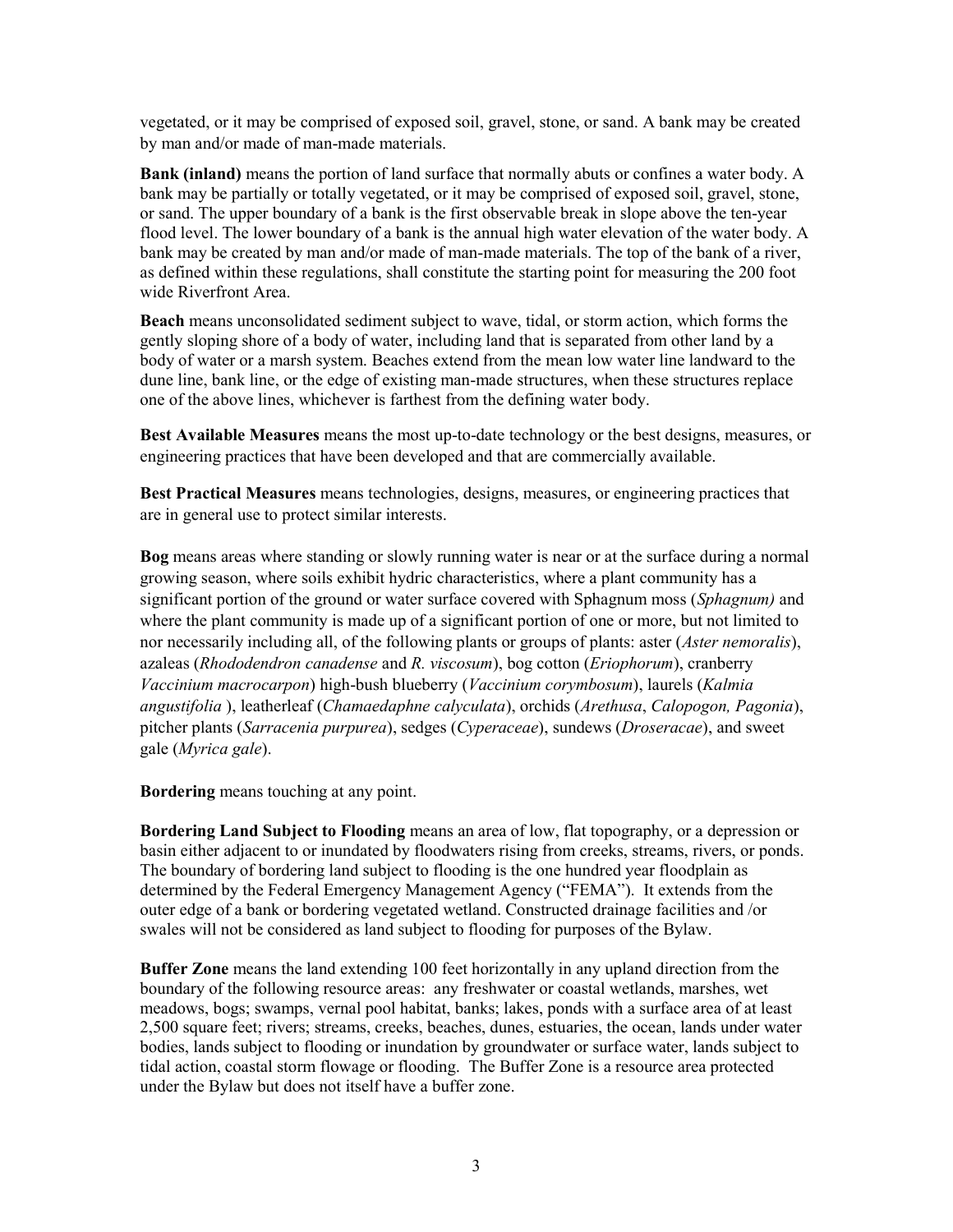vegetated, or it may be comprised of exposed soil, gravel, stone, or sand. A bank may be created by man and/or made of man-made materials.

**Bank (inland)** means the portion of land surface that normally abuts or confines a water body. A bank may be partially or totally vegetated, or it may be comprised of exposed soil, gravel, stone, or sand. The upper boundary of a bank is the first observable break in slope above the ten-year flood level. The lower boundary of a bank is the annual high water elevation of the water body. A bank may be created by man and/or made of man-made materials. The top of the bank of a river, as defined within these regulations, shall constitute the starting point for measuring the 200 foot wide Riverfront Area.

**Beach** means unconsolidated sediment subject to wave, tidal, or storm action, which forms the gently sloping shore of a body of water, including land that is separated from other land by a body of water or a marsh system. Beaches extend from the mean low water line landward to the dune line, bank line, or the edge of existing man-made structures, when these structures replace one of the above lines, whichever is farthest from the defining water body.

**Best Available Measures** means the most up-to-date technology or the best designs, measures, or engineering practices that have been developed and that are commercially available.

**Best Practical Measures** means technologies, designs, measures, or engineering practices that are in general use to protect similar interests.

**Bog** means areas where standing or slowly running water is near or at the surface during a normal growing season, where soils exhibit hydric characteristics, where a plant community has a significant portion of the ground or water surface covered with Sphagnum moss (*Sphagnum)* and where the plant community is made up of a significant portion of one or more, but not limited to nor necessarily including all, of the following plants or groups of plants: aster (*Aster nemoralis*), azaleas (*Rhododendron canadense* and *R. viscosum*), bog cotton (*Eriophorum*), cranberry *Vaccinium macrocarpon*) high-bush blueberry (*Vaccinium corymbosum*), laurels (*Kalmia angustifolia* ), leatherleaf (*Chamaedaphne calyculata*), orchids (*Arethusa*, *Calopogon, Pagonia*), pitcher plants (*Sarracenia purpurea*), sedges (*Cyperaceae*), sundews (*Droseracae*), and sweet gale (*Myrica gale*).

**Bordering** means touching at any point.

**Bordering Land Subject to Flooding** means an area of low, flat topography, or a depression or basin either adjacent to or inundated by floodwaters rising from creeks, streams, rivers, or ponds. The boundary of bordering land subject to flooding is the one hundred year floodplain as determined by the Federal Emergency Management Agency ("FEMA"). It extends from the outer edge of a bank or bordering vegetated wetland. Constructed drainage facilities and /or swales will not be considered as land subject to flooding for purposes of the Bylaw.

**Buffer Zone** means the land extending 100 feet horizontally in any upland direction from the boundary of the following resource areas: any freshwater or coastal wetlands, marshes, wet meadows, bogs; swamps, vernal pool habitat, banks; lakes, ponds with a surface area of at least 2,500 square feet; rivers; streams, creeks, beaches, dunes, estuaries, the ocean, lands under water bodies, lands subject to flooding or inundation by groundwater or surface water, lands subject to tidal action, coastal storm flowage or flooding. The Buffer Zone is a resource area protected under the Bylaw but does not itself have a buffer zone.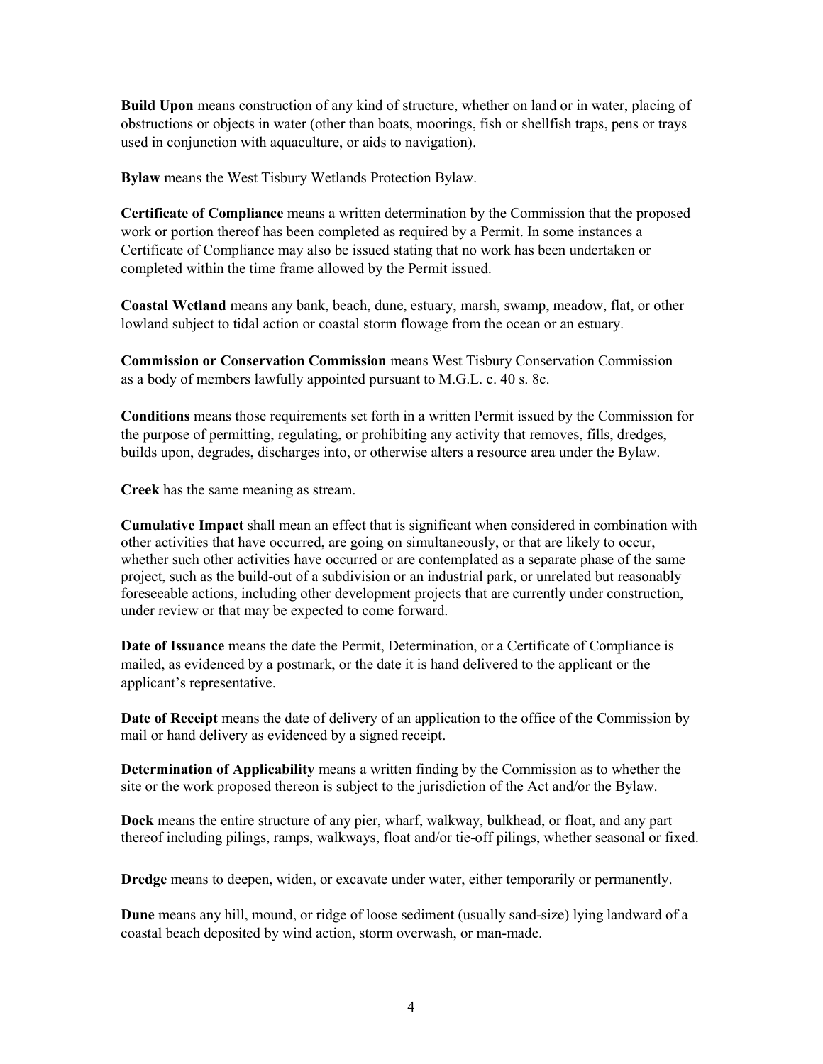**Build Upon** means construction of any kind of structure, whether on land or in water, placing of obstructions or objects in water (other than boats, moorings, fish or shellfish traps, pens or trays used in conjunction with aquaculture, or aids to navigation).

**Bylaw** means the West Tisbury Wetlands Protection Bylaw.

**Certificate of Compliance** means a written determination by the Commission that the proposed work or portion thereof has been completed as required by a Permit. In some instances a Certificate of Compliance may also be issued stating that no work has been undertaken or completed within the time frame allowed by the Permit issued.

**Coastal Wetland** means any bank, beach, dune, estuary, marsh, swamp, meadow, flat, or other lowland subject to tidal action or coastal storm flowage from the ocean or an estuary.

**Commission or Conservation Commission** means West Tisbury Conservation Commission as a body of members lawfully appointed pursuant to M.G.L. c. 40 s. 8c.

**Conditions** means those requirements set forth in a written Permit issued by the Commission for the purpose of permitting, regulating, or prohibiting any activity that removes, fills, dredges, builds upon, degrades, discharges into, or otherwise alters a resource area under the Bylaw.

**Creek** has the same meaning as stream.

**Cumulative Impact** shall mean an effect that is significant when considered in combination with other activities that have occurred, are going on simultaneously, or that are likely to occur, whether such other activities have occurred or are contemplated as a separate phase of the same project, such as the build-out of a subdivision or an industrial park, or unrelated but reasonably foreseeable actions, including other development projects that are currently under construction, under review or that may be expected to come forward.

**Date of Issuance** means the date the Permit, Determination, or a Certificate of Compliance is mailed, as evidenced by a postmark, or the date it is hand delivered to the applicant or the applicant's representative.

**Date of Receipt** means the date of delivery of an application to the office of the Commission by mail or hand delivery as evidenced by a signed receipt.

**Determination of Applicability** means a written finding by the Commission as to whether the site or the work proposed thereon is subject to the jurisdiction of the Act and/or the Bylaw.

**Dock** means the entire structure of any pier, wharf, walkway, bulkhead, or float, and any part thereof including pilings, ramps, walkways, float and/or tie-off pilings, whether seasonal or fixed.

**Dredge** means to deepen, widen, or excavate under water, either temporarily or permanently.

**Dune** means any hill, mound, or ridge of loose sediment (usually sand-size) lying landward of a coastal beach deposited by wind action, storm overwash, or man-made.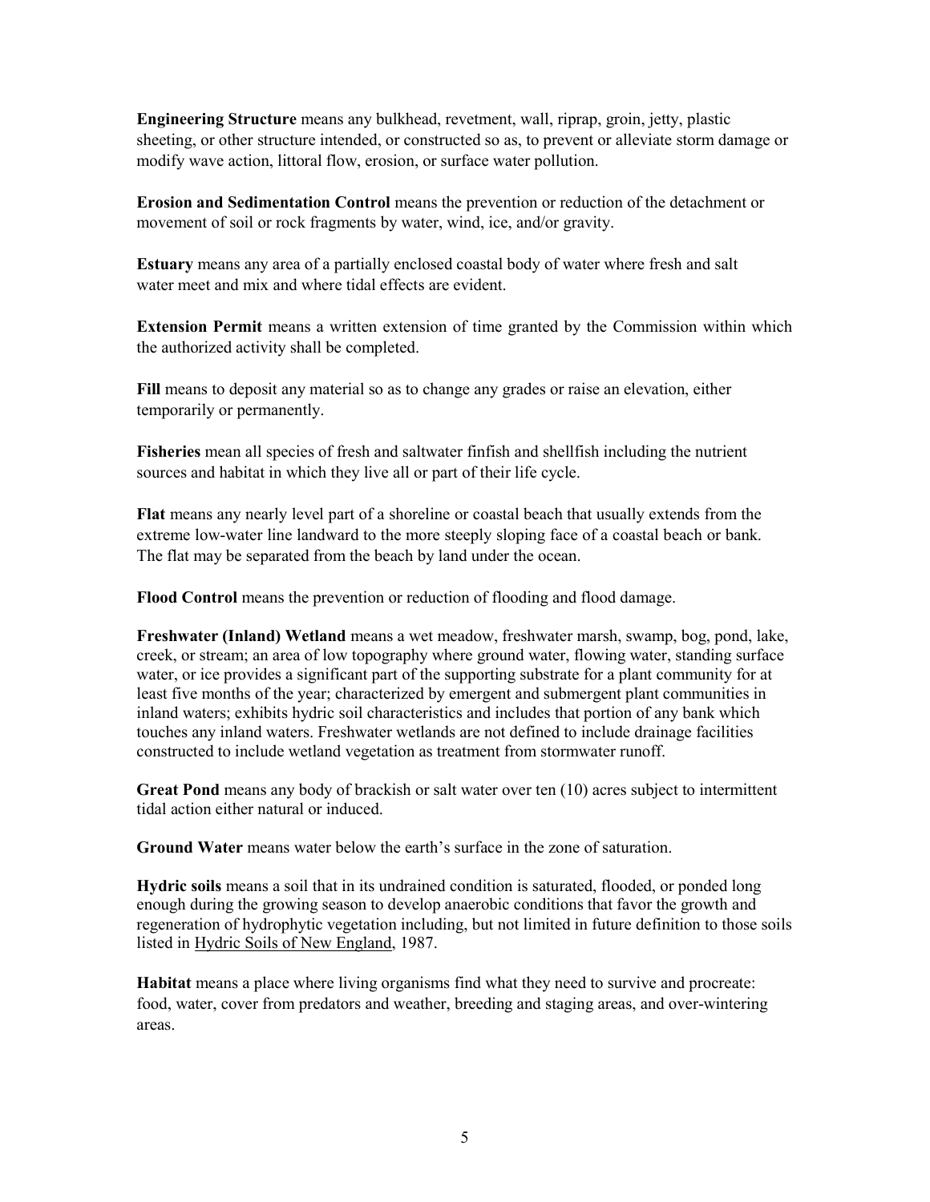**Engineering Structure** means any bulkhead, revetment, wall, riprap, groin, jetty, plastic sheeting, or other structure intended, or constructed so as, to prevent or alleviate storm damage or modify wave action, littoral flow, erosion, or surface water pollution.

**Erosion and Sedimentation Control** means the prevention or reduction of the detachment or movement of soil or rock fragments by water, wind, ice, and/or gravity.

**Estuary** means any area of a partially enclosed coastal body of water where fresh and salt water meet and mix and where tidal effects are evident.

**Extension Permit** means a written extension of time granted by the Commission within which the authorized activity shall be completed.

**Fill** means to deposit any material so as to change any grades or raise an elevation, either temporarily or permanently.

**Fisheries** mean all species of fresh and saltwater finfish and shellfish including the nutrient sources and habitat in which they live all or part of their life cycle.

**Flat** means any nearly level part of a shoreline or coastal beach that usually extends from the extreme low-water line landward to the more steeply sloping face of a coastal beach or bank. The flat may be separated from the beach by land under the ocean.

**Flood Control** means the prevention or reduction of flooding and flood damage.

**Freshwater (Inland) Wetland** means a wet meadow, freshwater marsh, swamp, bog, pond, lake, creek, or stream; an area of low topography where ground water, flowing water, standing surface water, or ice provides a significant part of the supporting substrate for a plant community for at least five months of the year; characterized by emergent and submergent plant communities in inland waters; exhibits hydric soil characteristics and includes that portion of any bank which touches any inland waters. Freshwater wetlands are not defined to include drainage facilities constructed to include wetland vegetation as treatment from stormwater runoff.

**Great Pond** means any body of brackish or salt water over ten (10) acres subject to intermittent tidal action either natural or induced.

**Ground Water** means water below the earth's surface in the zone of saturation.

**Hydric soils** means a soil that in its undrained condition is saturated, flooded, or ponded long enough during the growing season to develop anaerobic conditions that favor the growth and regeneration of hydrophytic vegetation including, but not limited in future definition to those soils listed in Hydric Soils of New England, 1987.

**Habitat** means a place where living organisms find what they need to survive and procreate: food, water, cover from predators and weather, breeding and staging areas, and over-wintering areas.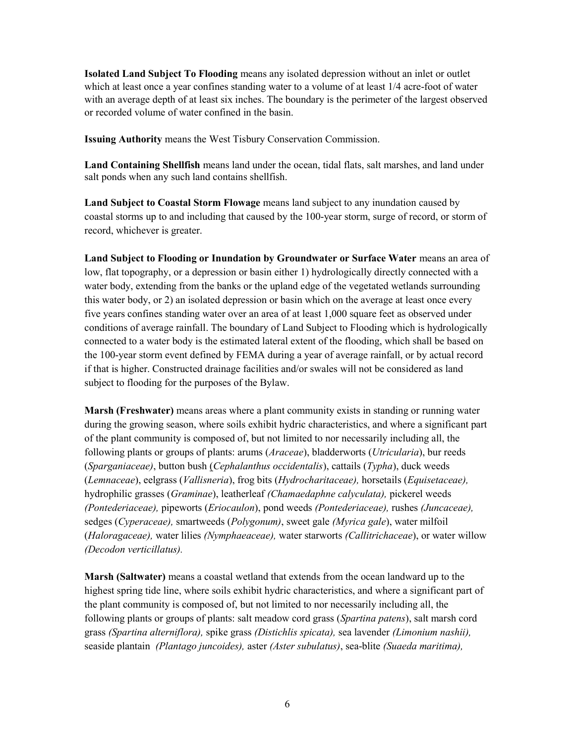**Isolated Land Subject To Flooding** means any isolated depression without an inlet or outlet which at least once a year confines standing water to a volume of at least 1/4 acre-foot of water with an average depth of at least six inches. The boundary is the perimeter of the largest observed or recorded volume of water confined in the basin.

**Issuing Authority** means the West Tisbury Conservation Commission.

**Land Containing Shellfish** means land under the ocean, tidal flats, salt marshes, and land under salt ponds when any such land contains shellfish.

**Land Subject to Coastal Storm Flowage** means land subject to any inundation caused by coastal storms up to and including that caused by the 100-year storm, surge of record, or storm of record, whichever is greater.

**Land Subject to Flooding or Inundation by Groundwater or Surface Water** means an area of low, flat topography, or a depression or basin either 1) hydrologically directly connected with a water body, extending from the banks or the upland edge of the vegetated wetlands surrounding this water body, or 2) an isolated depression or basin which on the average at least once every five years confines standing water over an area of at least 1,000 square feet as observed under conditions of average rainfall. The boundary of Land Subject to Flooding which is hydrologically connected to a water body is the estimated lateral extent of the flooding, which shall be based on the 100-year storm event defined by FEMA during a year of average rainfall, or by actual record if that is higher. Constructed drainage facilities and/or swales will not be considered as land subject to flooding for the purposes of the Bylaw.

**Marsh (Freshwater)** means areas where a plant community exists in standing or running water during the growing season, where soils exhibit hydric characteristics, and where a significant part of the plant community is composed of, but not limited to nor necessarily including all, the following plants or groups of plants: arums (*Araceae*), bladderworts (*Utricularia*), bur reeds (*Sparganiaceae)*, button bush (*Cephalanthus occidentalis*), cattails (*Typha*), duck weeds (*Lemnaceae*), eelgrass (*Vallisneria*), frog bits (*Hydrocharitaceae),* horsetails (*Equisetaceae),* hydrophilic grasses (*Graminae*), leatherleaf *(Chamaedaphne calyculata),* pickerel weeds *(Pontederiaceae),* pipeworts (*Eriocaulon*), pond weeds *(Pontederiaceae),* rushes *(Juncaceae),* sedges (*Cyperaceae),* smartweeds (*Polygonum)*, sweet gale *(Myrica gale*), water milfoil (*Haloragaceae),* water lilies *(Nymphaeaceae),* water starworts *(Callitrichaceae*), or water willow *(Decodon verticillatus).*

**Marsh (Saltwater)** means a coastal wetland that extends from the ocean landward up to the highest spring tide line, where soils exhibit hydric characteristics, and where a significant part of the plant community is composed of, but not limited to nor necessarily including all, the following plants or groups of plants: salt meadow cord grass (*Spartina patens*), salt marsh cord grass *(Spartina alterniflora),* spike grass *(Distichlis spicata),* sea lavender *(Limonium nashii),* seaside plantain *(Plantago juncoides),* aster *(Aster subulatus)*, sea-blite *(Suaeda maritima),*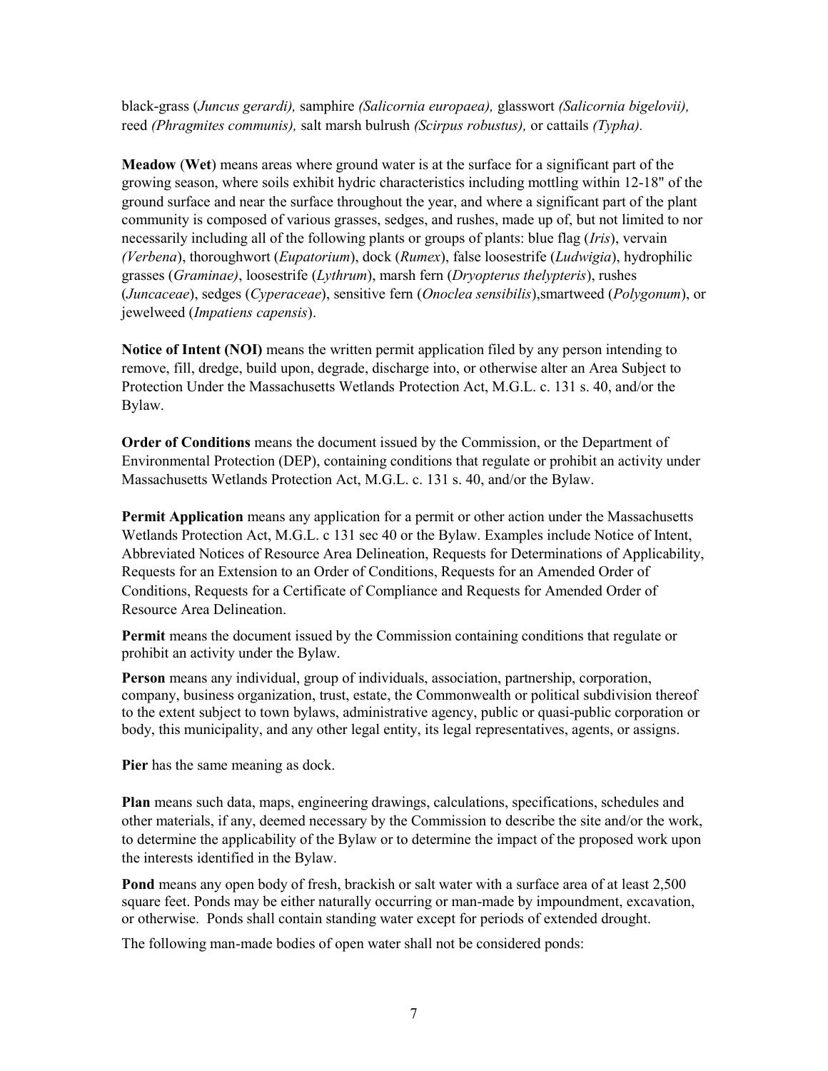black-grass (*Juncus gerardi),* samphire *(Salicornia europaea),* glasswort *(Salicornia bigelovii),* reed *(Phragmites communis),* salt marsh bulrush *(Scirpus robustus),* or cattails *(Typha).*

**Meadow** (**Wet**) means areas where ground water is at the surface for a significant part of the growing season, where soils exhibit hydric characteristics including mottling within 12-18" of the ground surface and near the surface throughout the year, and where a significant part of the plant community is composed of various grasses, sedges, and rushes, made up of, but not limited to nor necessarily including all of the following plants or groups of plants: blue flag (*Iris*), vervain *(Verbena*), thoroughwort (*Eupatorium*), dock (*Rumex*), false loosestrife (*Ludwigia*), hydrophilic grasses (*Graminae)*, loosestrife (*Lythrum*), marsh fern (*Dryopterus thelypteris*), rushes (*Juncaceae*), sedges (*Cyperaceae*), sensitive fern (*Onoclea sensibilis*),smartweed (*Polygonum*), or jewelweed (*Impatiens capensis*).

**Notice of Intent (NOI)** means the written permit application filed by any person intending to remove, fill, dredge, build upon, degrade, discharge into, or otherwise alter an Area Subject to Protection Under the Massachusetts Wetlands Protection Act, M.G.L. c. 131 s. 40, and/or the Bylaw.

**Order of Conditions** means the document issued by the Commission, or the Department of Environmental Protection (DEP), containing conditions that regulate or prohibit an activity under Massachusetts Wetlands Protection Act, M.G.L. c. 131 s. 40, and/or the Bylaw.

**Permit Application** means any application for a permit or other action under the Massachusetts Wetlands Protection Act, M.G.L. c 131 sec 40 or the Bylaw. Examples include Notice of Intent, Abbreviated Notices of Resource Area Delineation, Requests for Determinations of Applicability, Requests for an Extension to an Order of Conditions, Requests for an Amended Order of Conditions, Requests for a Certificate of Compliance and Requests for Amended Order of Resource Area Delineation.

**Permit** means the document issued by the Commission containing conditions that regulate or prohibit an activity under the Bylaw.

**Person** means any individual, group of individuals, association, partnership, corporation, company, business organization, trust, estate, the Commonwealth or political subdivision thereof to the extent subject to town bylaws, administrative agency, public or quasi-public corporation or body, this municipality, and any other legal entity, its legal representatives, agents, or assigns.

**Pier** has the same meaning as dock.

**Plan** means such data, maps, engineering drawings, calculations, specifications, schedules and other materials, if any, deemed necessary by the Commission to describe the site and/or the work, to determine the applicability of the Bylaw or to determine the impact of the proposed work upon the interests identified in the Bylaw.

**Pond** means any open body of fresh, brackish or salt water with a surface area of at least 2,500 square feet. Ponds may be either naturally occurring or man-made by impoundment, excavation, or otherwise. Ponds shall contain standing water except for periods of extended drought.

The following man-made bodies of open water shall not be considered ponds: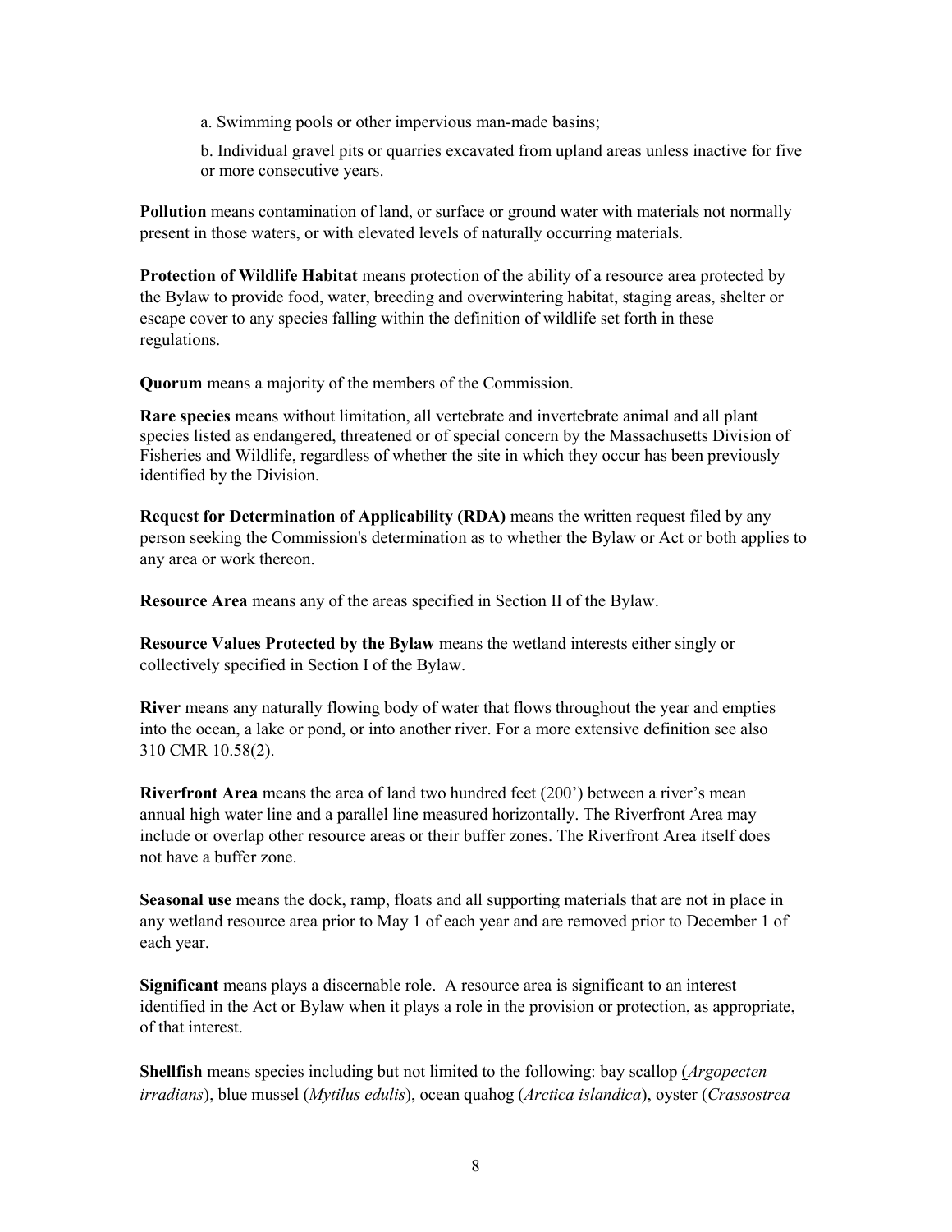a. Swimming pools or other impervious man-made basins;

b. Individual gravel pits or quarries excavated from upland areas unless inactive for five or more consecutive years.

**Pollution** means contamination of land, or surface or ground water with materials not normally present in those waters, or with elevated levels of naturally occurring materials.

**Protection of Wildlife Habitat** means protection of the ability of a resource area protected by the Bylaw to provide food, water, breeding and overwintering habitat, staging areas, shelter or escape cover to any species falling within the definition of wildlife set forth in these regulations.

**Quorum** means a majority of the members of the Commission.

**Rare species** means without limitation, all vertebrate and invertebrate animal and all plant species listed as endangered, threatened or of special concern by the Massachusetts Division of Fisheries and Wildlife, regardless of whether the site in which they occur has been previously identified by the Division.

**Request for Determination of Applicability (RDA)** means the written request filed by any person seeking the Commission's determination as to whether the Bylaw or Act or both applies to any area or work thereon.

**Resource Area** means any of the areas specified in Section II of the Bylaw.

**Resource Values Protected by the Bylaw** means the wetland interests either singly or collectively specified in Section I of the Bylaw.

**River** means any naturally flowing body of water that flows throughout the year and empties into the ocean, a lake or pond, or into another river. For a more extensive definition see also 310 CMR 10.58(2).

**Riverfront Area** means the area of land two hundred feet (200') between a river's mean annual high water line and a parallel line measured horizontally. The Riverfront Area may include or overlap other resource areas or their buffer zones. The Riverfront Area itself does not have a buffer zone.

**Seasonal use** means the dock, ramp, floats and all supporting materials that are not in place in any wetland resource area prior to May 1 of each year and are removed prior to December 1 of each year.

**Significant** means plays a discernable role. A resource area is significant to an interest identified in the Act or Bylaw when it plays a role in the provision or protection, as appropriate, of that interest.

**Shellfish** means species including but not limited to the following: bay scallop (*Argopecten irradians*), blue mussel (*Mytilus edulis*), ocean quahog (*Arctica islandica*), oyster (*Crassostrea*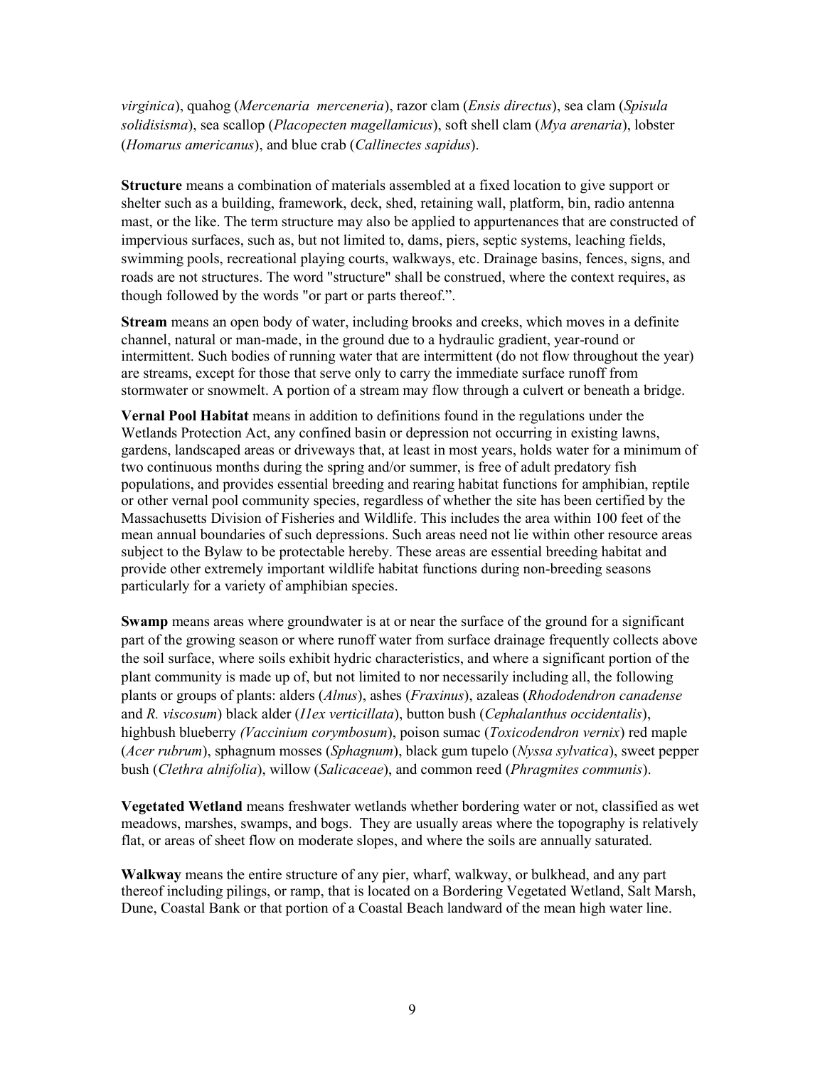*virginica*), quahog (*Mercenaria merceneria*), razor clam (*Ensis directus*), sea clam (*Spisula solidisisma*), sea scallop (*Placopecten magellamicus*), soft shell clam (*Mya arenaria*), lobster (*Homarus americanus*), and blue crab (*Callinectes sapidus*).

**Structure** means a combination of materials assembled at a fixed location to give support or shelter such as a building, framework, deck, shed, retaining wall, platform, bin, radio antenna mast, or the like. The term structure may also be applied to appurtenances that are constructed of impervious surfaces, such as, but not limited to, dams, piers, septic systems, leaching fields, swimming pools, recreational playing courts, walkways, etc. Drainage basins, fences, signs, and roads are not structures. The word "structure" shall be construed, where the context requires, as though followed by the words "or part or parts thereof.".

**Stream** means an open body of water, including brooks and creeks, which moves in a definite channel, natural or man-made, in the ground due to a hydraulic gradient, year-round or intermittent. Such bodies of running water that are intermittent (do not flow throughout the year) are streams, except for those that serve only to carry the immediate surface runoff from stormwater or snowmelt. A portion of a stream may flow through a culvert or beneath a bridge.

**Vernal Pool Habitat** means in addition to definitions found in the regulations under the Wetlands Protection Act, any confined basin or depression not occurring in existing lawns, gardens, landscaped areas or driveways that, at least in most years, holds water for a minimum of two continuous months during the spring and/or summer, is free of adult predatory fish populations, and provides essential breeding and rearing habitat functions for amphibian, reptile or other vernal pool community species, regardless of whether the site has been certified by the Massachusetts Division of Fisheries and Wildlife. This includes the area within 100 feet of the mean annual boundaries of such depressions. Such areas need not lie within other resource areas subject to the Bylaw to be protectable hereby. These areas are essential breeding habitat and provide other extremely important wildlife habitat functions during non-breeding seasons particularly for a variety of amphibian species.

**Swamp** means areas where groundwater is at or near the surface of the ground for a significant part of the growing season or where runoff water from surface drainage frequently collects above the soil surface, where soils exhibit hydric characteristics, and where a significant portion of the plant community is made up of, but not limited to nor necessarily including all, the following plants or groups of plants: alders (*Alnus*), ashes (*Fraxinus*), azaleas (*Rhododendron canadense* and *R. viscosum*) black alder (*I1ex verticillata*), button bush (*Cephalanthus occidentalis*), highbush blueberry *(Vaccinium corymbosum*), poison sumac (*Toxicodendron vernix*) red maple (*Acer rubrum*), sphagnum mosses (*Sphagnum*), black gum tupelo (*Nyssa sylvatica*), sweet pepper bush (*Clethra alnifolia*), willow (*Salicaceae*), and common reed (*Phragmites communis*).

**Vegetated Wetland** means freshwater wetlands whether bordering water or not, classified as wet meadows, marshes, swamps, and bogs. They are usually areas where the topography is relatively flat, or areas of sheet flow on moderate slopes, and where the soils are annually saturated.

**Walkway** means the entire structure of any pier, wharf, walkway, or bulkhead, and any part thereof including pilings, or ramp, that is located on a Bordering Vegetated Wetland, Salt Marsh, Dune, Coastal Bank or that portion of a Coastal Beach landward of the mean high water line.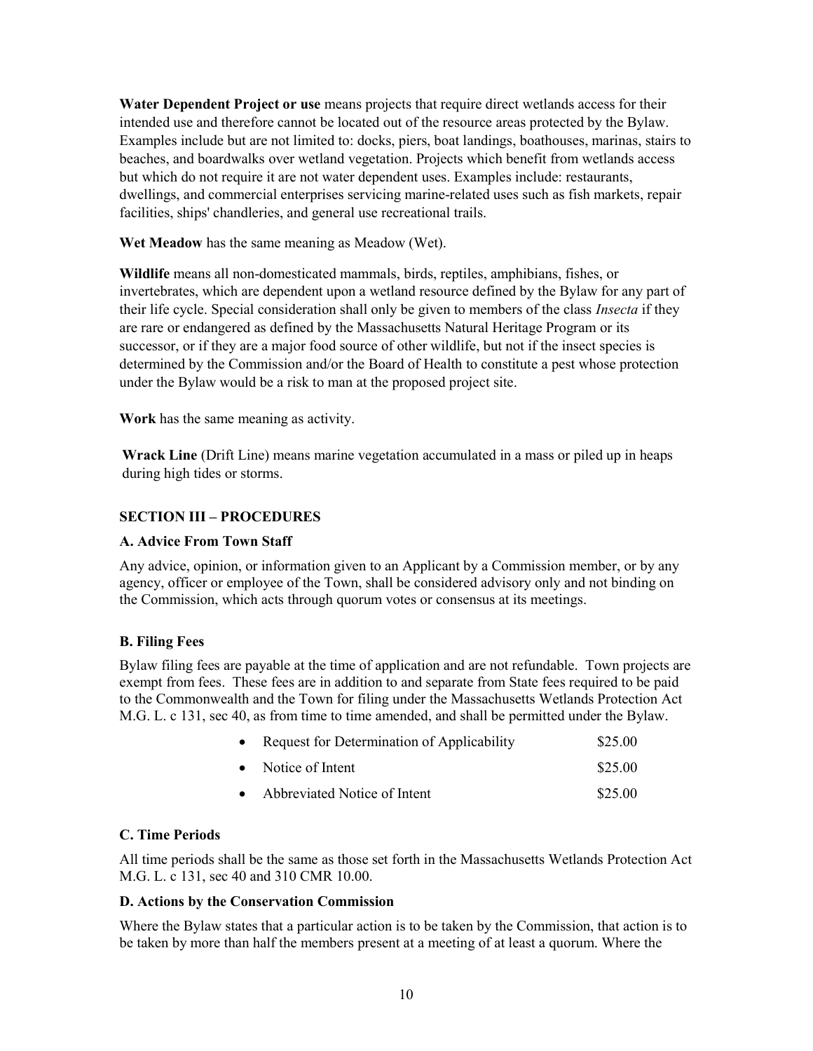**Water Dependent Project or use** means projects that require direct wetlands access for their intended use and therefore cannot be located out of the resource areas protected by the Bylaw. Examples include but are not limited to: docks, piers, boat landings, boathouses, marinas, stairs to beaches, and boardwalks over wetland vegetation. Projects which benefit from wetlands access but which do not require it are not water dependent uses. Examples include: restaurants, dwellings, and commercial enterprises servicing marine-related uses such as fish markets, repair facilities, ships' chandleries, and general use recreational trails.

**Wet Meadow** has the same meaning as Meadow (Wet).

**Wildlife** means all non-domesticated mammals, birds, reptiles, amphibians, fishes, or invertebrates, which are dependent upon a wetland resource defined by the Bylaw for any part of their life cycle. Special consideration shall only be given to members of the class *Insecta* if they are rare or endangered as defined by the Massachusetts Natural Heritage Program or its successor, or if they are a major food source of other wildlife, but not if the insect species is determined by the Commission and/or the Board of Health to constitute a pest whose protection under the Bylaw would be a risk to man at the proposed project site.

**Work** has the same meaning as activity.

**Wrack Line** (Drift Line) means marine vegetation accumulated in a mass or piled up in heaps during high tides or storms.

## SECTION III – PROCEDURES

### A. Advice From Town Staff

Any advice, opinion, or information given to an Applicant by a Commission member, or by any agency, officer or employee of the Town, shall be considered advisory only and not binding on the Commission, which acts through quorum votes or consensus at its meetings.

### B. Filing Fees

Bylaw filing fees are payable at the time of application and are not refundable. Town projects are exempt from fees. These fees are in addition to and separate from State fees required to be paid to the Commonwealth and the Town for filing under the Massachusetts Wetlands Protection Act M.G. L. c 131, sec 40, as from time to time amended, and shall be permitted under the Bylaw.

- Request for Determination of Applicability $25.00
- Notice of Intent $25.00
- Abbreviated Notice of Intent $25.00

### C. Time Periods

All time periods shall be the same as those set forth in the Massachusetts Wetlands Protection Act M.G. L. c 131, sec 40 and 310 CMR 10.00.

### D. Actions by the Conservation Commission

Where the Bylaw states that a particular action is to be taken by the Commission, that action is to be taken by more than half the members present at a meeting of at least a quorum. Where the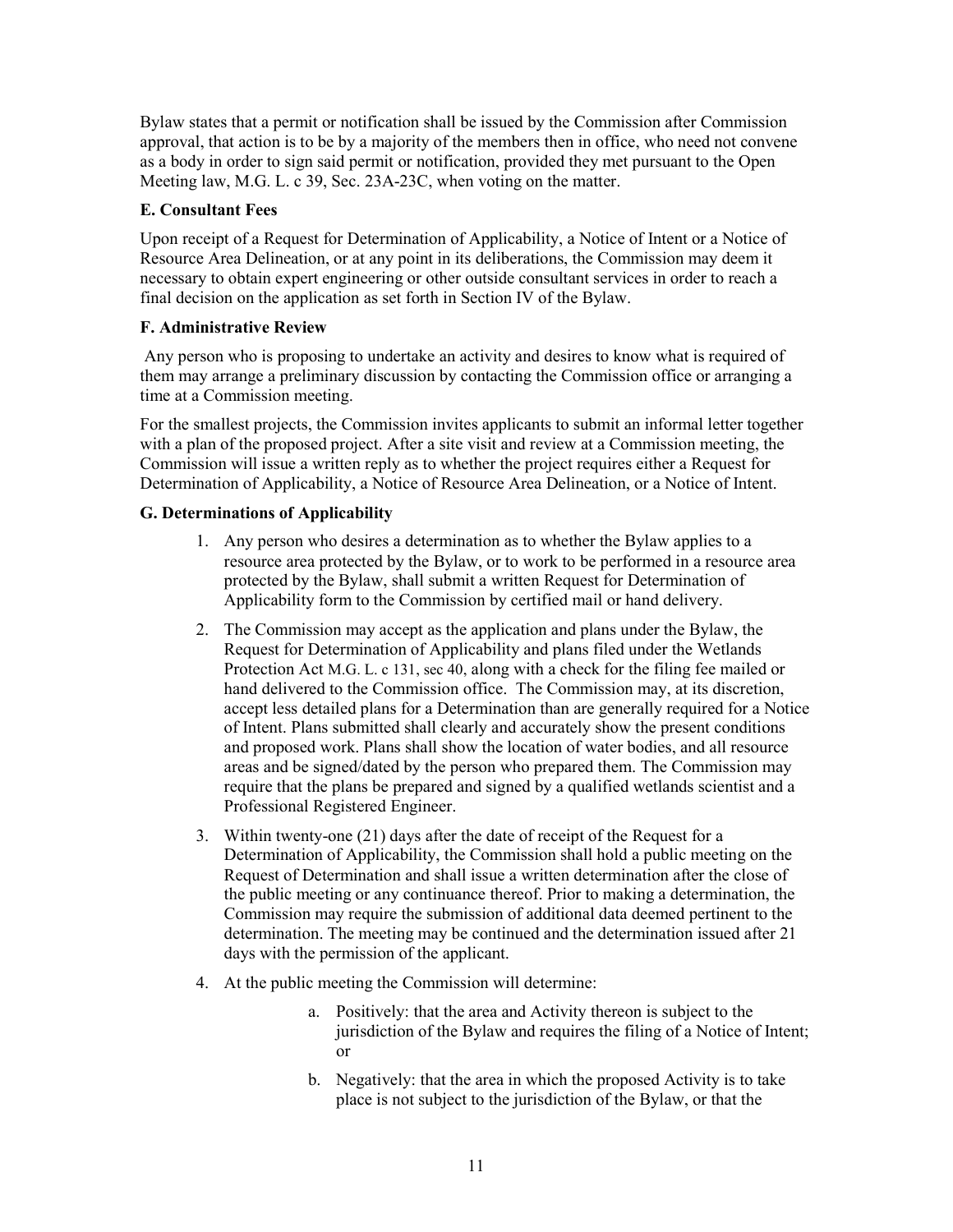Bylaw states that a permit or notification shall be issued by the Commission after Commission approval, that action is to be by a majority of the members then in office, who need not convene as a body in order to sign said permit or notification, provided they met pursuant to the Open Meeting law, M.G. L. c 39, Sec. 23A-23C, when voting on the matter.

### E. Consultant Fees

Upon receipt of a Request for Determination of Applicability, a Notice of Intent or a Notice of Resource Area Delineation, or at any point in its deliberations, the Commission may deem it necessary to obtain expert engineering or other outside consultant services in order to reach a final decision on the application as set forth in Section IV of the Bylaw.

### F. Administrative Review

Any person who is proposing to undertake an activity and desires to know what is required of them may arrange a preliminary discussion by contacting the Commission office or arranging a time at a Commission meeting.

For the smallest projects, the Commission invites applicants to submit an informal letter together with a plan of the proposed project. After a site visit and review at a Commission meeting, the Commission will issue a written reply as to whether the project requires either a Request for Determination of Applicability, a Notice of Resource Area Delineation, or a Notice of Intent.

### G. Determinations of Applicability

1. Any person who desires a determination as to whether the Bylaw applies to a resource area protected by the Bylaw, or to work to be performed in a resource area protected by the Bylaw, shall submit a written Request for Determination of Applicability form to the Commission by certified mail or hand delivery.
2. The Commission may accept as the application and plans under the Bylaw, the Request for Determination of Applicability and plans filed under the Wetlands Protection Act M.G. L. c 131, sec 40, along with a check for the filing fee mailed or hand delivered to the Commission office. The Commission may, at its discretion, accept less detailed plans for a Determination than are generally required for a Notice of Intent. Plans submitted shall clearly and accurately show the present conditions and proposed work. Plans shall show the location of water bodies, and all resource areas and be signed/dated by the person who prepared them. The Commission may require that the plans be prepared and signed by a qualified wetlands scientist and a Professional Registered Engineer.
3. Within twenty-one (21) days after the date of receipt of the Request for a Determination of Applicability, the Commission shall hold a public meeting on the Request of Determination and shall issue a written determination after the close of the public meeting or any continuance thereof. Prior to making a determination, the Commission may require the submission of additional data deemed pertinent to the determination. The meeting may be continued and the determination issued after 21 days with the permission of the applicant.
4. At the public meeting the Commission will determine:
    a. Positively: that the area and Activity thereon is subject to the jurisdiction of the Bylaw and requires the filing of a Notice of Intent; or
    b. Negatively: that the area in which the proposed Activity is to take place is not subject to the jurisdiction of the Bylaw, or that the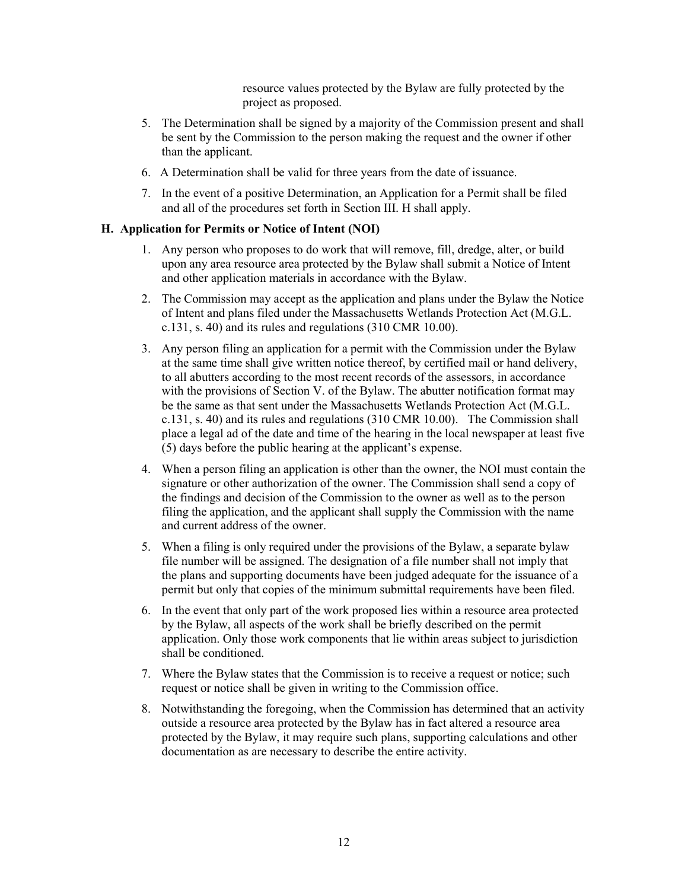resource values protected by the Bylaw are fully protected by the project as proposed.

5. The Determination shall be signed by a majority of the Commission present and shall be sent by the Commission to the person making the request and the owner if other than the applicant.
6. A Determination shall be valid for three years from the date of issuance.
7. In the event of a positive Determination, an Application for a Permit shall be filed and all of the procedures set forth in Section III. H shall apply.

### H. Application for Permits or Notice of Intent (NOI)

1. Any person who proposes to do work that will remove, fill, dredge, alter, or build upon any area resource area protected by the Bylaw shall submit a Notice of Intent and other application materials in accordance with the Bylaw.
2. The Commission may accept as the application and plans under the Bylaw the Notice of Intent and plans filed under the Massachusetts Wetlands Protection Act (M.G.L. c.131, s. 40) and its rules and regulations (310 CMR 10.00).
3. Any person filing an application for a permit with the Commission under the Bylaw at the same time shall give written notice thereof, by certified mail or hand delivery, to all abutters according to the most recent records of the assessors, in accordance with the provisions of Section V. of the Bylaw. The abutter notification format may be the same as that sent under the Massachusetts Wetlands Protection Act (M.G.L. c.131, s. 40) and its rules and regulations (310 CMR 10.00). The Commission shall place a legal ad of the date and time of the hearing in the local newspaper at least five (5) days before the public hearing at the applicant's expense.
4. When a person filing an application is other than the owner, the NOI must contain the signature or other authorization of the owner. The Commission shall send a copy of the findings and decision of the Commission to the owner as well as to the person filing the application, and the applicant shall supply the Commission with the name and current address of the owner.
5. When a filing is only required under the provisions of the Bylaw, a separate bylaw file number will be assigned. The designation of a file number shall not imply that the plans and supporting documents have been judged adequate for the issuance of a permit but only that copies of the minimum submittal requirements have been filed.
6. In the event that only part of the work proposed lies within a resource area protected by the Bylaw, all aspects of the work shall be briefly described on the permit application. Only those work components that lie within areas subject to jurisdiction shall be conditioned.
7. Where the Bylaw states that the Commission is to receive a request or notice; such request or notice shall be given in writing to the Commission office.
8. Notwithstanding the foregoing, when the Commission has determined that an activity outside a resource area protected by the Bylaw has in fact altered a resource area protected by the Bylaw, it may require such plans, supporting calculations and other documentation as are necessary to describe the entire activity.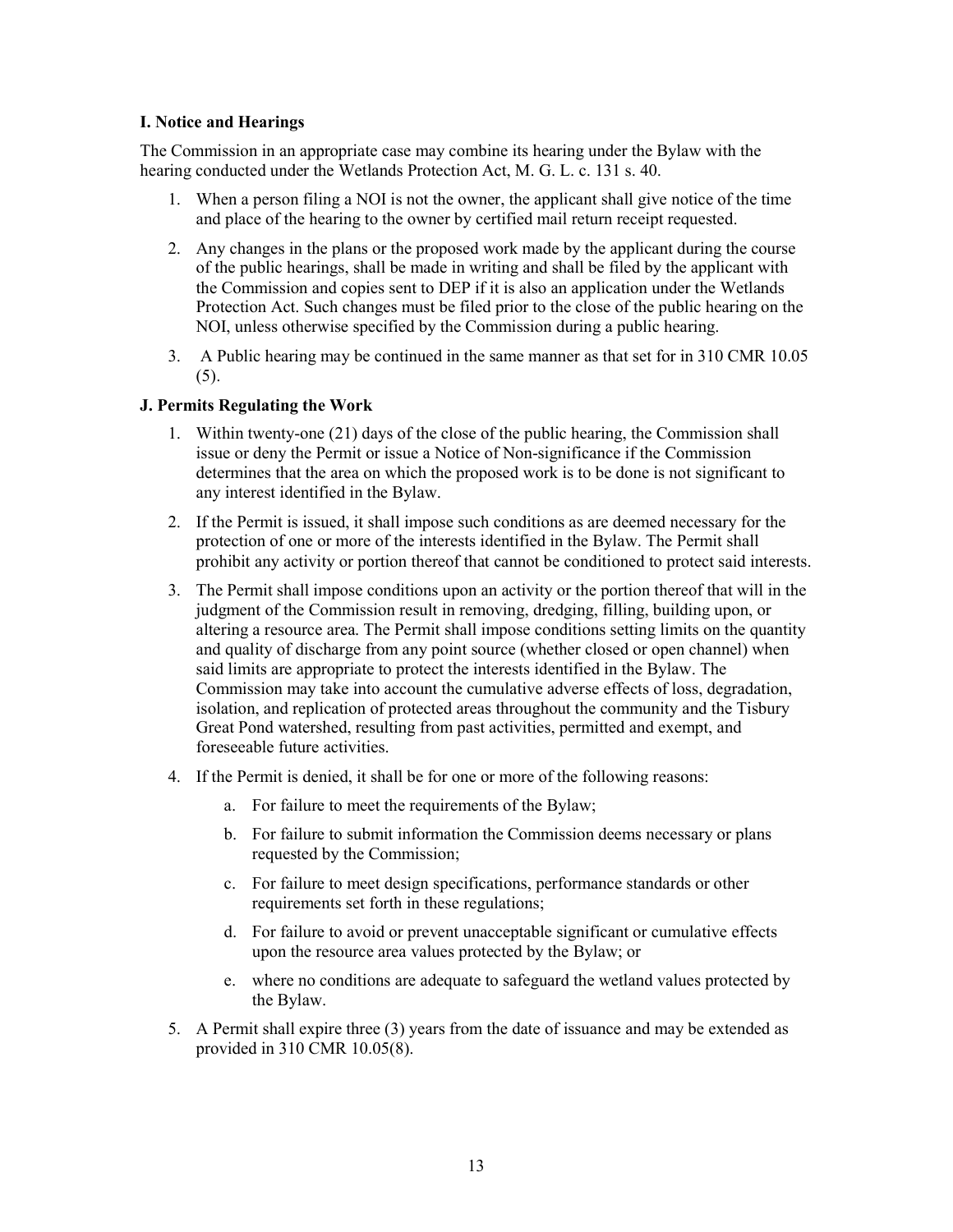### I. Notice and Hearings

The Commission in an appropriate case may combine its hearing under the Bylaw with the hearing conducted under the Wetlands Protection Act, M. G. L. c. 131 s. 40.

1. When a person filing a NOI is not the owner, the applicant shall give notice of the time and place of the hearing to the owner by certified mail return receipt requested.
2. Any changes in the plans or the proposed work made by the applicant during the course of the public hearings, shall be made in writing and shall be filed by the applicant with the Commission and copies sent to DEP if it is also an application under the Wetlands Protection Act. Such changes must be filed prior to the close of the public hearing on the NOI, unless otherwise specified by the Commission during a public hearing.
3. A Public hearing may be continued in the same manner as that set for in 310 CMR 10.05 (5).

### J. Permits Regulating the Work

1. Within twenty-one (21) days of the close of the public hearing, the Commission shall issue or deny the Permit or issue a Notice of Non-significance if the Commission determines that the area on which the proposed work is to be done is not significant to any interest identified in the Bylaw.
2. If the Permit is issued, it shall impose such conditions as are deemed necessary for the protection of one or more of the interests identified in the Bylaw. The Permit shall prohibit any activity or portion thereof that cannot be conditioned to protect said interests.
3. The Permit shall impose conditions upon an activity or the portion thereof that will in the judgment of the Commission result in removing, dredging, filling, building upon, or altering a resource area. The Permit shall impose conditions setting limits on the quantity and quality of discharge from any point source (whether closed or open channel) when said limits are appropriate to protect the interests identified in the Bylaw. The Commission may take into account the cumulative adverse effects of loss, degradation, isolation, and replication of protected areas throughout the community and the Tisbury Great Pond watershed, resulting from past activities, permitted and exempt, and foreseeable future activities.
4. If the Permit is denied, it shall be for one or more of the following reasons:
   a. For failure to meet the requirements of the Bylaw;
   b. For failure to submit information the Commission deems necessary or plans requested by the Commission;
   c. For failure to meet design specifications, performance standards or other requirements set forth in these regulations;
   d. For failure to avoid or prevent unacceptable significant or cumulative effects upon the resource area values protected by the Bylaw; or
   e. where no conditions are adequate to safeguard the wetland values protected by the Bylaw.
5. A Permit shall expire three (3) years from the date of issuance and may be extended as provided in 310 CMR 10.05(8).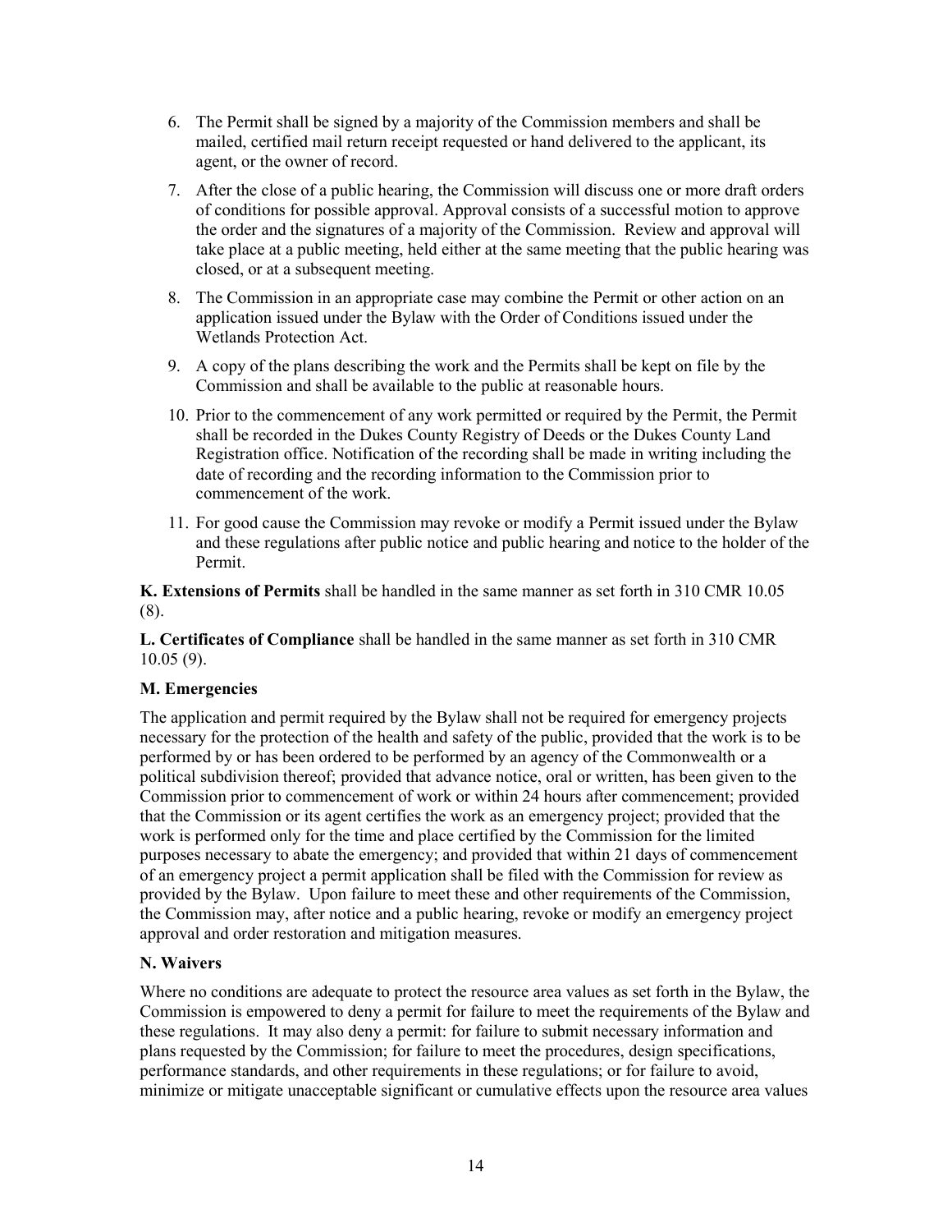6. The Permit shall be signed by a majority of the Commission members and shall be mailed, certified mail return receipt requested or hand delivered to the applicant, its agent, or the owner of record.
7. After the close of a public hearing, the Commission will discuss one or more draft orders of conditions for possible approval. Approval consists of a successful motion to approve the order and the signatures of a majority of the Commission. Review and approval will take place at a public meeting, held either at the same meeting that the public hearing was closed, or at a subsequent meeting.
8. The Commission in an appropriate case may combine the Permit or other action on an application issued under the Bylaw with the Order of Conditions issued under the Wetlands Protection Act.
9. A copy of the plans describing the work and the Permits shall be kept on file by the Commission and shall be available to the public at reasonable hours.
10. Prior to the commencement of any work permitted or required by the Permit, the Permit shall be recorded in the Dukes County Registry of Deeds or the Dukes County Land Registration office. Notification of the recording shall be made in writing including the date of recording and the recording information to the Commission prior to commencement of the work.
11. For good cause the Commission may revoke or modify a Permit issued under the Bylaw and these regulations after public notice and public hearing and notice to the holder of the Permit.

**K. Extensions of Permits** shall be handled in the same manner as set forth in 310 CMR 10.05 (8).

**L. Certificates of Compliance** shall be handled in the same manner as set forth in 310 CMR 10.05 (9).

**M. Emergencies**

The application and permit required by the Bylaw shall not be required for emergency projects necessary for the protection of the health and safety of the public, provided that the work is to be performed by or has been ordered to be performed by an agency of the Commonwealth or a political subdivision thereof; provided that advance notice, oral or written, has been given to the Commission prior to commencement of work or within 24 hours after commencement; provided that the Commission or its agent certifies the work as an emergency project; provided that the work is performed only for the time and place certified by the Commission for the limited purposes necessary to abate the emergency; and provided that within 21 days of commencement of an emergency project a permit application shall be filed with the Commission for review as provided by the Bylaw. Upon failure to meet these and other requirements of the Commission, the Commission may, after notice and a public hearing, revoke or modify an emergency project approval and order restoration and mitigation measures.

**N. Waivers**

Where no conditions are adequate to protect the resource area values as set forth in the Bylaw, the Commission is empowered to deny a permit for failure to meet the requirements of the Bylaw and these regulations. It may also deny a permit: for failure to submit necessary information and plans requested by the Commission; for failure to meet the procedures, design specifications, performance standards, and other requirements in these regulations; or for failure to avoid, minimize or mitigate unacceptable significant or cumulative effects upon the resource area values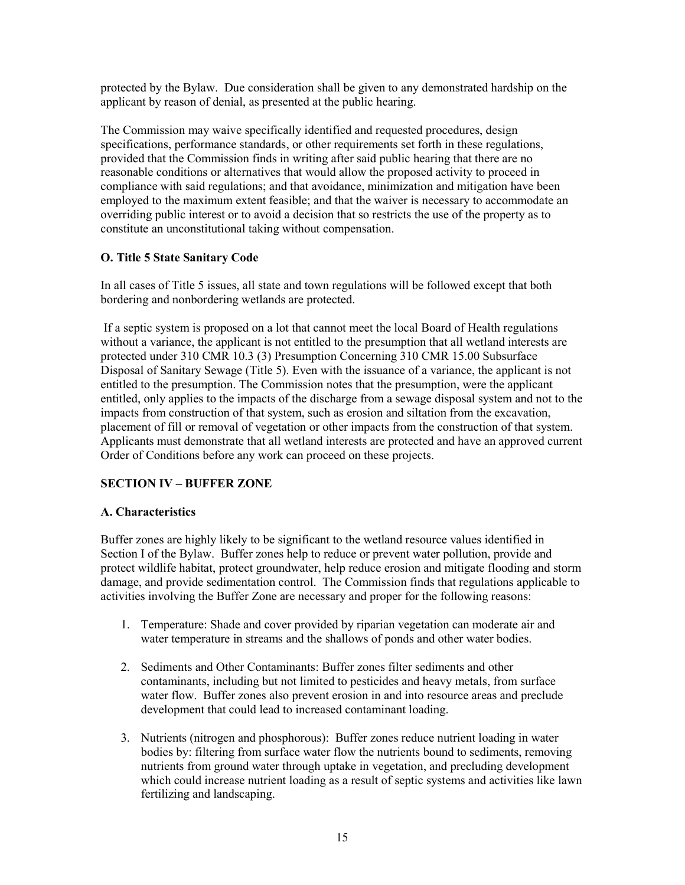protected by the Bylaw. Due consideration shall be given to any demonstrated hardship on the applicant by reason of denial, as presented at the public hearing.

The Commission may waive specifically identified and requested procedures, design specifications, performance standards, or other requirements set forth in these regulations, provided that the Commission finds in writing after said public hearing that there are no reasonable conditions or alternatives that would allow the proposed activity to proceed in compliance with said regulations; and that avoidance, minimization and mitigation have been employed to the maximum extent feasible; and that the waiver is necessary to accommodate an overriding public interest or to avoid a decision that so restricts the use of the property as to constitute an unconstitutional taking without compensation.

### O. Title 5 State Sanitary Code

In all cases of Title 5 issues, all state and town regulations will be followed except that both bordering and nonbordering wetlands are protected.

If a septic system is proposed on a lot that cannot meet the local Board of Health regulations without a variance, the applicant is not entitled to the presumption that all wetland interests are protected under 310 CMR 10.3 (3) Presumption Concerning 310 CMR 15.00 Subsurface Disposal of Sanitary Sewage (Title 5). Even with the issuance of a variance, the applicant is not entitled to the presumption. The Commission notes that the presumption, were the applicant entitled, only applies to the impacts of the discharge from a sewage disposal system and not to the impacts from construction of that system, such as erosion and siltation from the excavation, placement of fill or removal of vegetation or other impacts from the construction of that system. Applicants must demonstrate that all wetland interests are protected and have an approved current Order of Conditions before any work can proceed on these projects.

## SECTION IV – BUFFER ZONE

### A. Characteristics

Buffer zones are highly likely to be significant to the wetland resource values identified in Section I of the Bylaw. Buffer zones help to reduce or prevent water pollution, provide and protect wildlife habitat, protect groundwater, help reduce erosion and mitigate flooding and storm damage, and provide sedimentation control. The Commission finds that regulations applicable to activities involving the Buffer Zone are necessary and proper for the following reasons:

1. Temperature: Shade and cover provided by riparian vegetation can moderate air and water temperature in streams and the shallows of ponds and other water bodies.

2. Sediments and Other Contaminants: Buffer zones filter sediments and other contaminants, including but not limited to pesticides and heavy metals, from surface water flow. Buffer zones also prevent erosion in and into resource areas and preclude development that could lead to increased contaminant loading.

3. Nutrients (nitrogen and phosphorous): Buffer zones reduce nutrient loading in water bodies by: filtering from surface water flow the nutrients bound to sediments, removing nutrients from ground water through uptake in vegetation, and precluding development which could increase nutrient loading as a result of septic systems and activities like lawn fertilizing and landscaping.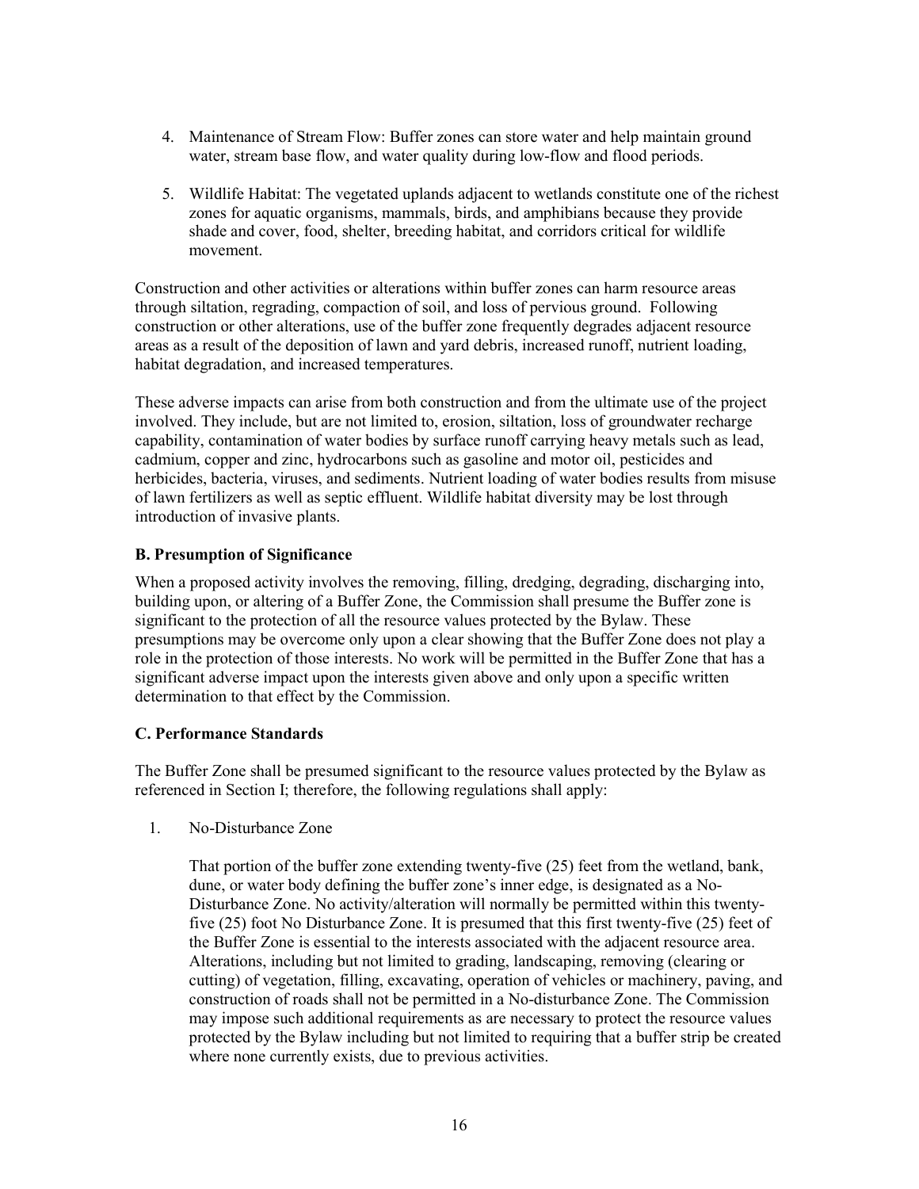4. Maintenance of Stream Flow: Buffer zones can store water and help maintain ground water, stream base flow, and water quality during low-flow and flood periods.

5. Wildlife Habitat: The vegetated uplands adjacent to wetlands constitute one of the richest zones for aquatic organisms, mammals, birds, and amphibians because they provide shade and cover, food, shelter, breeding habitat, and corridors critical for wildlife movement.

Construction and other activities or alterations within buffer zones can harm resource areas through siltation, regrading, compaction of soil, and loss of pervious ground. Following construction or other alterations, use of the buffer zone frequently degrades adjacent resource areas as a result of the deposition of lawn and yard debris, increased runoff, nutrient loading, habitat degradation, and increased temperatures.

These adverse impacts can arise from both construction and from the ultimate use of the project involved. They include, but are not limited to, erosion, siltation, loss of groundwater recharge capability, contamination of water bodies by surface runoff carrying heavy metals such as lead, cadmium, copper and zinc, hydrocarbons such as gasoline and motor oil, pesticides and herbicides, bacteria, viruses, and sediments. Nutrient loading of water bodies results from misuse of lawn fertilizers as well as septic effluent. Wildlife habitat diversity may be lost through introduction of invasive plants.

**B. Presumption of Significance**

When a proposed activity involves the removing, filling, dredging, degrading, discharging into, building upon, or altering of a Buffer Zone, the Commission shall presume the Buffer zone is significant to the protection of all the resource values protected by the Bylaw. These presumptions may be overcome only upon a clear showing that the Buffer Zone does not play a role in the protection of those interests. No work will be permitted in the Buffer Zone that has a significant adverse impact upon the interests given above and only upon a specific written determination to that effect by the Commission.

**C. Performance Standards**

The Buffer Zone shall be presumed significant to the resource values protected by the Bylaw as referenced in Section I; therefore, the following regulations shall apply:

1. No-Disturbance Zone

   That portion of the buffer zone extending twenty-five (25) feet from the wetland, bank, dune, or water body defining the buffer zone's inner edge, is designated as a No-Disturbance Zone. No activity/alteration will normally be permitted within this twenty-five (25) foot No Disturbance Zone. It is presumed that this first twenty-five (25) feet of the Buffer Zone is essential to the interests associated with the adjacent resource area. Alterations, including but not limited to grading, landscaping, removing (clearing or cutting) of vegetation, filling, excavating, operation of vehicles or machinery, paving, and construction of roads shall not be permitted in a No-disturbance Zone. The Commission may impose such additional requirements as are necessary to protect the resource values protected by the Bylaw including but not limited to requiring that a buffer strip be created where none currently exists, due to previous activities.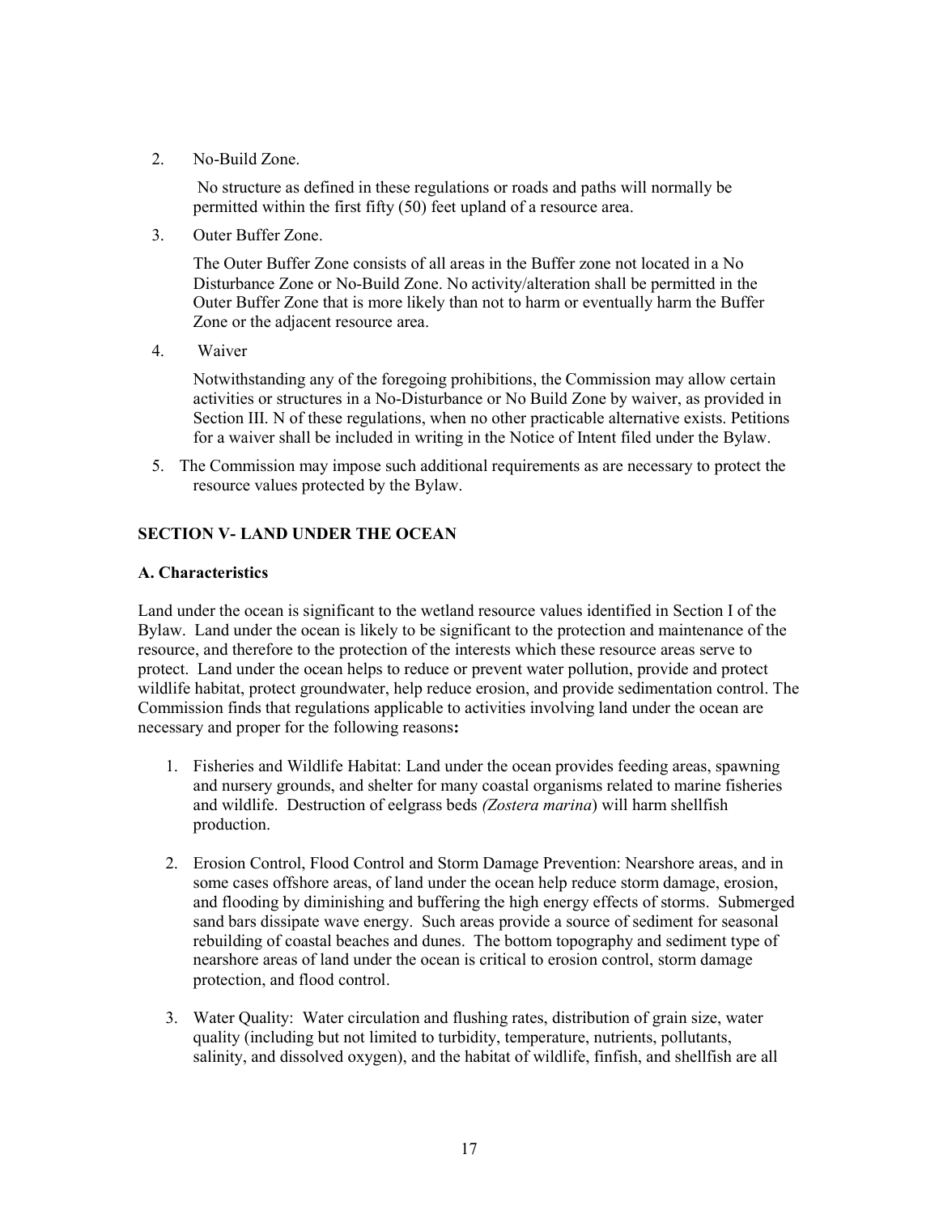2. No-Build Zone.

   No structure as defined in these regulations or roads and paths will normally be permitted within the first fifty (50) feet upland of a resource area.

3. Outer Buffer Zone.

   The Outer Buffer Zone consists of all areas in the Buffer zone not located in a No Disturbance Zone or No-Build Zone. No activity/alteration shall be permitted in the Outer Buffer Zone that is more likely than not to harm or eventually harm the Buffer Zone or the adjacent resource area.

4. Waiver

   Notwithstanding any of the foregoing prohibitions, the Commission may allow certain activities or structures in a No-Disturbance or No Build Zone by waiver, as provided in Section III. N of these regulations, when no other practicable alternative exists. Petitions for a waiver shall be included in writing in the Notice of Intent filed under the Bylaw.

5. The Commission may impose such additional requirements as are necessary to protect the resource values protected by the Bylaw.

## SECTION V- LAND UNDER THE OCEAN

### A. Characteristics

Land under the ocean is significant to the wetland resource values identified in Section I of the Bylaw. Land under the ocean is likely to be significant to the protection and maintenance of the resource, and therefore to the protection of the interests which these resource areas serve to protect. Land under the ocean helps to reduce or prevent water pollution, provide and protect wildlife habitat, protect groundwater, help reduce erosion, and provide sedimentation control. The Commission finds that regulations applicable to activities involving land under the ocean are necessary and proper for the following reasons**:**

1. Fisheries and Wildlife Habitat: Land under the ocean provides feeding areas, spawning and nursery grounds, and shelter for many coastal organisms related to marine fisheries and wildlife. Destruction of eelgrass beds *(Zostera marina*) will harm shellfish production.

2. Erosion Control, Flood Control and Storm Damage Prevention: Nearshore areas, and in some cases offshore areas, of land under the ocean help reduce storm damage, erosion, and flooding by diminishing and buffering the high energy effects of storms. Submerged sand bars dissipate wave energy. Such areas provide a source of sediment for seasonal rebuilding of coastal beaches and dunes. The bottom topography and sediment type of nearshore areas of land under the ocean is critical to erosion control, storm damage protection, and flood control.

3. Water Quality: Water circulation and flushing rates, distribution of grain size, water quality (including but not limited to turbidity, temperature, nutrients, pollutants, salinity, and dissolved oxygen), and the habitat of wildlife, finfish, and shellfish are all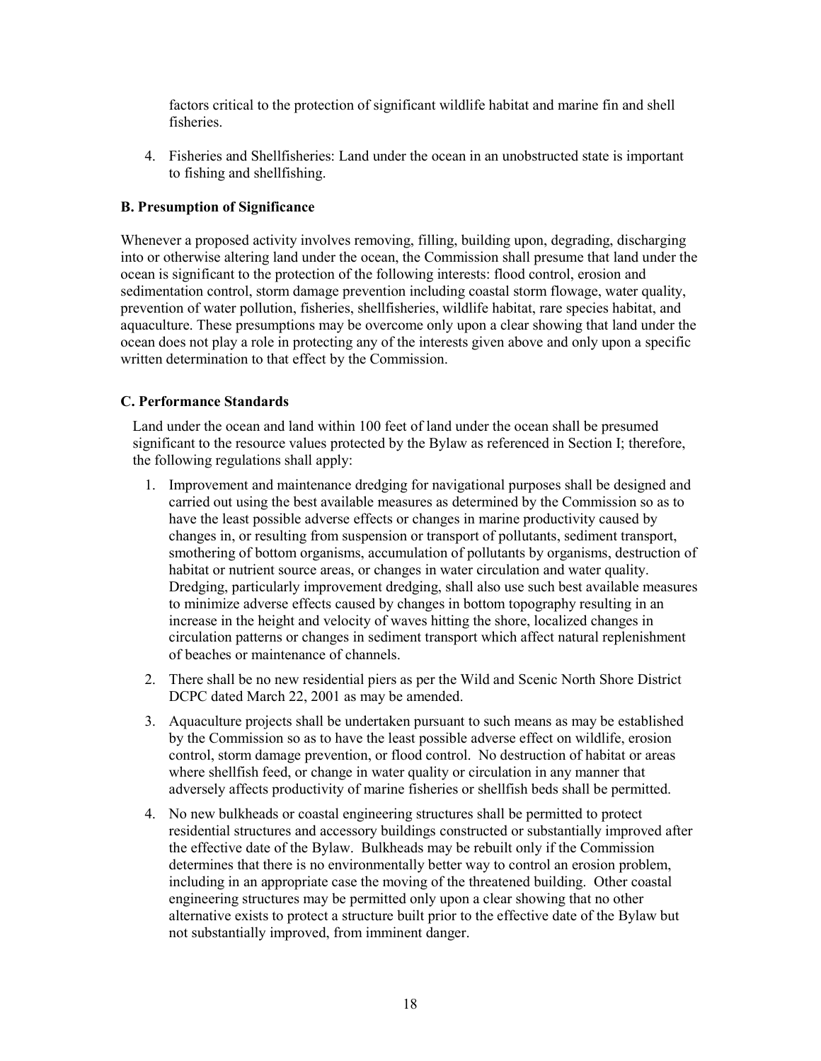factors critical to the protection of significant wildlife habitat and marine fin and shell fisheries.

4. Fisheries and Shellfisheries: Land under the ocean in an unobstructed state is important to fishing and shellfishing.

**B. Presumption of Significance**

Whenever a proposed activity involves removing, filling, building upon, degrading, discharging into or otherwise altering land under the ocean, the Commission shall presume that land under the ocean is significant to the protection of the following interests: flood control, erosion and sedimentation control, storm damage prevention including coastal storm flowage, water quality, prevention of water pollution, fisheries, shellfisheries, wildlife habitat, rare species habitat, and aquaculture. These presumptions may be overcome only upon a clear showing that land under the ocean does not play a role in protecting any of the interests given above and only upon a specific written determination to that effect by the Commission.

**C. Performance Standards**

Land under the ocean and land within 100 feet of land under the ocean shall be presumed significant to the resource values protected by the Bylaw as referenced in Section I; therefore, the following regulations shall apply:

1. Improvement and maintenance dredging for navigational purposes shall be designed and carried out using the best available measures as determined by the Commission so as to have the least possible adverse effects or changes in marine productivity caused by changes in, or resulting from suspension or transport of pollutants, sediment transport, smothering of bottom organisms, accumulation of pollutants by organisms, destruction of habitat or nutrient source areas, or changes in water circulation and water quality. Dredging, particularly improvement dredging, shall also use such best available measures to minimize adverse effects caused by changes in bottom topography resulting in an increase in the height and velocity of waves hitting the shore, localized changes in circulation patterns or changes in sediment transport which affect natural replenishment of beaches or maintenance of channels.
2. There shall be no new residential piers as per the Wild and Scenic North Shore District DCPC dated March 22, 2001 as may be amended.
3. Aquaculture projects shall be undertaken pursuant to such means as may be established by the Commission so as to have the least possible adverse effect on wildlife, erosion control, storm damage prevention, or flood control. No destruction of habitat or areas where shellfish feed, or change in water quality or circulation in any manner that adversely affects productivity of marine fisheries or shellfish beds shall be permitted.
4. No new bulkheads or coastal engineering structures shall be permitted to protect residential structures and accessory buildings constructed or substantially improved after the effective date of the Bylaw. Bulkheads may be rebuilt only if the Commission determines that there is no environmentally better way to control an erosion problem, including in an appropriate case the moving of the threatened building. Other coastal engineering structures may be permitted only upon a clear showing that no other alternative exists to protect a structure built prior to the effective date of the Bylaw but not substantially improved, from imminent danger.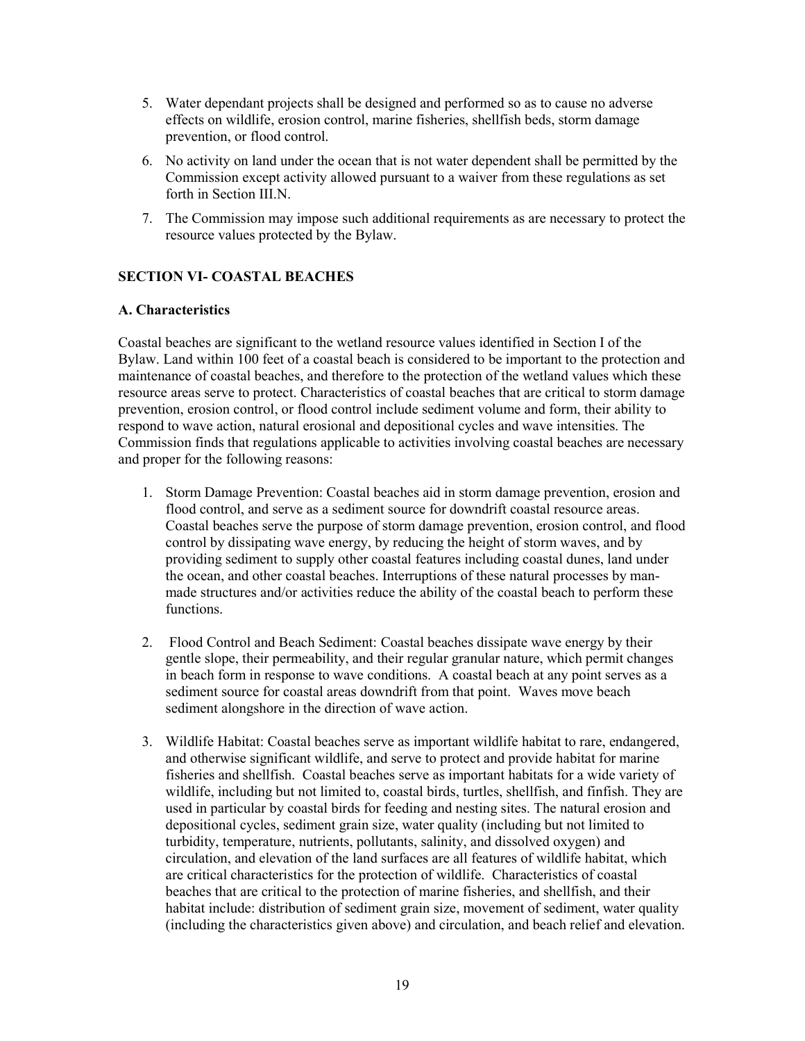5. Water dependant projects shall be designed and performed so as to cause no adverse effects on wildlife, erosion control, marine fisheries, shellfish beds, storm damage prevention, or flood control.
6. No activity on land under the ocean that is not water dependent shall be permitted by the Commission except activity allowed pursuant to a waiver from these regulations as set forth in Section III.N.
7. The Commission may impose such additional requirements as are necessary to protect the resource values protected by the Bylaw.

## SECTION VI- COASTAL BEACHES

### A. Characteristics

Coastal beaches are significant to the wetland resource values identified in Section I of the Bylaw. Land within 100 feet of a coastal beach is considered to be important to the protection and maintenance of coastal beaches, and therefore to the protection of the wetland values which these resource areas serve to protect. Characteristics of coastal beaches that are critical to storm damage prevention, erosion control, or flood control include sediment volume and form, their ability to respond to wave action, natural erosional and depositional cycles and wave intensities. The Commission finds that regulations applicable to activities involving coastal beaches are necessary and proper for the following reasons:

1. Storm Damage Prevention: Coastal beaches aid in storm damage prevention, erosion and flood control, and serve as a sediment source for downdrift coastal resource areas. Coastal beaches serve the purpose of storm damage prevention, erosion control, and flood control by dissipating wave energy, by reducing the height of storm waves, and by providing sediment to supply other coastal features including coastal dunes, land under the ocean, and other coastal beaches. Interruptions of these natural processes by man-made structures and/or activities reduce the ability of the coastal beach to perform these functions.

2. Flood Control and Beach Sediment: Coastal beaches dissipate wave energy by their gentle slope, their permeability, and their regular granular nature, which permit changes in beach form in response to wave conditions. A coastal beach at any point serves as a sediment source for coastal areas downdrift from that point. Waves move beach sediment alongshore in the direction of wave action.

3. Wildlife Habitat: Coastal beaches serve as important wildlife habitat to rare, endangered, and otherwise significant wildlife, and serve to protect and provide habitat for marine fisheries and shellfish. Coastal beaches serve as important habitats for a wide variety of wildlife, including but not limited to, coastal birds, turtles, shellfish, and finfish. They are used in particular by coastal birds for feeding and nesting sites. The natural erosion and depositional cycles, sediment grain size, water quality (including but not limited to turbidity, temperature, nutrients, pollutants, salinity, and dissolved oxygen) and circulation, and elevation of the land surfaces are all features of wildlife habitat, which are critical characteristics for the protection of wildlife. Characteristics of coastal beaches that are critical to the protection of marine fisheries, and shellfish, and their habitat include: distribution of sediment grain size, movement of sediment, water quality (including the characteristics given above) and circulation, and beach relief and elevation.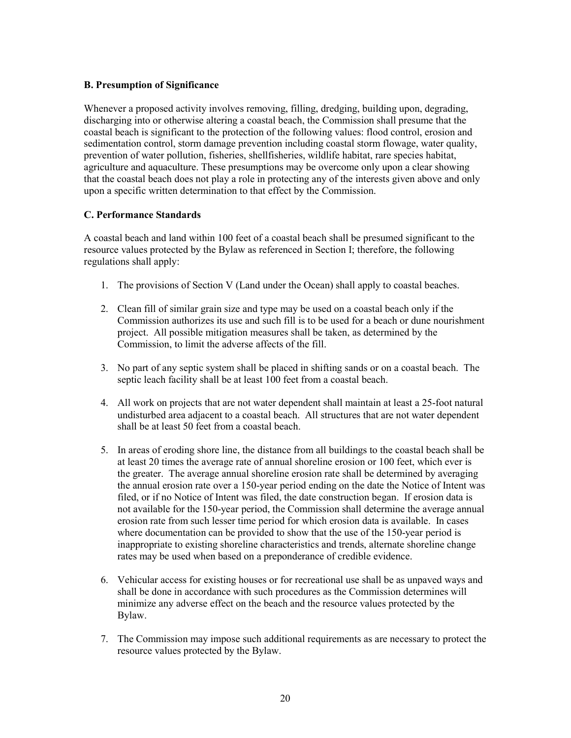### B. Presumption of Significance

Whenever a proposed activity involves removing, filling, dredging, building upon, degrading, discharging into or otherwise altering a coastal beach, the Commission shall presume that the coastal beach is significant to the protection of the following values: flood control, erosion and sedimentation control, storm damage prevention including coastal storm flowage, water quality, prevention of water pollution, fisheries, shellfisheries, wildlife habitat, rare species habitat, agriculture and aquaculture. These presumptions may be overcome only upon a clear showing that the coastal beach does not play a role in protecting any of the interests given above and only upon a specific written determination to that effect by the Commission.

### C. Performance Standards

A coastal beach and land within 100 feet of a coastal beach shall be presumed significant to the resource values protected by the Bylaw as referenced in Section I; therefore, the following regulations shall apply:

1. The provisions of Section V (Land under the Ocean) shall apply to coastal beaches.

2. Clean fill of similar grain size and type may be used on a coastal beach only if the Commission authorizes its use and such fill is to be used for a beach or dune nourishment project. All possible mitigation measures shall be taken, as determined by the Commission, to limit the adverse affects of the fill.

3. No part of any septic system shall be placed in shifting sands or on a coastal beach. The septic leach facility shall be at least 100 feet from a coastal beach.

4. All work on projects that are not water dependent shall maintain at least a 25-foot natural undisturbed area adjacent to a coastal beach. All structures that are not water dependent shall be at least 50 feet from a coastal beach.

5. In areas of eroding shore line, the distance from all buildings to the coastal beach shall be at least 20 times the average rate of annual shoreline erosion or 100 feet, which ever is the greater. The average annual shoreline erosion rate shall be determined by averaging the annual erosion rate over a 150-year period ending on the date the Notice of Intent was filed, or if no Notice of Intent was filed, the date construction began. If erosion data is not available for the 150-year period, the Commission shall determine the average annual erosion rate from such lesser time period for which erosion data is available. In cases where documentation can be provided to show that the use of the 150-year period is inappropriate to existing shoreline characteristics and trends, alternate shoreline change rates may be used when based on a preponderance of credible evidence.

6. Vehicular access for existing houses or for recreational use shall be as unpaved ways and shall be done in accordance with such procedures as the Commission determines will minimize any adverse effect on the beach and the resource values protected by the Bylaw.

7. The Commission may impose such additional requirements as are necessary to protect the resource values protected by the Bylaw.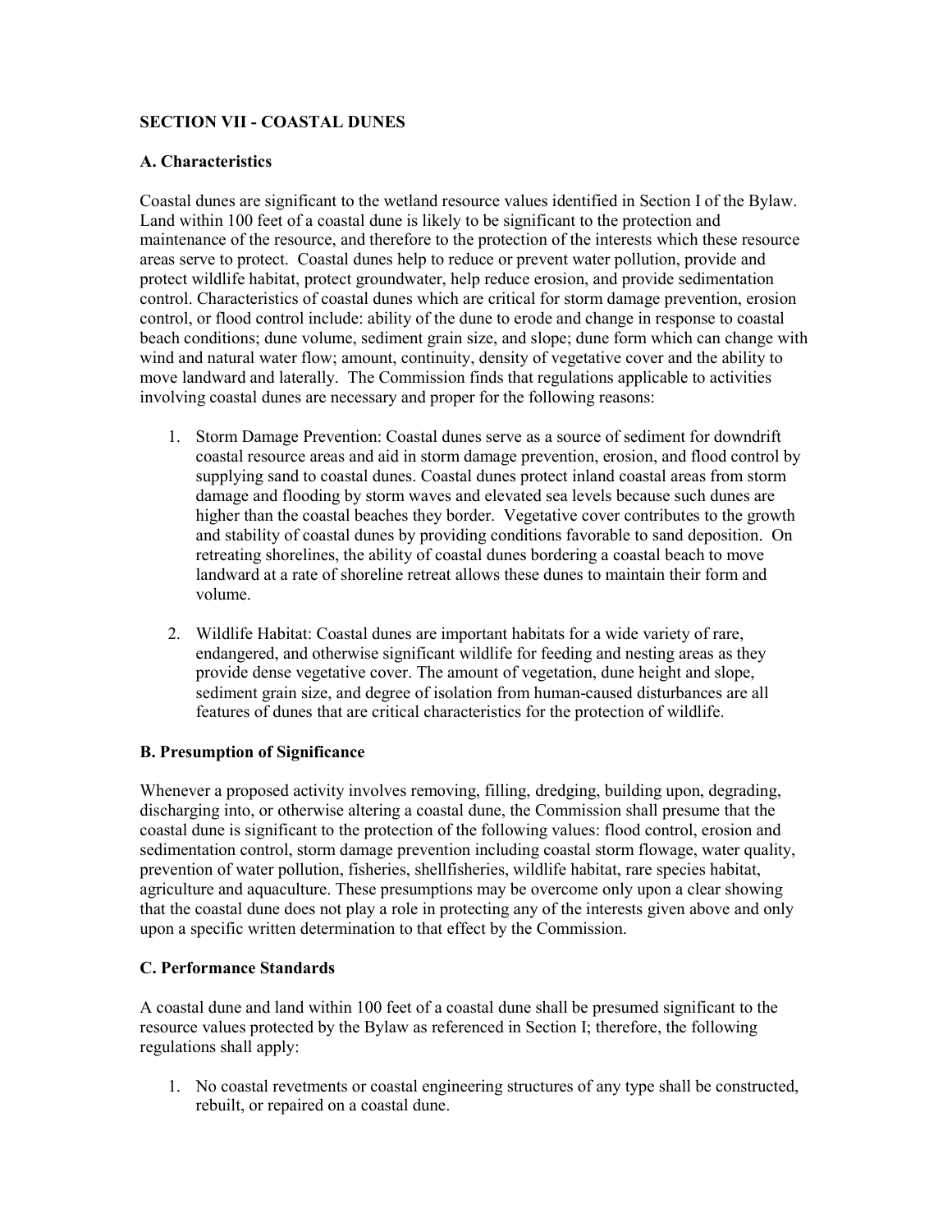## SECTION VII - COASTAL DUNES

### A. Characteristics

Coastal dunes are significant to the wetland resource values identified in Section I of the Bylaw. Land within 100 feet of a coastal dune is likely to be significant to the protection and maintenance of the resource, and therefore to the protection of the interests which these resource areas serve to protect. Coastal dunes help to reduce or prevent water pollution, provide and protect wildlife habitat, protect groundwater, help reduce erosion, and provide sedimentation control. Characteristics of coastal dunes which are critical for storm damage prevention, erosion control, or flood control include: ability of the dune to erode and change in response to coastal beach conditions; dune volume, sediment grain size, and slope; dune form which can change with wind and natural water flow; amount, continuity, density of vegetative cover and the ability to move landward and laterally. The Commission finds that regulations applicable to activities involving coastal dunes are necessary and proper for the following reasons:

1. Storm Damage Prevention: Coastal dunes serve as a source of sediment for downdrift coastal resource areas and aid in storm damage prevention, erosion, and flood control by supplying sand to coastal dunes. Coastal dunes protect inland coastal areas from storm damage and flooding by storm waves and elevated sea levels because such dunes are higher than the coastal beaches they border. Vegetative cover contributes to the growth and stability of coastal dunes by providing conditions favorable to sand deposition. On retreating shorelines, the ability of coastal dunes bordering a coastal beach to move landward at a rate of shoreline retreat allows these dunes to maintain their form and volume.

2. Wildlife Habitat: Coastal dunes are important habitats for a wide variety of rare, endangered, and otherwise significant wildlife for feeding and nesting areas as they provide dense vegetative cover. The amount of vegetation, dune height and slope, sediment grain size, and degree of isolation from human-caused disturbances are all features of dunes that are critical characteristics for the protection of wildlife.

### B. Presumption of Significance

Whenever a proposed activity involves removing, filling, dredging, building upon, degrading, discharging into, or otherwise altering a coastal dune, the Commission shall presume that the coastal dune is significant to the protection of the following values: flood control, erosion and sedimentation control, storm damage prevention including coastal storm flowage, water quality, prevention of water pollution, fisheries, shellfisheries, wildlife habitat, rare species habitat, agriculture and aquaculture. These presumptions may be overcome only upon a clear showing that the coastal dune does not play a role in protecting any of the interests given above and only upon a specific written determination to that effect by the Commission.

### C. Performance Standards

A coastal dune and land within 100 feet of a coastal dune shall be presumed significant to the resource values protected by the Bylaw as referenced in Section I; therefore, the following regulations shall apply:

1. No coastal revetments or coastal engineering structures of any type shall be constructed, rebuilt, or repaired on a coastal dune.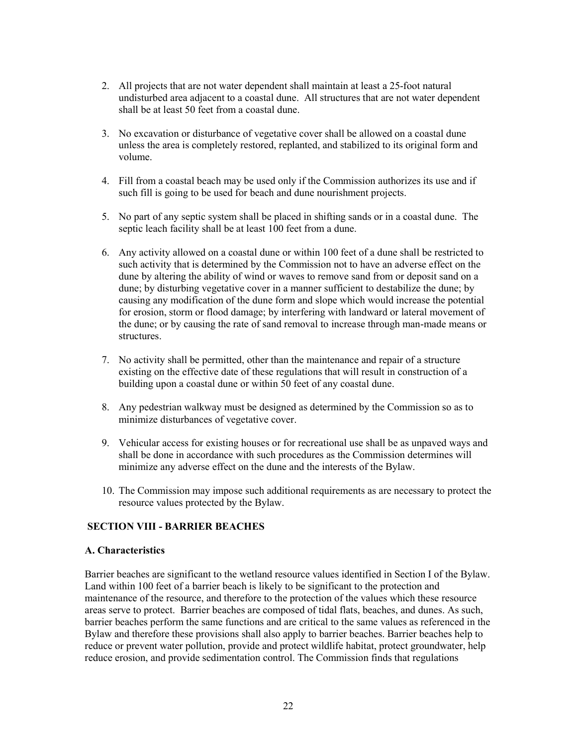2. All projects that are not water dependent shall maintain at least a 25-foot natural undisturbed area adjacent to a coastal dune. All structures that are not water dependent shall be at least 50 feet from a coastal dune.

3. No excavation or disturbance of vegetative cover shall be allowed on a coastal dune unless the area is completely restored, replanted, and stabilized to its original form and volume.

4. Fill from a coastal beach may be used only if the Commission authorizes its use and if such fill is going to be used for beach and dune nourishment projects.

5. No part of any septic system shall be placed in shifting sands or in a coastal dune. The septic leach facility shall be at least 100 feet from a dune.

6. Any activity allowed on a coastal dune or within 100 feet of a dune shall be restricted to such activity that is determined by the Commission not to have an adverse effect on the dune by altering the ability of wind or waves to remove sand from or deposit sand on a dune; by disturbing vegetative cover in a manner sufficient to destabilize the dune; by causing any modification of the dune form and slope which would increase the potential for erosion, storm or flood damage; by interfering with landward or lateral movement of the dune; or by causing the rate of sand removal to increase through man-made means or structures.

7. No activity shall be permitted, other than the maintenance and repair of a structure existing on the effective date of these regulations that will result in construction of a building upon a coastal dune or within 50 feet of any coastal dune.

8. Any pedestrian walkway must be designed as determined by the Commission so as to minimize disturbances of vegetative cover.

9. Vehicular access for existing houses or for recreational use shall be as unpaved ways and shall be done in accordance with such procedures as the Commission determines will minimize any adverse effect on the dune and the interests of the Bylaw.

10. The Commission may impose such additional requirements as are necessary to protect the resource values protected by the Bylaw.

## SECTION VIII - BARRIER BEACHES

### A. Characteristics

Barrier beaches are significant to the wetland resource values identified in Section I of the Bylaw. Land within 100 feet of a barrier beach is likely to be significant to the protection and maintenance of the resource, and therefore to the protection of the values which these resource areas serve to protect. Barrier beaches are composed of tidal flats, beaches, and dunes. As such, barrier beaches perform the same functions and are critical to the same values as referenced in the Bylaw and therefore these provisions shall also apply to barrier beaches. Barrier beaches help to reduce or prevent water pollution, provide and protect wildlife habitat, protect groundwater, help reduce erosion, and provide sedimentation control. The Commission finds that regulations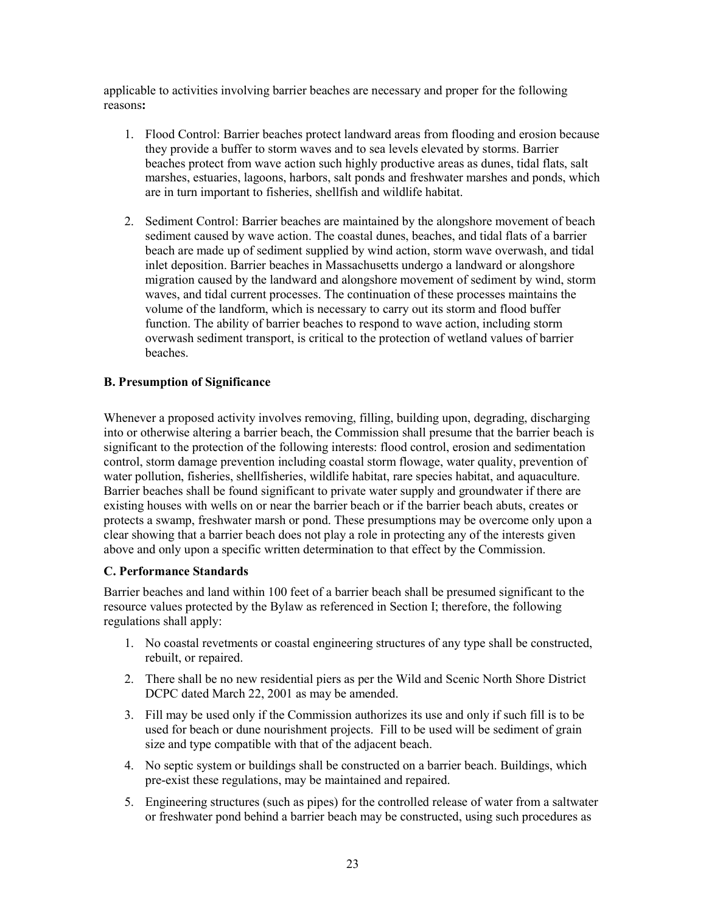applicable to activities involving barrier beaches are necessary and proper for the following reasons**:**

1. Flood Control: Barrier beaches protect landward areas from flooding and erosion because they provide a buffer to storm waves and to sea levels elevated by storms. Barrier beaches protect from wave action such highly productive areas as dunes, tidal flats, salt marshes, estuaries, lagoons, harbors, salt ponds and freshwater marshes and ponds, which are in turn important to fisheries, shellfish and wildlife habitat.

2. Sediment Control: Barrier beaches are maintained by the alongshore movement of beach sediment caused by wave action. The coastal dunes, beaches, and tidal flats of a barrier beach are made up of sediment supplied by wind action, storm wave overwash, and tidal inlet deposition. Barrier beaches in Massachusetts undergo a landward or alongshore migration caused by the landward and alongshore movement of sediment by wind, storm waves, and tidal current processes. The continuation of these processes maintains the volume of the landform, which is necessary to carry out its storm and flood buffer function. The ability of barrier beaches to respond to wave action, including storm overwash sediment transport, is critical to the protection of wetland values of barrier beaches.

### B. Presumption of Significance

Whenever a proposed activity involves removing, filling, building upon, degrading, discharging into or otherwise altering a barrier beach, the Commission shall presume that the barrier beach is significant to the protection of the following interests: flood control, erosion and sedimentation control, storm damage prevention including coastal storm flowage, water quality, prevention of water pollution, fisheries, shellfisheries, wildlife habitat, rare species habitat, and aquaculture. Barrier beaches shall be found significant to private water supply and groundwater if there are existing houses with wells on or near the barrier beach or if the barrier beach abuts, creates or protects a swamp, freshwater marsh or pond. These presumptions may be overcome only upon a clear showing that a barrier beach does not play a role in protecting any of the interests given above and only upon a specific written determination to that effect by the Commission.

### C. Performance Standards

Barrier beaches and land within 100 feet of a barrier beach shall be presumed significant to the resource values protected by the Bylaw as referenced in Section I; therefore, the following regulations shall apply:

1. No coastal revetments or coastal engineering structures of any type shall be constructed, rebuilt, or repaired.

2. There shall be no new residential piers as per the Wild and Scenic North Shore District DCPC dated March 22, 2001 as may be amended.

3. Fill may be used only if the Commission authorizes its use and only if such fill is to be used for beach or dune nourishment projects. Fill to be used will be sediment of grain size and type compatible with that of the adjacent beach.

4. No septic system or buildings shall be constructed on a barrier beach. Buildings, which pre-exist these regulations, may be maintained and repaired.

5. Engineering structures (such as pipes) for the controlled release of water from a saltwater or freshwater pond behind a barrier beach may be constructed, using such procedures as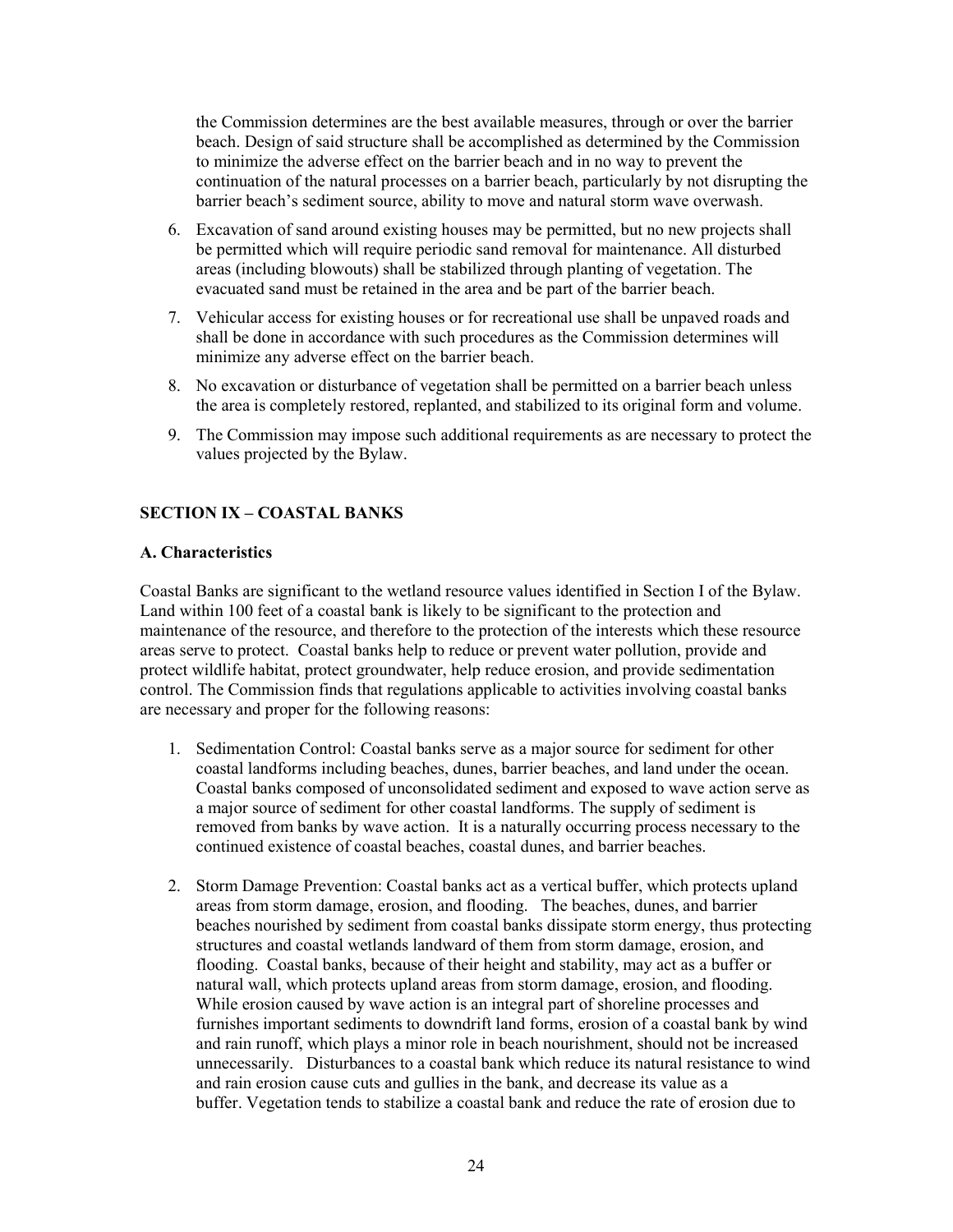the Commission determines are the best available measures, through or over the barrier beach. Design of said structure shall be accomplished as determined by the Commission to minimize the adverse effect on the barrier beach and in no way to prevent the continuation of the natural processes on a barrier beach, particularly by not disrupting the barrier beach's sediment source, ability to move and natural storm wave overwash.

6. Excavation of sand around existing houses may be permitted, but no new projects shall be permitted which will require periodic sand removal for maintenance. All disturbed areas (including blowouts) shall be stabilized through planting of vegetation. The evacuated sand must be retained in the area and be part of the barrier beach.
7. Vehicular access for existing houses or for recreational use shall be unpaved roads and shall be done in accordance with such procedures as the Commission determines will minimize any adverse effect on the barrier beach.
8. No excavation or disturbance of vegetation shall be permitted on a barrier beach unless the area is completely restored, replanted, and stabilized to its original form and volume.
9. The Commission may impose such additional requirements as are necessary to protect the values projected by the Bylaw.

## SECTION IX – COASTAL BANKS

### A. Characteristics

Coastal Banks are significant to the wetland resource values identified in Section I of the Bylaw. Land within 100 feet of a coastal bank is likely to be significant to the protection and maintenance of the resource, and therefore to the protection of the interests which these resource areas serve to protect. Coastal banks help to reduce or prevent water pollution, provide and protect wildlife habitat, protect groundwater, help reduce erosion, and provide sedimentation control. The Commission finds that regulations applicable to activities involving coastal banks are necessary and proper for the following reasons:

1. Sedimentation Control: Coastal banks serve as a major source for sediment for other coastal landforms including beaches, dunes, barrier beaches, and land under the ocean. Coastal banks composed of unconsolidated sediment and exposed to wave action serve as a major source of sediment for other coastal landforms. The supply of sediment is removed from banks by wave action. It is a naturally occurring process necessary to the continued existence of coastal beaches, coastal dunes, and barrier beaches.
2. Storm Damage Prevention: Coastal banks act as a vertical buffer, which protects upland areas from storm damage, erosion, and flooding. The beaches, dunes, and barrier beaches nourished by sediment from coastal banks dissipate storm energy, thus protecting structures and coastal wetlands landward of them from storm damage, erosion, and flooding. Coastal banks, because of their height and stability, may act as a buffer or natural wall, which protects upland areas from storm damage, erosion, and flooding. While erosion caused by wave action is an integral part of shoreline processes and furnishes important sediments to downdrift land forms, erosion of a coastal bank by wind and rain runoff, which plays a minor role in beach nourishment, should not be increased unnecessarily. Disturbances to a coastal bank which reduce its natural resistance to wind and rain erosion cause cuts and gullies in the bank, and decrease its value as a buffer. Vegetation tends to stabilize a coastal bank and reduce the rate of erosion due to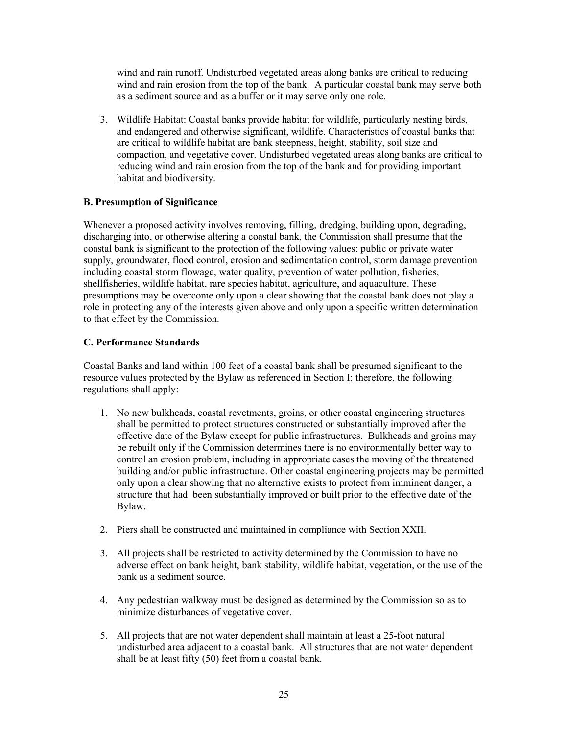wind and rain runoff. Undisturbed vegetated areas along banks are critical to reducing wind and rain erosion from the top of the bank. A particular coastal bank may serve both as a sediment source and as a buffer or it may serve only one role.

3. Wildlife Habitat: Coastal banks provide habitat for wildlife, particularly nesting birds, and endangered and otherwise significant, wildlife. Characteristics of coastal banks that are critical to wildlife habitat are bank steepness, height, stability, soil size and compaction, and vegetative cover. Undisturbed vegetated areas along banks are critical to reducing wind and rain erosion from the top of the bank and for providing important habitat and biodiversity.

**B. Presumption of Significance**

Whenever a proposed activity involves removing, filling, dredging, building upon, degrading, discharging into, or otherwise altering a coastal bank, the Commission shall presume that the coastal bank is significant to the protection of the following values: public or private water supply, groundwater, flood control, erosion and sedimentation control, storm damage prevention including coastal storm flowage, water quality, prevention of water pollution, fisheries, shellfisheries, wildlife habitat, rare species habitat, agriculture, and aquaculture. These presumptions may be overcome only upon a clear showing that the coastal bank does not play a role in protecting any of the interests given above and only upon a specific written determination to that effect by the Commission.

**C. Performance Standards**

Coastal Banks and land within 100 feet of a coastal bank shall be presumed significant to the resource values protected by the Bylaw as referenced in Section I; therefore, the following regulations shall apply:

1. No new bulkheads, coastal revetments, groins, or other coastal engineering structures shall be permitted to protect structures constructed or substantially improved after the effective date of the Bylaw except for public infrastructures. Bulkheads and groins may be rebuilt only if the Commission determines there is no environmentally better way to control an erosion problem, including in appropriate cases the moving of the threatened building and/or public infrastructure. Other coastal engineering projects may be permitted only upon a clear showing that no alternative exists to protect from imminent danger, a structure that had been substantially improved or built prior to the effective date of the Bylaw.

2. Piers shall be constructed and maintained in compliance with Section XXII.

3. All projects shall be restricted to activity determined by the Commission to have no adverse effect on bank height, bank stability, wildlife habitat, vegetation, or the use of the bank as a sediment source.

4. Any pedestrian walkway must be designed as determined by the Commission so as to minimize disturbances of vegetative cover.

5. All projects that are not water dependent shall maintain at least a 25-foot natural undisturbed area adjacent to a coastal bank. All structures that are not water dependent shall be at least fifty (50) feet from a coastal bank.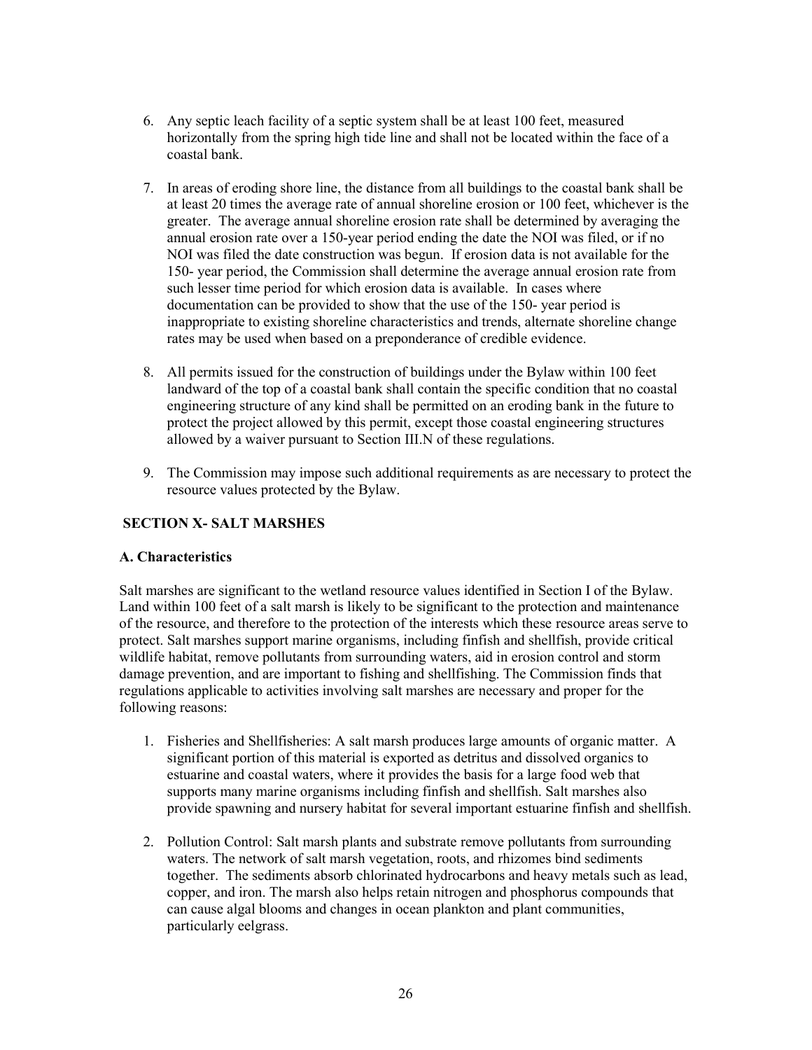6. Any septic leach facility of a septic system shall be at least 100 feet, measured horizontally from the spring high tide line and shall not be located within the face of a coastal bank.

7. In areas of eroding shore line, the distance from all buildings to the coastal bank shall be at least 20 times the average rate of annual shoreline erosion or 100 feet, whichever is the greater. The average annual shoreline erosion rate shall be determined by averaging the annual erosion rate over a 150-year period ending the date the NOI was filed, or if no NOI was filed the date construction was begun. If erosion data is not available for the 150- year period, the Commission shall determine the average annual erosion rate from such lesser time period for which erosion data is available. In cases where documentation can be provided to show that the use of the 150- year period is inappropriate to existing shoreline characteristics and trends, alternate shoreline change rates may be used when based on a preponderance of credible evidence.

8. All permits issued for the construction of buildings under the Bylaw within 100 feet landward of the top of a coastal bank shall contain the specific condition that no coastal engineering structure of any kind shall be permitted on an eroding bank in the future to protect the project allowed by this permit, except those coastal engineering structures allowed by a waiver pursuant to Section III.N of these regulations.

9. The Commission may impose such additional requirements as are necessary to protect the resource values protected by the Bylaw.

## SECTION X- SALT MARSHES

### A. Characteristics

Salt marshes are significant to the wetland resource values identified in Section I of the Bylaw. Land within 100 feet of a salt marsh is likely to be significant to the protection and maintenance of the resource, and therefore to the protection of the interests which these resource areas serve to protect. Salt marshes support marine organisms, including finfish and shellfish, provide critical wildlife habitat, remove pollutants from surrounding waters, aid in erosion control and storm damage prevention, and are important to fishing and shellfishing. The Commission finds that regulations applicable to activities involving salt marshes are necessary and proper for the following reasons:

1. Fisheries and Shellfisheries: A salt marsh produces large amounts of organic matter. A significant portion of this material is exported as detritus and dissolved organics to estuarine and coastal waters, where it provides the basis for a large food web that supports many marine organisms including finfish and shellfish. Salt marshes also provide spawning and nursery habitat for several important estuarine finfish and shellfish.

2. Pollution Control: Salt marsh plants and substrate remove pollutants from surrounding waters. The network of salt marsh vegetation, roots, and rhizomes bind sediments together. The sediments absorb chlorinated hydrocarbons and heavy metals such as lead, copper, and iron. The marsh also helps retain nitrogen and phosphorus compounds that can cause algal blooms and changes in ocean plankton and plant communities, particularly eelgrass.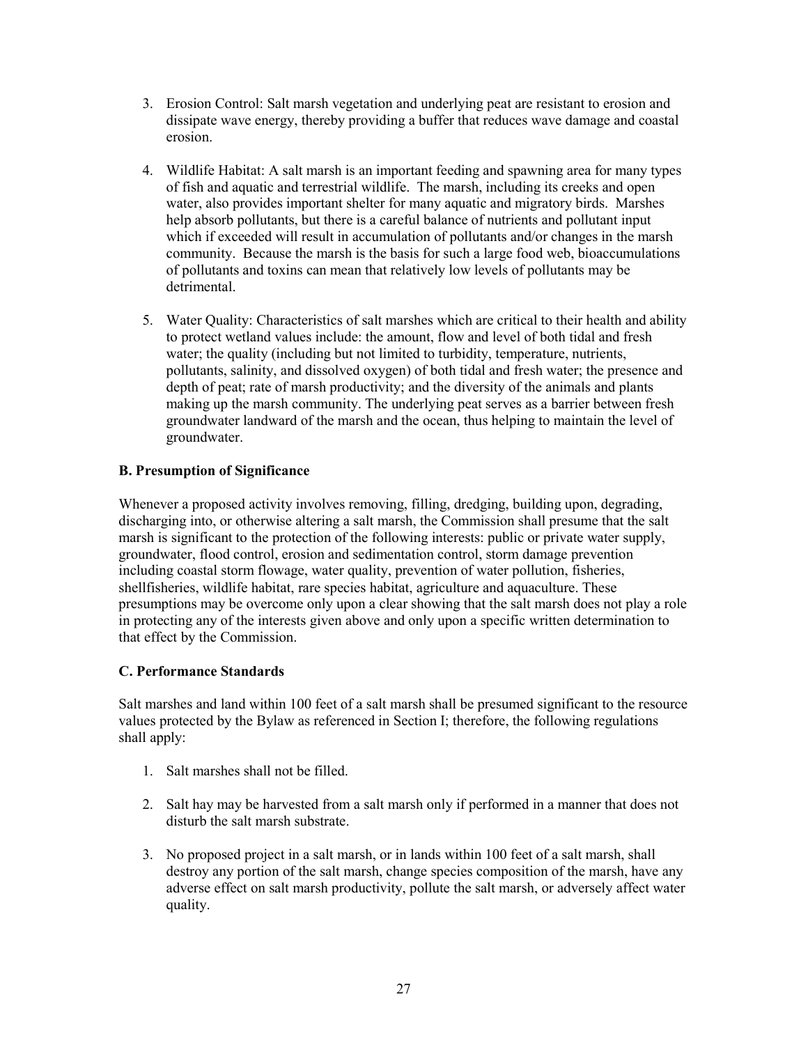3. Erosion Control: Salt marsh vegetation and underlying peat are resistant to erosion and dissipate wave energy, thereby providing a buffer that reduces wave damage and coastal erosion.

4. Wildlife Habitat: A salt marsh is an important feeding and spawning area for many types of fish and aquatic and terrestrial wildlife. The marsh, including its creeks and open water, also provides important shelter for many aquatic and migratory birds. Marshes help absorb pollutants, but there is a careful balance of nutrients and pollutant input which if exceeded will result in accumulation of pollutants and/or changes in the marsh community. Because the marsh is the basis for such a large food web, bioaccumulations of pollutants and toxins can mean that relatively low levels of pollutants may be detrimental.

5. Water Quality: Characteristics of salt marshes which are critical to their health and ability to protect wetland values include: the amount, flow and level of both tidal and fresh water; the quality (including but not limited to turbidity, temperature, nutrients, pollutants, salinity, and dissolved oxygen) of both tidal and fresh water; the presence and depth of peat; rate of marsh productivity; and the diversity of the animals and plants making up the marsh community. The underlying peat serves as a barrier between fresh groundwater landward of the marsh and the ocean, thus helping to maintain the level of groundwater.

**B. Presumption of Significance**

Whenever a proposed activity involves removing, filling, dredging, building upon, degrading, discharging into, or otherwise altering a salt marsh, the Commission shall presume that the salt marsh is significant to the protection of the following interests: public or private water supply, groundwater, flood control, erosion and sedimentation control, storm damage prevention including coastal storm flowage, water quality, prevention of water pollution, fisheries, shellfisheries, wildlife habitat, rare species habitat, agriculture and aquaculture. These presumptions may be overcome only upon a clear showing that the salt marsh does not play a role in protecting any of the interests given above and only upon a specific written determination to that effect by the Commission.

**C. Performance Standards**

Salt marshes and land within 100 feet of a salt marsh shall be presumed significant to the resource values protected by the Bylaw as referenced in Section I; therefore, the following regulations shall apply:

1. Salt marshes shall not be filled.

2. Salt hay may be harvested from a salt marsh only if performed in a manner that does not disturb the salt marsh substrate.

3. No proposed project in a salt marsh, or in lands within 100 feet of a salt marsh, shall destroy any portion of the salt marsh, change species composition of the marsh, have any adverse effect on salt marsh productivity, pollute the salt marsh, or adversely affect water quality.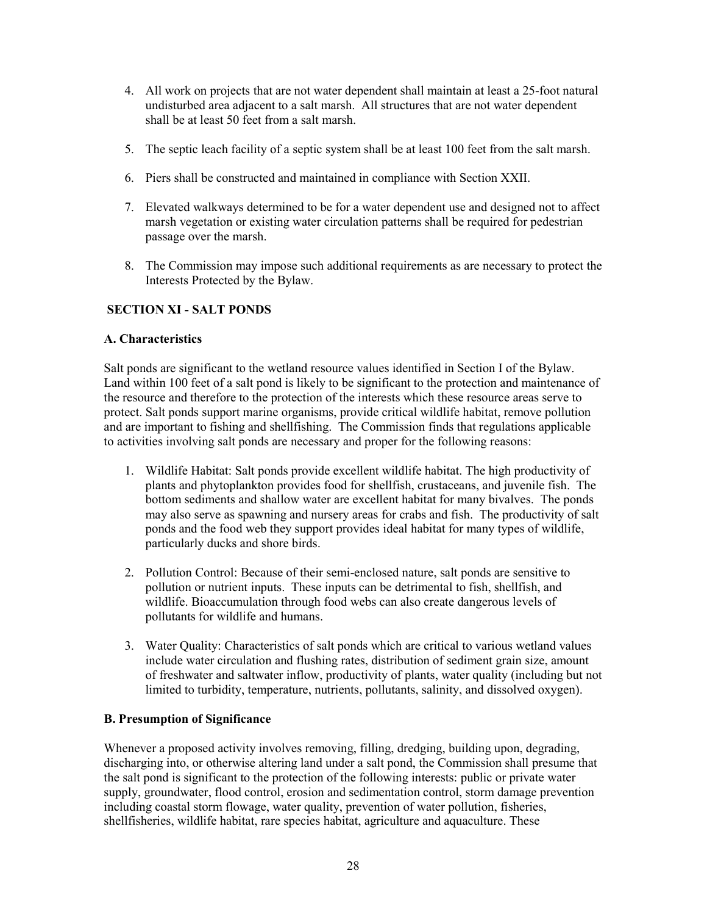4. All work on projects that are not water dependent shall maintain at least a 25-foot natural undisturbed area adjacent to a salt marsh. All structures that are not water dependent shall be at least 50 feet from a salt marsh.

5. The septic leach facility of a septic system shall be at least 100 feet from the salt marsh.

6. Piers shall be constructed and maintained in compliance with Section XXII.

7. Elevated walkways determined to be for a water dependent use and designed not to affect marsh vegetation or existing water circulation patterns shall be required for pedestrian passage over the marsh.

8. The Commission may impose such additional requirements as are necessary to protect the Interests Protected by the Bylaw.

## SECTION XI - SALT PONDS

### A. Characteristics

Salt ponds are significant to the wetland resource values identified in Section I of the Bylaw. Land within 100 feet of a salt pond is likely to be significant to the protection and maintenance of the resource and therefore to the protection of the interests which these resource areas serve to protect. Salt ponds support marine organisms, provide critical wildlife habitat, remove pollution and are important to fishing and shellfishing. The Commission finds that regulations applicable to activities involving salt ponds are necessary and proper for the following reasons:

1. Wildlife Habitat: Salt ponds provide excellent wildlife habitat. The high productivity of plants and phytoplankton provides food for shellfish, crustaceans, and juvenile fish. The bottom sediments and shallow water are excellent habitat for many bivalves. The ponds may also serve as spawning and nursery areas for crabs and fish. The productivity of salt ponds and the food web they support provides ideal habitat for many types of wildlife, particularly ducks and shore birds.

2. Pollution Control: Because of their semi-enclosed nature, salt ponds are sensitive to pollution or nutrient inputs. These inputs can be detrimental to fish, shellfish, and wildlife. Bioaccumulation through food webs can also create dangerous levels of pollutants for wildlife and humans.

3. Water Quality: Characteristics of salt ponds which are critical to various wetland values include water circulation and flushing rates, distribution of sediment grain size, amount of freshwater and saltwater inflow, productivity of plants, water quality (including but not limited to turbidity, temperature, nutrients, pollutants, salinity, and dissolved oxygen).

### B. Presumption of Significance

Whenever a proposed activity involves removing, filling, dredging, building upon, degrading, discharging into, or otherwise altering land under a salt pond, the Commission shall presume that the salt pond is significant to the protection of the following interests: public or private water supply, groundwater, flood control, erosion and sedimentation control, storm damage prevention including coastal storm flowage, water quality, prevention of water pollution, fisheries, shellfisheries, wildlife habitat, rare species habitat, agriculture and aquaculture. These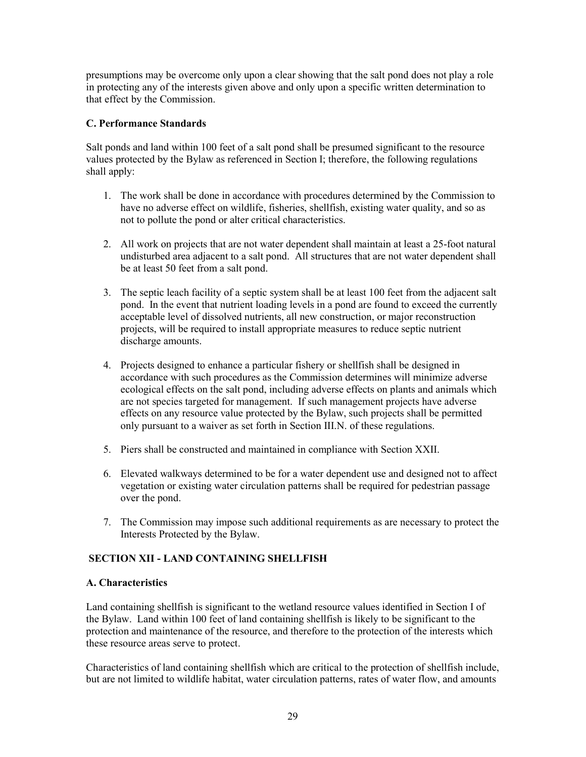presumptions may be overcome only upon a clear showing that the salt pond does not play a role in protecting any of the interests given above and only upon a specific written determination to that effect by the Commission.

### C. Performance Standards

Salt ponds and land within 100 feet of a salt pond shall be presumed significant to the resource values protected by the Bylaw as referenced in Section I; therefore, the following regulations shall apply:

1. The work shall be done in accordance with procedures determined by the Commission to have no adverse effect on wildlife, fisheries, shellfish, existing water quality, and so as not to pollute the pond or alter critical characteristics.

2. All work on projects that are not water dependent shall maintain at least a 25-foot natural undisturbed area adjacent to a salt pond. All structures that are not water dependent shall be at least 50 feet from a salt pond.

3. The septic leach facility of a septic system shall be at least 100 feet from the adjacent salt pond. In the event that nutrient loading levels in a pond are found to exceed the currently acceptable level of dissolved nutrients, all new construction, or major reconstruction projects, will be required to install appropriate measures to reduce septic nutrient discharge amounts.

4. Projects designed to enhance a particular fishery or shellfish shall be designed in accordance with such procedures as the Commission determines will minimize adverse ecological effects on the salt pond, including adverse effects on plants and animals which are not species targeted for management. If such management projects have adverse effects on any resource value protected by the Bylaw, such projects shall be permitted only pursuant to a waiver as set forth in Section III.N. of these regulations.

5. Piers shall be constructed and maintained in compliance with Section XXII.

6. Elevated walkways determined to be for a water dependent use and designed not to affect vegetation or existing water circulation patterns shall be required for pedestrian passage over the pond.

7. The Commission may impose such additional requirements as are necessary to protect the Interests Protected by the Bylaw.

## SECTION XII - LAND CONTAINING SHELLFISH

### A. Characteristics

Land containing shellfish is significant to the wetland resource values identified in Section I of the Bylaw. Land within 100 feet of land containing shellfish is likely to be significant to the protection and maintenance of the resource, and therefore to the protection of the interests which these resource areas serve to protect.

Characteristics of land containing shellfish which are critical to the protection of shellfish include, but are not limited to wildlife habitat, water circulation patterns, rates of water flow, and amounts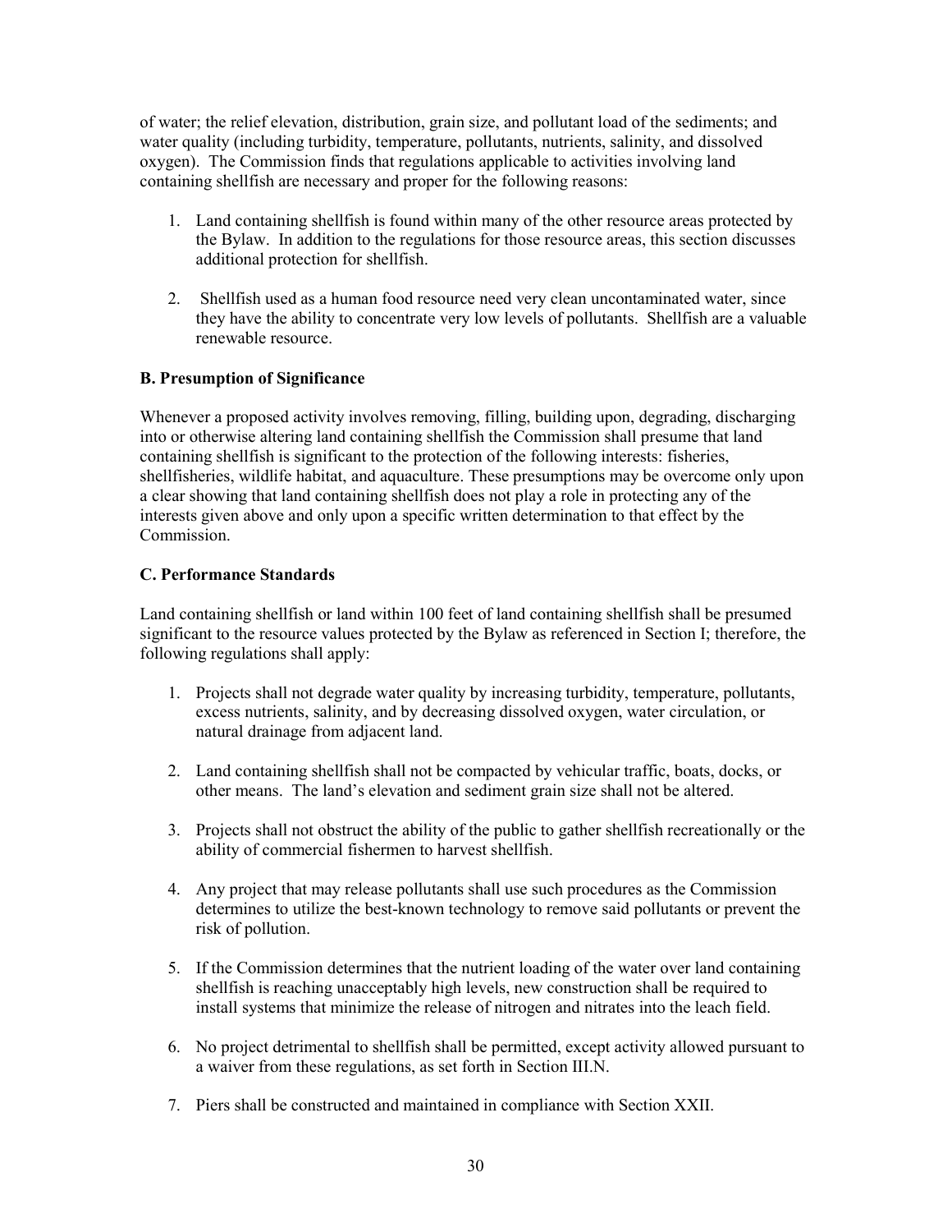of water; the relief elevation, distribution, grain size, and pollutant load of the sediments; and water quality (including turbidity, temperature, pollutants, nutrients, salinity, and dissolved oxygen). The Commission finds that regulations applicable to activities involving land containing shellfish are necessary and proper for the following reasons:

1. Land containing shellfish is found within many of the other resource areas protected by the Bylaw. In addition to the regulations for those resource areas, this section discusses additional protection for shellfish.

2. Shellfish used as a human food resource need very clean uncontaminated water, since they have the ability to concentrate very low levels of pollutants. Shellfish are a valuable renewable resource.

### B. Presumption of Significance

Whenever a proposed activity involves removing, filling, building upon, degrading, discharging into or otherwise altering land containing shellfish the Commission shall presume that land containing shellfish is significant to the protection of the following interests: fisheries, shellfisheries, wildlife habitat, and aquaculture. These presumptions may be overcome only upon a clear showing that land containing shellfish does not play a role in protecting any of the interests given above and only upon a specific written determination to that effect by the Commission.

### C. Performance Standards

Land containing shellfish or land within 100 feet of land containing shellfish shall be presumed significant to the resource values protected by the Bylaw as referenced in Section I; therefore, the following regulations shall apply:

1. Projects shall not degrade water quality by increasing turbidity, temperature, pollutants, excess nutrients, salinity, and by decreasing dissolved oxygen, water circulation, or natural drainage from adjacent land.

2. Land containing shellfish shall not be compacted by vehicular traffic, boats, docks, or other means. The land's elevation and sediment grain size shall not be altered.

3. Projects shall not obstruct the ability of the public to gather shellfish recreationally or the ability of commercial fishermen to harvest shellfish.

4. Any project that may release pollutants shall use such procedures as the Commission determines to utilize the best-known technology to remove said pollutants or prevent the risk of pollution.

5. If the Commission determines that the nutrient loading of the water over land containing shellfish is reaching unacceptably high levels, new construction shall be required to install systems that minimize the release of nitrogen and nitrates into the leach field.

6. No project detrimental to shellfish shall be permitted, except activity allowed pursuant to a waiver from these regulations, as set forth in Section III.N.

7. Piers shall be constructed and maintained in compliance with Section XXII.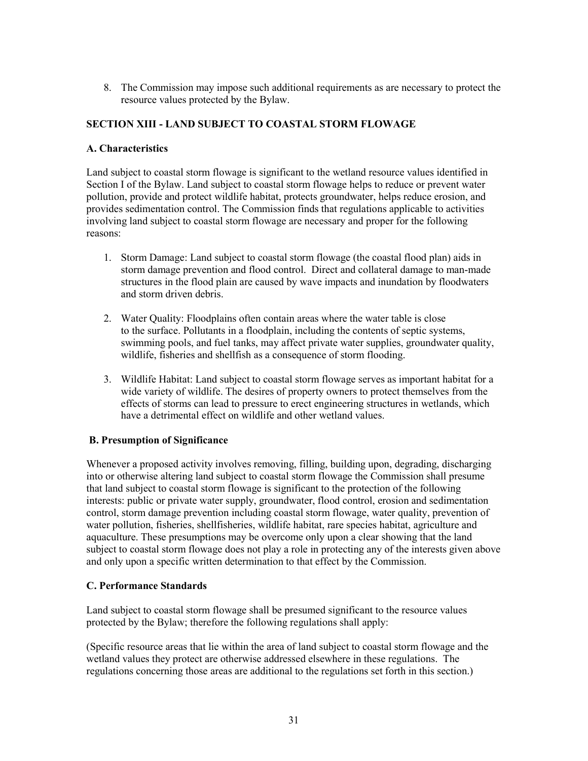8. The Commission may impose such additional requirements as are necessary to protect the resource values protected by the Bylaw.

## SECTION XIII - LAND SUBJECT TO COASTAL STORM FLOWAGE

### A. Characteristics

Land subject to coastal storm flowage is significant to the wetland resource values identified in Section I of the Bylaw. Land subject to coastal storm flowage helps to reduce or prevent water pollution, provide and protect wildlife habitat, protects groundwater, helps reduce erosion, and provides sedimentation control. The Commission finds that regulations applicable to activities involving land subject to coastal storm flowage are necessary and proper for the following reasons:

1. Storm Damage: Land subject to coastal storm flowage (the coastal flood plan) aids in storm damage prevention and flood control. Direct and collateral damage to man-made structures in the flood plain are caused by wave impacts and inundation by floodwaters and storm driven debris.

2. Water Quality: Floodplains often contain areas where the water table is close to the surface. Pollutants in a floodplain, including the contents of septic systems, swimming pools, and fuel tanks, may affect private water supplies, groundwater quality, wildlife, fisheries and shellfish as a consequence of storm flooding.

3. Wildlife Habitat: Land subject to coastal storm flowage serves as important habitat for a wide variety of wildlife. The desires of property owners to protect themselves from the effects of storms can lead to pressure to erect engineering structures in wetlands, which have a detrimental effect on wildlife and other wetland values.

### B. Presumption of Significance

Whenever a proposed activity involves removing, filling, building upon, degrading, discharging into or otherwise altering land subject to coastal storm flowage the Commission shall presume that land subject to coastal storm flowage is significant to the protection of the following interests: public or private water supply, groundwater, flood control, erosion and sedimentation control, storm damage prevention including coastal storm flowage, water quality, prevention of water pollution, fisheries, shellfisheries, wildlife habitat, rare species habitat, agriculture and aquaculture. These presumptions may be overcome only upon a clear showing that the land subject to coastal storm flowage does not play a role in protecting any of the interests given above and only upon a specific written determination to that effect by the Commission.

### C. Performance Standards

Land subject to coastal storm flowage shall be presumed significant to the resource values protected by the Bylaw; therefore the following regulations shall apply:

(Specific resource areas that lie within the area of land subject to coastal storm flowage and the wetland values they protect are otherwise addressed elsewhere in these regulations. The regulations concerning those areas are additional to the regulations set forth in this section.)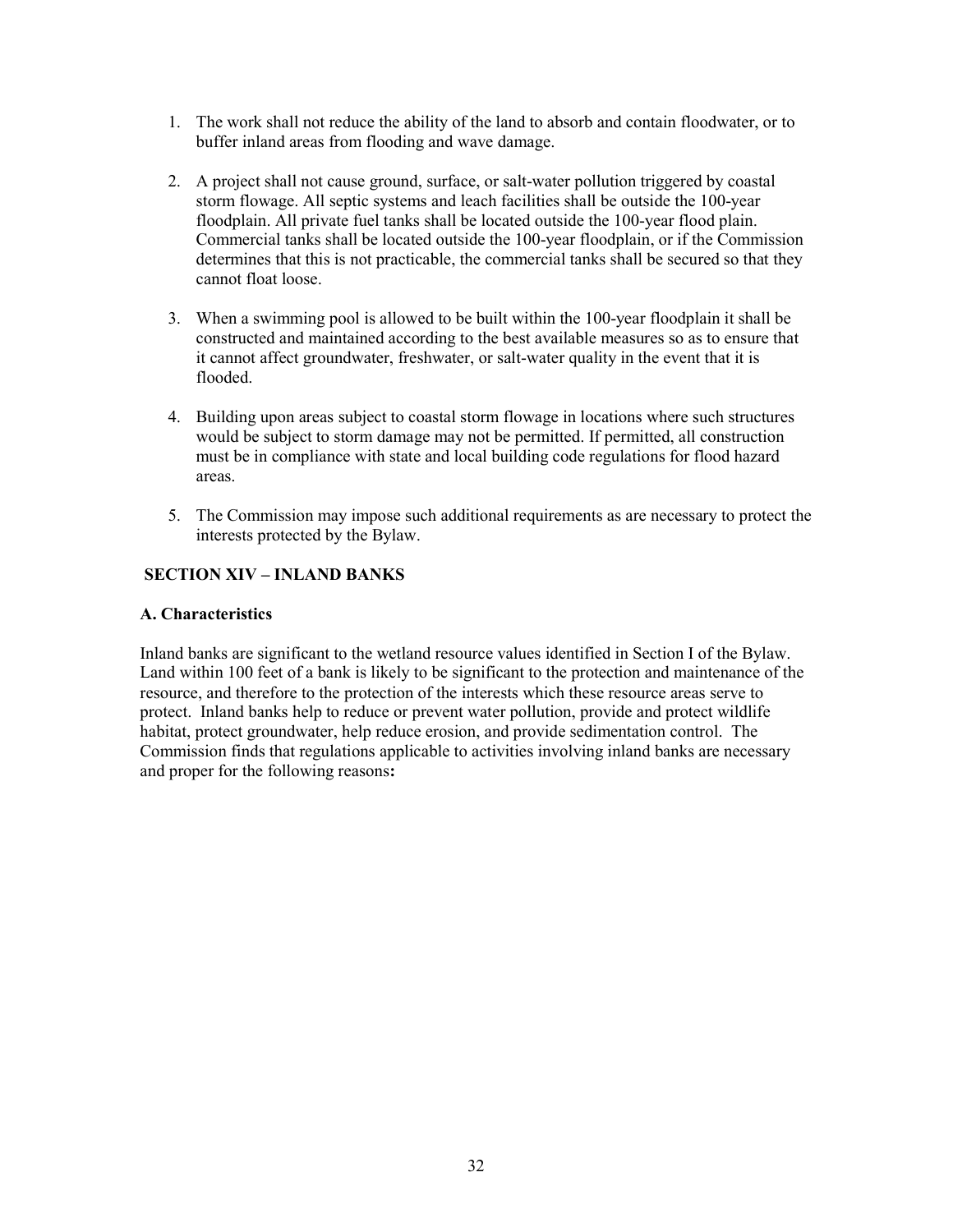1. The work shall not reduce the ability of the land to absorb and contain floodwater, or to buffer inland areas from flooding and wave damage.

2. A project shall not cause ground, surface, or salt-water pollution triggered by coastal storm flowage. All septic systems and leach facilities shall be outside the 100-year floodplain. All private fuel tanks shall be located outside the 100-year flood plain. Commercial tanks shall be located outside the 100-year floodplain, or if the Commission determines that this is not practicable, the commercial tanks shall be secured so that they cannot float loose.

3. When a swimming pool is allowed to be built within the 100-year floodplain it shall be constructed and maintained according to the best available measures so as to ensure that it cannot affect groundwater, freshwater, or salt-water quality in the event that it is flooded.

4. Building upon areas subject to coastal storm flowage in locations where such structures would be subject to storm damage may not be permitted. If permitted, all construction must be in compliance with state and local building code regulations for flood hazard areas.

5. The Commission may impose such additional requirements as are necessary to protect the interests protected by the Bylaw.

## SECTION XIV – INLAND BANKS

### A. Characteristics

Inland banks are significant to the wetland resource values identified in Section I of the Bylaw. Land within 100 feet of a bank is likely to be significant to the protection and maintenance of the resource, and therefore to the protection of the interests which these resource areas serve to protect. Inland banks help to reduce or prevent water pollution, provide and protect wildlife habitat, protect groundwater, help reduce erosion, and provide sedimentation control. The Commission finds that regulations applicable to activities involving inland banks are necessary and proper for the following reasons**:**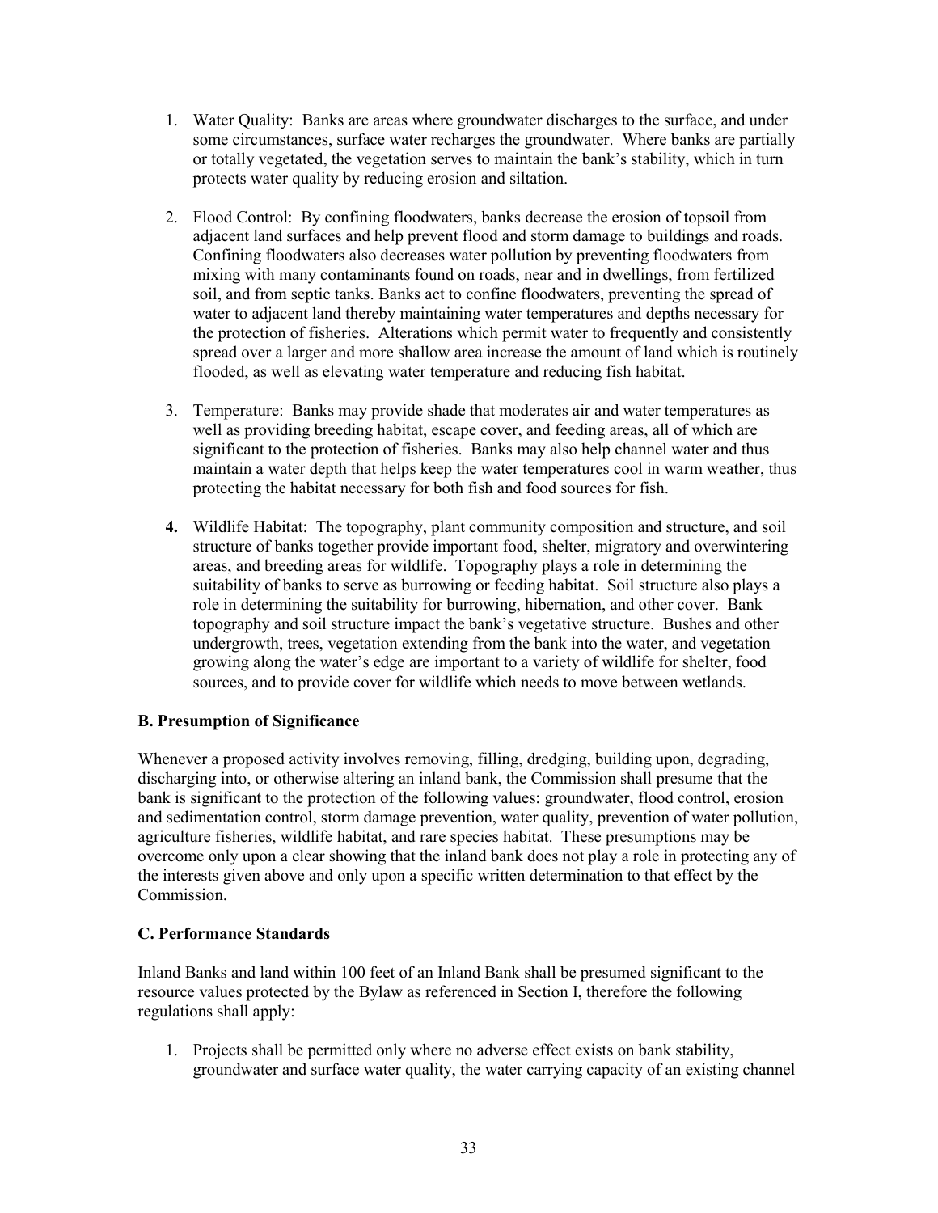1. Water Quality: Banks are areas where groundwater discharges to the surface, and under some circumstances, surface water recharges the groundwater. Where banks are partially or totally vegetated, the vegetation serves to maintain the bank's stability, which in turn protects water quality by reducing erosion and siltation.

2. Flood Control: By confining floodwaters, banks decrease the erosion of topsoil from adjacent land surfaces and help prevent flood and storm damage to buildings and roads. Confining floodwaters also decreases water pollution by preventing floodwaters from mixing with many contaminants found on roads, near and in dwellings, from fertilized soil, and from septic tanks. Banks act to confine floodwaters, preventing the spread of water to adjacent land thereby maintaining water temperatures and depths necessary for the protection of fisheries. Alterations which permit water to frequently and consistently spread over a larger and more shallow area increase the amount of land which is routinely flooded, as well as elevating water temperature and reducing fish habitat.

3. Temperature: Banks may provide shade that moderates air and water temperatures as well as providing breeding habitat, escape cover, and feeding areas, all of which are significant to the protection of fisheries. Banks may also help channel water and thus maintain a water depth that helps keep the water temperatures cool in warm weather, thus protecting the habitat necessary for both fish and food sources for fish.

4. Wildlife Habitat: The topography, plant community composition and structure, and soil structure of banks together provide important food, shelter, migratory and overwintering areas, and breeding areas for wildlife. Topography plays a role in determining the suitability of banks to serve as burrowing or feeding habitat. Soil structure also plays a role in determining the suitability for burrowing, hibernation, and other cover. Bank topography and soil structure impact the bank's vegetative structure. Bushes and other undergrowth, trees, vegetation extending from the bank into the water, and vegetation growing along the water's edge are important to a variety of wildlife for shelter, food sources, and to provide cover for wildlife which needs to move between wetlands.

**B. Presumption of Significance**

Whenever a proposed activity involves removing, filling, dredging, building upon, degrading, discharging into, or otherwise altering an inland bank, the Commission shall presume that the bank is significant to the protection of the following values: groundwater, flood control, erosion and sedimentation control, storm damage prevention, water quality, prevention of water pollution, agriculture fisheries, wildlife habitat, and rare species habitat. These presumptions may be overcome only upon a clear showing that the inland bank does not play a role in protecting any of the interests given above and only upon a specific written determination to that effect by the Commission.

**C. Performance Standards**

Inland Banks and land within 100 feet of an Inland Bank shall be presumed significant to the resource values protected by the Bylaw as referenced in Section I, therefore the following regulations shall apply:

1. Projects shall be permitted only where no adverse effect exists on bank stability, groundwater and surface water quality, the water carrying capacity of an existing channel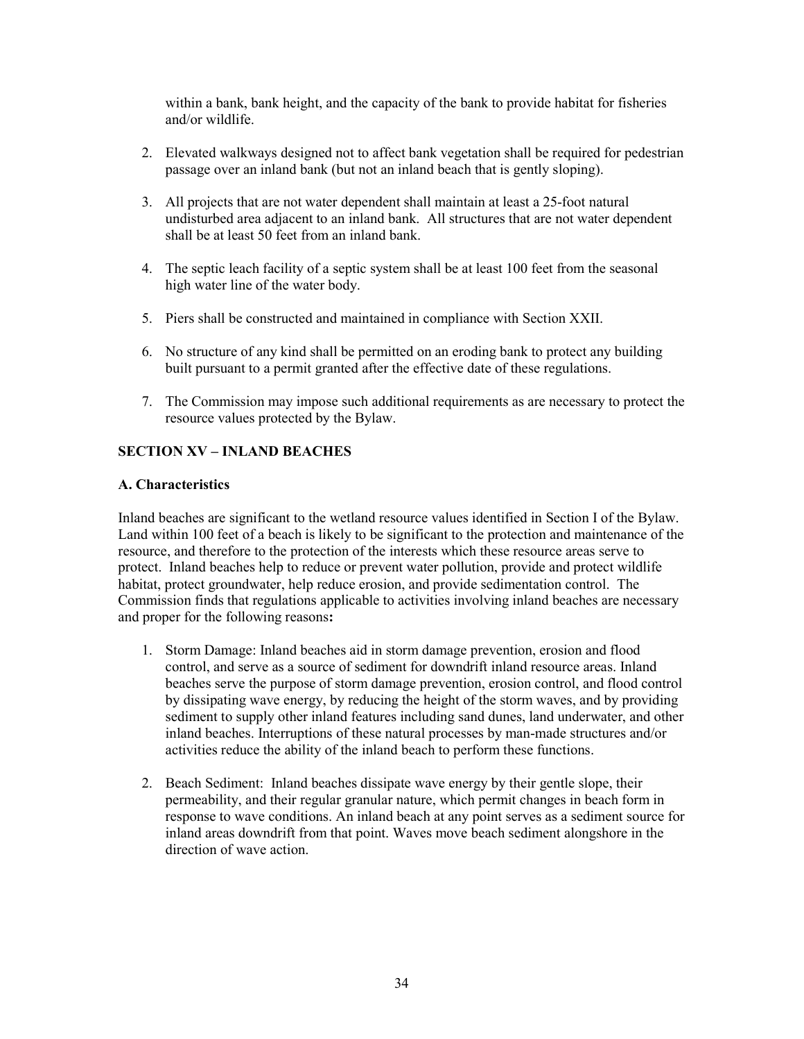within a bank, bank height, and the capacity of the bank to provide habitat for fisheries and/or wildlife.

2. Elevated walkways designed not to affect bank vegetation shall be required for pedestrian passage over an inland bank (but not an inland beach that is gently sloping).

3. All projects that are not water dependent shall maintain at least a 25-foot natural undisturbed area adjacent to an inland bank. All structures that are not water dependent shall be at least 50 feet from an inland bank.

4. The septic leach facility of a septic system shall be at least 100 feet from the seasonal high water line of the water body.

5. Piers shall be constructed and maintained in compliance with Section XXII.

6. No structure of any kind shall be permitted on an eroding bank to protect any building built pursuant to a permit granted after the effective date of these regulations.

7. The Commission may impose such additional requirements as are necessary to protect the resource values protected by the Bylaw.

## SECTION XV – INLAND BEACHES

### A. Characteristics

Inland beaches are significant to the wetland resource values identified in Section I of the Bylaw. Land within 100 feet of a beach is likely to be significant to the protection and maintenance of the resource, and therefore to the protection of the interests which these resource areas serve to protect. Inland beaches help to reduce or prevent water pollution, provide and protect wildlife habitat, protect groundwater, help reduce erosion, and provide sedimentation control. The Commission finds that regulations applicable to activities involving inland beaches are necessary and proper for the following reasons**:**

1. Storm Damage: Inland beaches aid in storm damage prevention, erosion and flood control, and serve as a source of sediment for downdrift inland resource areas. Inland beaches serve the purpose of storm damage prevention, erosion control, and flood control by dissipating wave energy, by reducing the height of the storm waves, and by providing sediment to supply other inland features including sand dunes, land underwater, and other inland beaches. Interruptions of these natural processes by man-made structures and/or activities reduce the ability of the inland beach to perform these functions.

2. Beach Sediment: Inland beaches dissipate wave energy by their gentle slope, their permeability, and their regular granular nature, which permit changes in beach form in response to wave conditions. An inland beach at any point serves as a sediment source for inland areas downdrift from that point. Waves move beach sediment alongshore in the direction of wave action.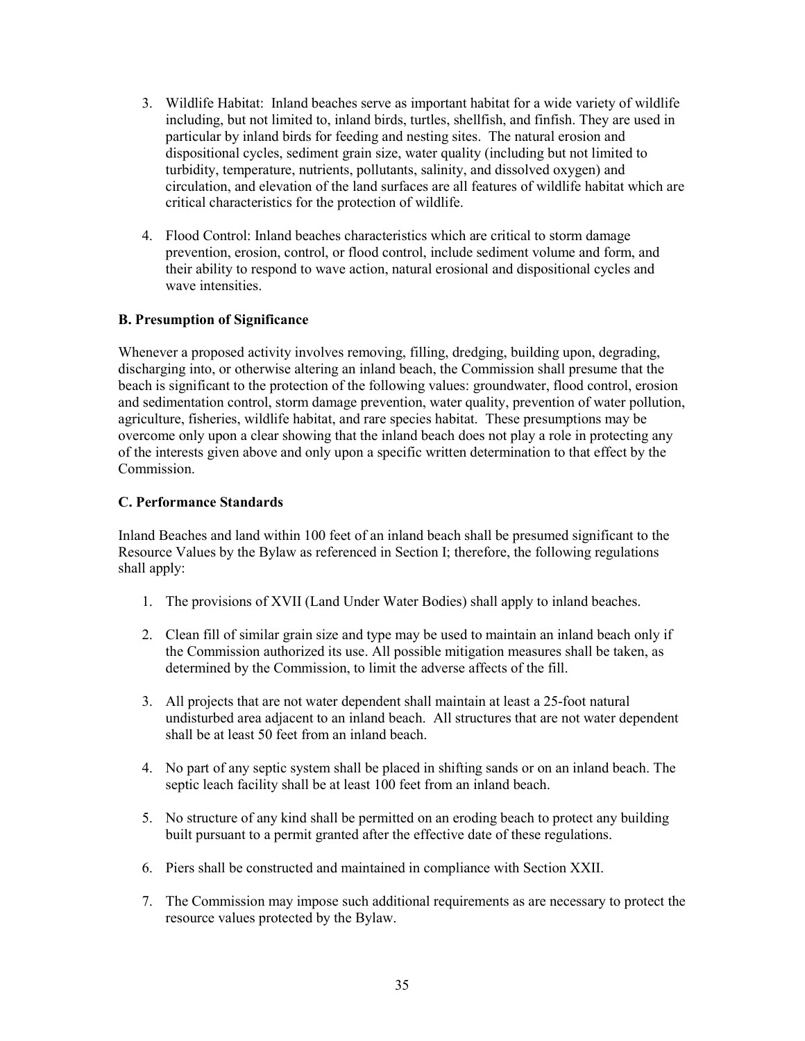3. Wildlife Habitat: Inland beaches serve as important habitat for a wide variety of wildlife including, but not limited to, inland birds, turtles, shellfish, and finfish. They are used in particular by inland birds for feeding and nesting sites. The natural erosion and dispositional cycles, sediment grain size, water quality (including but not limited to turbidity, temperature, nutrients, pollutants, salinity, and dissolved oxygen) and circulation, and elevation of the land surfaces are all features of wildlife habitat which are critical characteristics for the protection of wildlife.

4. Flood Control: Inland beaches characteristics which are critical to storm damage prevention, erosion, control, or flood control, include sediment volume and form, and their ability to respond to wave action, natural erosional and dispositional cycles and wave intensities.

**B. Presumption of Significance**

Whenever a proposed activity involves removing, filling, dredging, building upon, degrading, discharging into, or otherwise altering an inland beach, the Commission shall presume that the beach is significant to the protection of the following values: groundwater, flood control, erosion and sedimentation control, storm damage prevention, water quality, prevention of water pollution, agriculture, fisheries, wildlife habitat, and rare species habitat. These presumptions may be overcome only upon a clear showing that the inland beach does not play a role in protecting any of the interests given above and only upon a specific written determination to that effect by the Commission.

**C. Performance Standards**

Inland Beaches and land within 100 feet of an inland beach shall be presumed significant to the Resource Values by the Bylaw as referenced in Section I; therefore, the following regulations shall apply:

1. The provisions of XVII (Land Under Water Bodies) shall apply to inland beaches.

2. Clean fill of similar grain size and type may be used to maintain an inland beach only if the Commission authorized its use. All possible mitigation measures shall be taken, as determined by the Commission, to limit the adverse affects of the fill.

3. All projects that are not water dependent shall maintain at least a 25-foot natural undisturbed area adjacent to an inland beach. All structures that are not water dependent shall be at least 50 feet from an inland beach.

4. No part of any septic system shall be placed in shifting sands or on an inland beach. The septic leach facility shall be at least 100 feet from an inland beach.

5. No structure of any kind shall be permitted on an eroding beach to protect any building built pursuant to a permit granted after the effective date of these regulations.

6. Piers shall be constructed and maintained in compliance with Section XXII.

7. The Commission may impose such additional requirements as are necessary to protect the resource values protected by the Bylaw.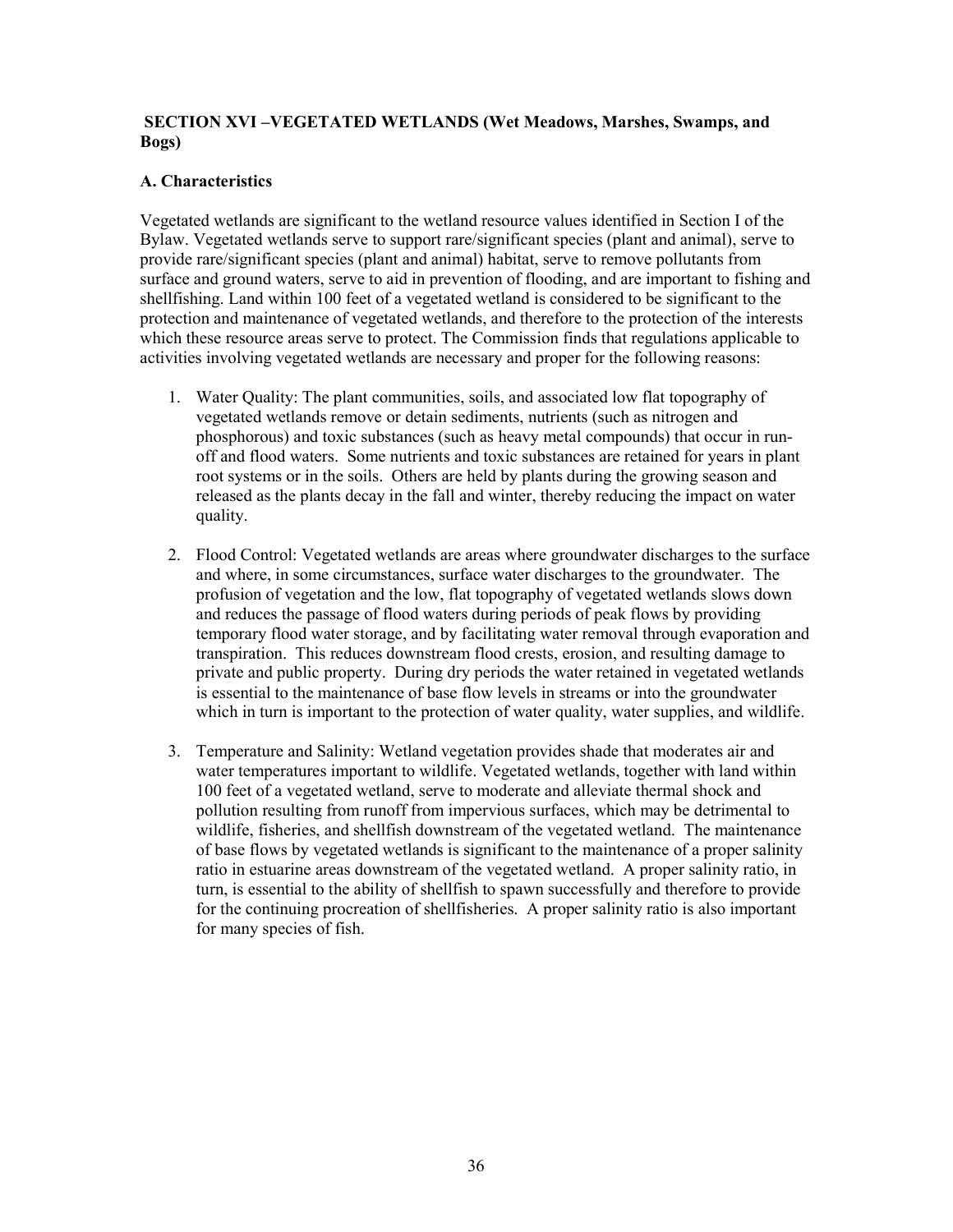## SECTION XVI –VEGETATED WETLANDS (Wet Meadows, Marshes, Swamps, and Bogs)

### A. Characteristics

Vegetated wetlands are significant to the wetland resource values identified in Section I of the Bylaw. Vegetated wetlands serve to support rare/significant species (plant and animal), serve to provide rare/significant species (plant and animal) habitat, serve to remove pollutants from surface and ground waters, serve to aid in prevention of flooding, and are important to fishing and shellfishing. Land within 100 feet of a vegetated wetland is considered to be significant to the protection and maintenance of vegetated wetlands, and therefore to the protection of the interests which these resource areas serve to protect. The Commission finds that regulations applicable to activities involving vegetated wetlands are necessary and proper for the following reasons:

1. Water Quality: The plant communities, soils, and associated low flat topography of vegetated wetlands remove or detain sediments, nutrients (such as nitrogen and phosphorous) and toxic substances (such as heavy metal compounds) that occur in run-off and flood waters. Some nutrients and toxic substances are retained for years in plant root systems or in the soils. Others are held by plants during the growing season and released as the plants decay in the fall and winter, thereby reducing the impact on water quality.

2. Flood Control: Vegetated wetlands are areas where groundwater discharges to the surface and where, in some circumstances, surface water discharges to the groundwater. The profusion of vegetation and the low, flat topography of vegetated wetlands slows down and reduces the passage of flood waters during periods of peak flows by providing temporary flood water storage, and by facilitating water removal through evaporation and transpiration. This reduces downstream flood crests, erosion, and resulting damage to private and public property. During dry periods the water retained in vegetated wetlands is essential to the maintenance of base flow levels in streams or into the groundwater which in turn is important to the protection of water quality, water supplies, and wildlife.

3. Temperature and Salinity: Wetland vegetation provides shade that moderates air and water temperatures important to wildlife. Vegetated wetlands, together with land within 100 feet of a vegetated wetland, serve to moderate and alleviate thermal shock and pollution resulting from runoff from impervious surfaces, which may be detrimental to wildlife, fisheries, and shellfish downstream of the vegetated wetland. The maintenance of base flows by vegetated wetlands is significant to the maintenance of a proper salinity ratio in estuarine areas downstream of the vegetated wetland. A proper salinity ratio, in turn, is essential to the ability of shellfish to spawn successfully and therefore to provide for the continuing procreation of shellfisheries. A proper salinity ratio is also important for many species of fish.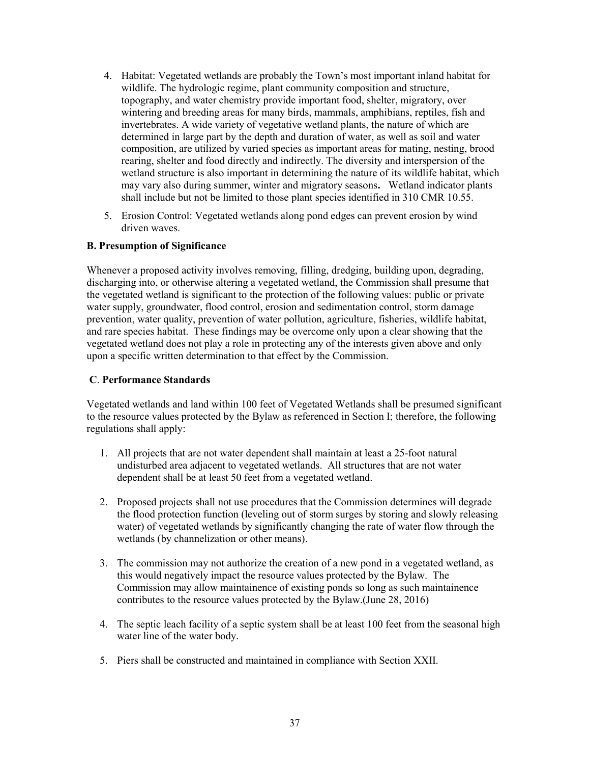4. Habitat: Vegetated wetlands are probably the Town's most important inland habitat for wildlife. The hydrologic regime, plant community composition and structure, topography, and water chemistry provide important food, shelter, migratory, over wintering and breeding areas for many birds, mammals, amphibians, reptiles, fish and invertebrates. A wide variety of vegetative wetland plants, the nature of which are determined in large part by the depth and duration of water, as well as soil and water composition, are utilized by varied species as important areas for mating, nesting, brood rearing, shelter and food directly and indirectly. The diversity and interspersion of the wetland structure is also important in determining the nature of its wildlife habitat, which may vary also during summer, winter and migratory seasons**.** Wetland indicator plants shall include but not be limited to those plant species identified in 310 CMR 10.55.

5. Erosion Control: Vegetated wetlands along pond edges can prevent erosion by wind driven waves.

**B. Presumption of Significance**

Whenever a proposed activity involves removing, filling, dredging, building upon, degrading, discharging into, or otherwise altering a vegetated wetland, the Commission shall presume that the vegetated wetland is significant to the protection of the following values: public or private water supply, groundwater, flood control, erosion and sedimentation control, storm damage prevention, water quality, prevention of water pollution, agriculture, fisheries, wildlife habitat, and rare species habitat. These findings may be overcome only upon a clear showing that the vegetated wetland does not play a role in protecting any of the interests given above and only upon a specific written determination to that effect by the Commission.

**C. Performance Standards**

Vegetated wetlands and land within 100 feet of Vegetated Wetlands shall be presumed significant to the resource values protected by the Bylaw as referenced in Section I; therefore, the following regulations shall apply:

1. All projects that are not water dependent shall maintain at least a 25-foot natural undisturbed area adjacent to vegetated wetlands. All structures that are not water dependent shall be at least 50 feet from a vegetated wetland.

2. Proposed projects shall not use procedures that the Commission determines will degrade the flood protection function (leveling out of storm surges by storing and slowly releasing water) of vegetated wetlands by significantly changing the rate of water flow through the wetlands (by channelization or other means).

3. The commission may not authorize the creation of a new pond in a vegetated wetland, as this would negatively impact the resource values protected by the Bylaw. The Commission may allow maintainence of existing ponds so long as such maintainence contributes to the resource values protected by the Bylaw.(June 28, 2016)

4. The septic leach facility of a septic system shall be at least 100 feet from the seasonal high water line of the water body.

5. Piers shall be constructed and maintained in compliance with Section XXII.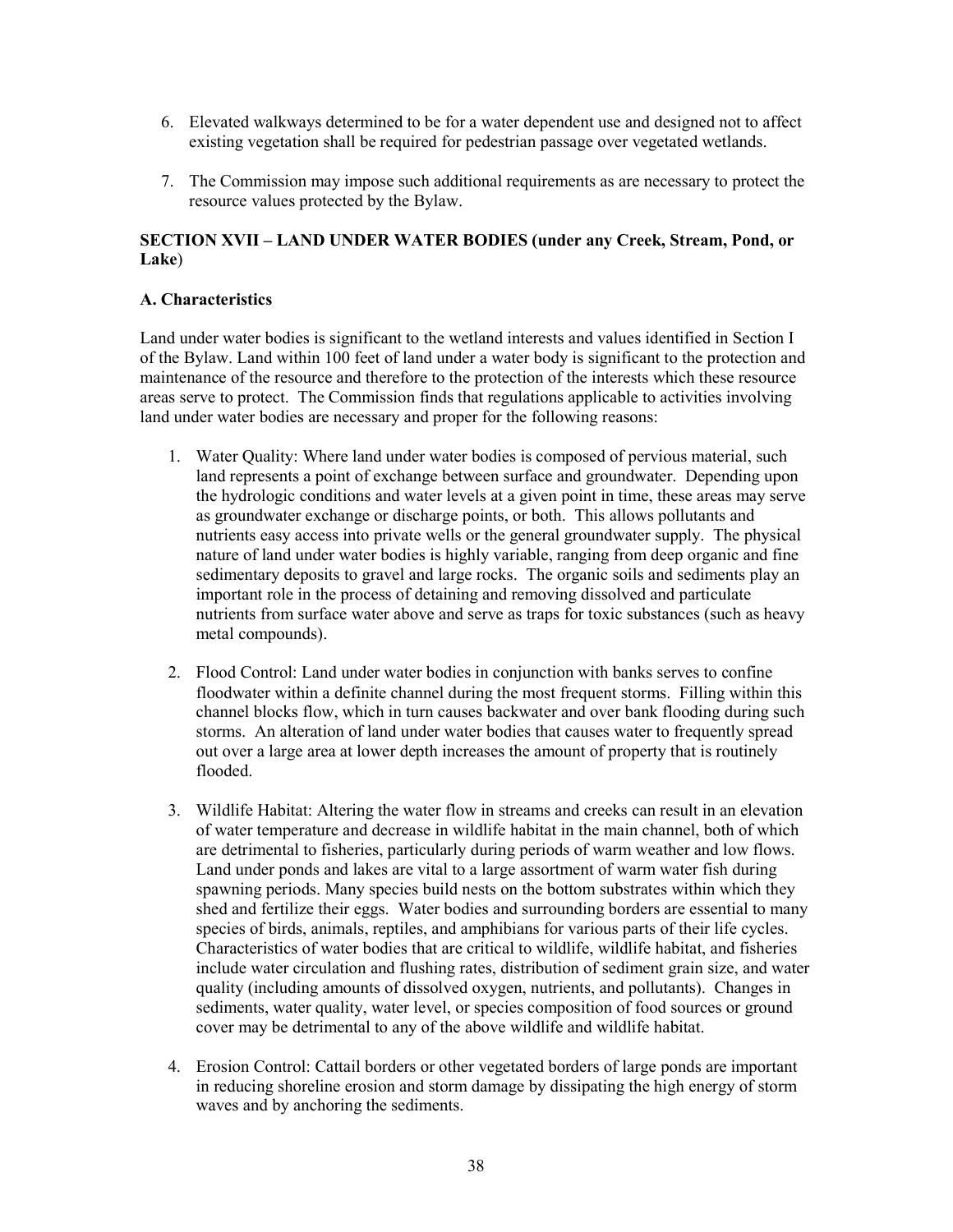6. Elevated walkways determined to be for a water dependent use and designed not to affect existing vegetation shall be required for pedestrian passage over vegetated wetlands.

7. The Commission may impose such additional requirements as are necessary to protect the resource values protected by the Bylaw.

## SECTION XVII – LAND UNDER WATER BODIES (under any Creek, Stream, Pond, or Lake)

### A. Characteristics

Land under water bodies is significant to the wetland interests and values identified in Section I of the Bylaw. Land within 100 feet of land under a water body is significant to the protection and maintenance of the resource and therefore to the protection of the interests which these resource areas serve to protect. The Commission finds that regulations applicable to activities involving land under water bodies are necessary and proper for the following reasons:

1. Water Quality: Where land under water bodies is composed of pervious material, such land represents a point of exchange between surface and groundwater. Depending upon the hydrologic conditions and water levels at a given point in time, these areas may serve as groundwater exchange or discharge points, or both. This allows pollutants and nutrients easy access into private wells or the general groundwater supply. The physical nature of land under water bodies is highly variable, ranging from deep organic and fine sedimentary deposits to gravel and large rocks. The organic soils and sediments play an important role in the process of detaining and removing dissolved and particulate nutrients from surface water above and serve as traps for toxic substances (such as heavy metal compounds).

2. Flood Control: Land under water bodies in conjunction with banks serves to confine floodwater within a definite channel during the most frequent storms. Filling within this channel blocks flow, which in turn causes backwater and over bank flooding during such storms. An alteration of land under water bodies that causes water to frequently spread out over a large area at lower depth increases the amount of property that is routinely flooded.

3. Wildlife Habitat: Altering the water flow in streams and creeks can result in an elevation of water temperature and decrease in wildlife habitat in the main channel, both of which are detrimental to fisheries, particularly during periods of warm weather and low flows. Land under ponds and lakes are vital to a large assortment of warm water fish during spawning periods. Many species build nests on the bottom substrates within which they shed and fertilize their eggs. Water bodies and surrounding borders are essential to many species of birds, animals, reptiles, and amphibians for various parts of their life cycles. Characteristics of water bodies that are critical to wildlife, wildlife habitat, and fisheries include water circulation and flushing rates, distribution of sediment grain size, and water quality (including amounts of dissolved oxygen, nutrients, and pollutants). Changes in sediments, water quality, water level, or species composition of food sources or ground cover may be detrimental to any of the above wildlife and wildlife habitat.

4. Erosion Control: Cattail borders or other vegetated borders of large ponds are important in reducing shoreline erosion and storm damage by dissipating the high energy of storm waves and by anchoring the sediments.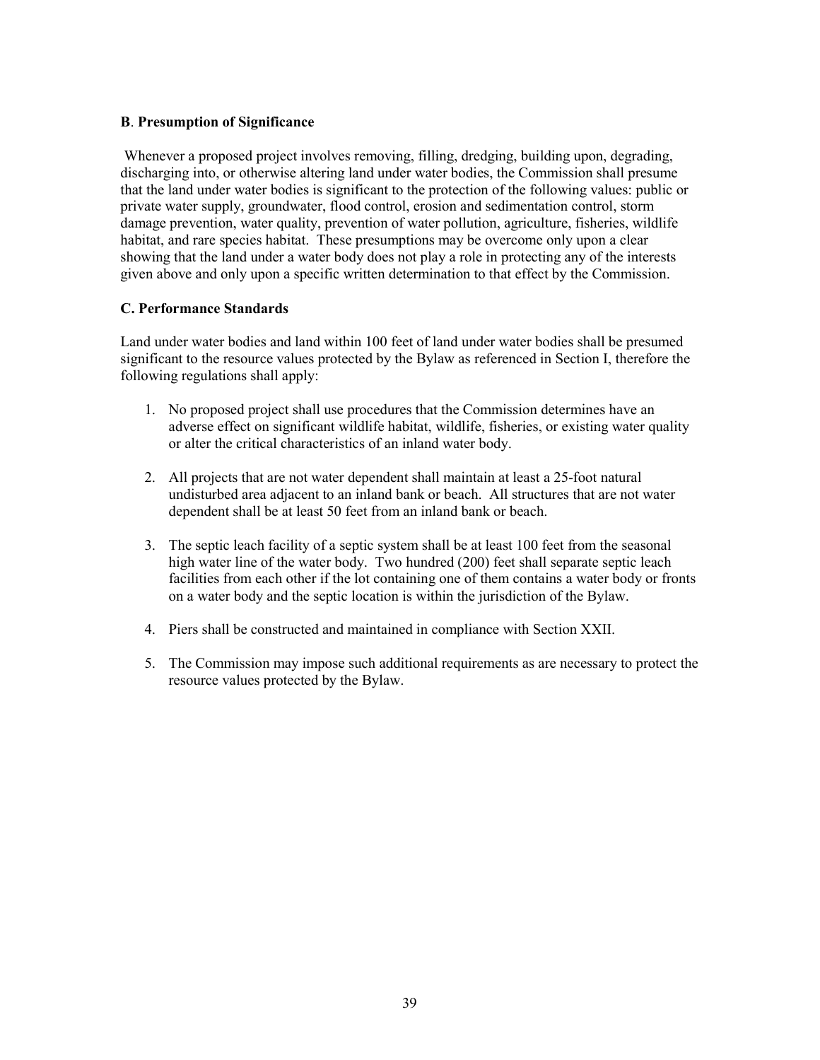### **B**. **Presumption of Significance**

Whenever a proposed project involves removing, filling, dredging, building upon, degrading, discharging into, or otherwise altering land under water bodies, the Commission shall presume that the land under water bodies is significant to the protection of the following values: public or private water supply, groundwater, flood control, erosion and sedimentation control, storm damage prevention, water quality, prevention of water pollution, agriculture, fisheries, wildlife habitat, and rare species habitat. These presumptions may be overcome only upon a clear showing that the land under a water body does not play a role in protecting any of the interests given above and only upon a specific written determination to that effect by the Commission.

### **C. Performance Standards**

Land under water bodies and land within 100 feet of land under water bodies shall be presumed significant to the resource values protected by the Bylaw as referenced in Section I, therefore the following regulations shall apply:

1. No proposed project shall use procedures that the Commission determines have an adverse effect on significant wildlife habitat, wildlife, fisheries, or existing water quality or alter the critical characteristics of an inland water body.

2. All projects that are not water dependent shall maintain at least a 25-foot natural undisturbed area adjacent to an inland bank or beach. All structures that are not water dependent shall be at least 50 feet from an inland bank or beach.

3. The septic leach facility of a septic system shall be at least 100 feet from the seasonal high water line of the water body. Two hundred (200) feet shall separate septic leach facilities from each other if the lot containing one of them contains a water body or fronts on a water body and the septic location is within the jurisdiction of the Bylaw.

4. Piers shall be constructed and maintained in compliance with Section XXII.

5. The Commission may impose such additional requirements as are necessary to protect the resource values protected by the Bylaw.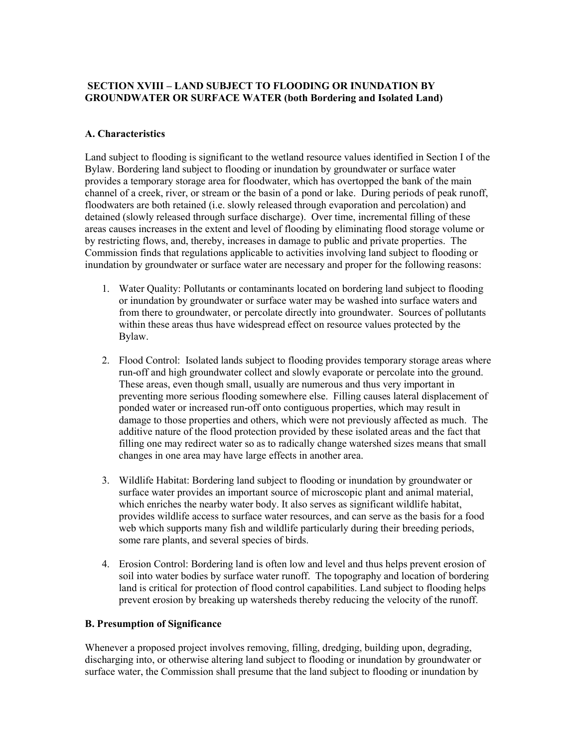## SECTION XVIII – LAND SUBJECT TO FLOODING OR INUNDATION BY GROUNDWATER OR SURFACE WATER (both Bordering and Isolated Land)

### A. Characteristics

Land subject to flooding is significant to the wetland resource values identified in Section I of the Bylaw. Bordering land subject to flooding or inundation by groundwater or surface water provides a temporary storage area for floodwater, which has overtopped the bank of the main channel of a creek, river, or stream or the basin of a pond or lake. During periods of peak runoff, floodwaters are both retained (i.e. slowly released through evaporation and percolation) and detained (slowly released through surface discharge). Over time, incremental filling of these areas causes increases in the extent and level of flooding by eliminating flood storage volume or by restricting flows, and, thereby, increases in damage to public and private properties. The Commission finds that regulations applicable to activities involving land subject to flooding or inundation by groundwater or surface water are necessary and proper for the following reasons:

1. Water Quality: Pollutants or contaminants located on bordering land subject to flooding or inundation by groundwater or surface water may be washed into surface waters and from there to groundwater, or percolate directly into groundwater. Sources of pollutants within these areas thus have widespread effect on resource values protected by the Bylaw.

2. Flood Control: Isolated lands subject to flooding provides temporary storage areas where run-off and high groundwater collect and slowly evaporate or percolate into the ground. These areas, even though small, usually are numerous and thus very important in preventing more serious flooding somewhere else. Filling causes lateral displacement of ponded water or increased run-off onto contiguous properties, which may result in damage to those properties and others, which were not previously affected as much. The additive nature of the flood protection provided by these isolated areas and the fact that filling one may redirect water so as to radically change watershed sizes means that small changes in one area may have large effects in another area.

3. Wildlife Habitat: Bordering land subject to flooding or inundation by groundwater or surface water provides an important source of microscopic plant and animal material, which enriches the nearby water body. It also serves as significant wildlife habitat, provides wildlife access to surface water resources, and can serve as the basis for a food web which supports many fish and wildlife particularly during their breeding periods, some rare plants, and several species of birds.

4. Erosion Control: Bordering land is often low and level and thus helps prevent erosion of soil into water bodies by surface water runoff. The topography and location of bordering land is critical for protection of flood control capabilities. Land subject to flooding helps prevent erosion by breaking up watersheds thereby reducing the velocity of the runoff.

### B. Presumption of Significance

Whenever a proposed project involves removing, filling, dredging, building upon, degrading, discharging into, or otherwise altering land subject to flooding or inundation by groundwater or surface water, the Commission shall presume that the land subject to flooding or inundation by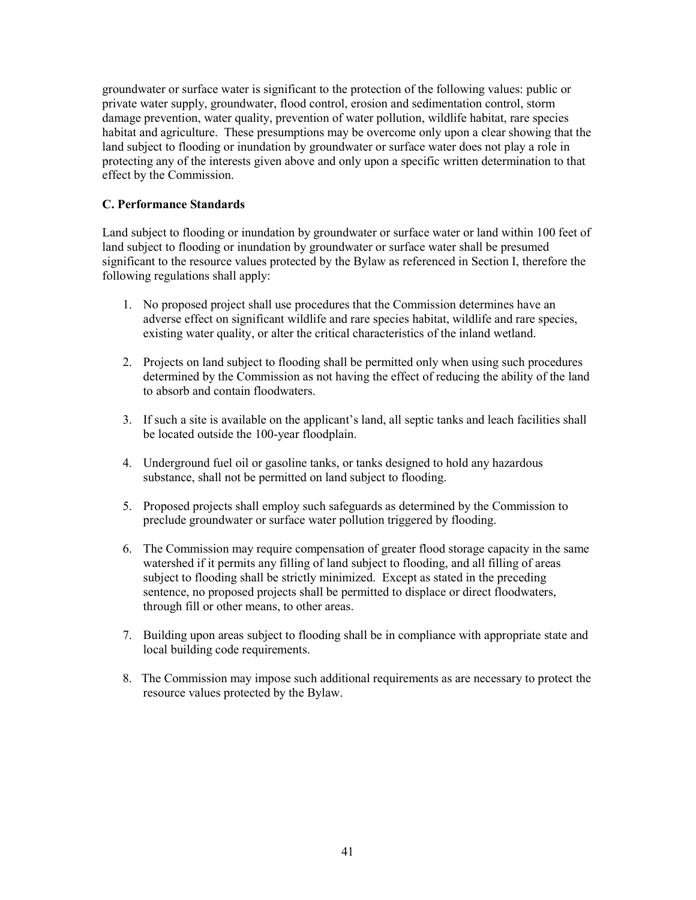groundwater or surface water is significant to the protection of the following values: public or private water supply, groundwater, flood control, erosion and sedimentation control, storm damage prevention, water quality, prevention of water pollution, wildlife habitat, rare species habitat and agriculture. These presumptions may be overcome only upon a clear showing that the land subject to flooding or inundation by groundwater or surface water does not play a role in protecting any of the interests given above and only upon a specific written determination to that effect by the Commission.

### C. Performance Standards

Land subject to flooding or inundation by groundwater or surface water or land within 100 feet of land subject to flooding or inundation by groundwater or surface water shall be presumed significant to the resource values protected by the Bylaw as referenced in Section I, therefore the following regulations shall apply:

1. No proposed project shall use procedures that the Commission determines have an adverse effect on significant wildlife and rare species habitat, wildlife and rare species, existing water quality, or alter the critical characteristics of the inland wetland.

2. Projects on land subject to flooding shall be permitted only when using such procedures determined by the Commission as not having the effect of reducing the ability of the land to absorb and contain floodwaters.

3. If such a site is available on the applicant's land, all septic tanks and leach facilities shall be located outside the 100-year floodplain.

4. Underground fuel oil or gasoline tanks, or tanks designed to hold any hazardous substance, shall not be permitted on land subject to flooding.

5. Proposed projects shall employ such safeguards as determined by the Commission to preclude groundwater or surface water pollution triggered by flooding.

6. The Commission may require compensation of greater flood storage capacity in the same watershed if it permits any filling of land subject to flooding, and all filling of areas subject to flooding shall be strictly minimized. Except as stated in the preceding sentence, no proposed projects shall be permitted to displace or direct floodwaters, through fill or other means, to other areas.

7. Building upon areas subject to flooding shall be in compliance with appropriate state and local building code requirements.

8. The Commission may impose such additional requirements as are necessary to protect the resource values protected by the Bylaw.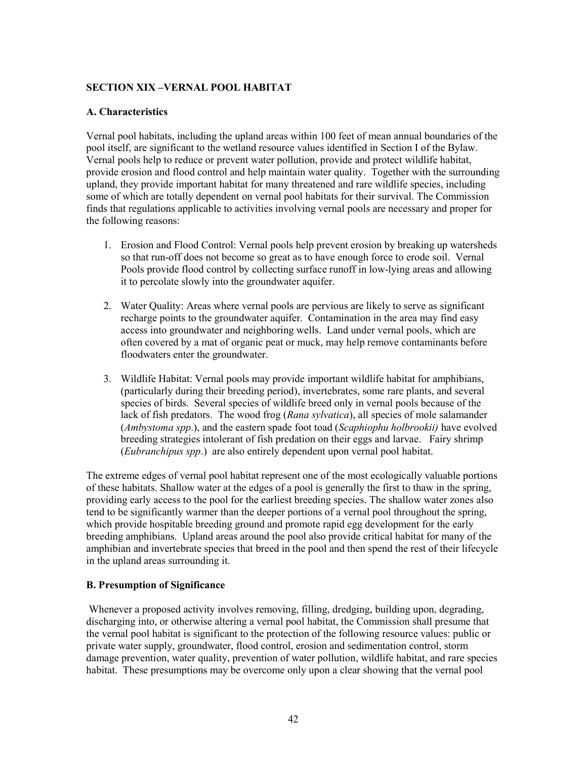## SECTION XIX –VERNAL POOL HABITAT

### A. Characteristics

Vernal pool habitats, including the upland areas within 100 feet of mean annual boundaries of the pool itself, are significant to the wetland resource values identified in Section I of the Bylaw. Vernal pools help to reduce or prevent water pollution, provide and protect wildlife habitat, provide erosion and flood control and help maintain water quality. Together with the surrounding upland, they provide important habitat for many threatened and rare wildlife species, including some of which are totally dependent on vernal pool habitats for their survival. The Commission finds that regulations applicable to activities involving vernal pools are necessary and proper for the following reasons:

1. Erosion and Flood Control: Vernal pools help prevent erosion by breaking up watersheds so that run-off does not become so great as to have enough force to erode soil. Vernal Pools provide flood control by collecting surface runoff in low-lying areas and allowing it to percolate slowly into the groundwater aquifer.

2. Water Quality: Areas where vernal pools are pervious are likely to serve as significant recharge points to the groundwater aquifer. Contamination in the area may find easy access into groundwater and neighboring wells. Land under vernal pools, which are often covered by a mat of organic peat or muck, may help remove contaminants before floodwaters enter the groundwater.

3. Wildlife Habitat: Vernal pools may provide important wildlife habitat for amphibians, (particularly during their breeding period), invertebrates, some rare plants, and several species of birds. Several species of wildlife breed only in vernal pools because of the lack of fish predators. The wood frog (*Rana sylvatica*), all species of mole salamander (*Ambystoma spp*.), and the eastern spade foot toad (*Scaphiophu holbrookii)* have evolved breeding strategies intolerant of fish predation on their eggs and larvae. Fairy shrimp (*Eubranchipus spp*.) are also entirely dependent upon vernal pool habitat.

The extreme edges of vernal pool habitat represent one of the most ecologically valuable portions of these habitats. Shallow water at the edges of a pool is generally the first to thaw in the spring, providing early access to the pool for the earliest breeding species. The shallow water zones also tend to be significantly warmer than the deeper portions of a vernal pool throughout the spring, which provide hospitable breeding ground and promote rapid egg development for the early breeding amphibians. Upland areas around the pool also provide critical habitat for many of the amphibian and invertebrate species that breed in the pool and then spend the rest of their lifecycle in the upland areas surrounding it.

### B. Presumption of Significance

Whenever a proposed activity involves removing, filling, dredging, building upon, degrading, discharging into, or otherwise altering a vernal pool habitat, the Commission shall presume that the vernal pool habitat is significant to the protection of the following resource values: public or private water supply, groundwater, flood control, erosion and sedimentation control, storm damage prevention, water quality, prevention of water pollution, wildlife habitat, and rare species habitat. These presumptions may be overcome only upon a clear showing that the vernal pool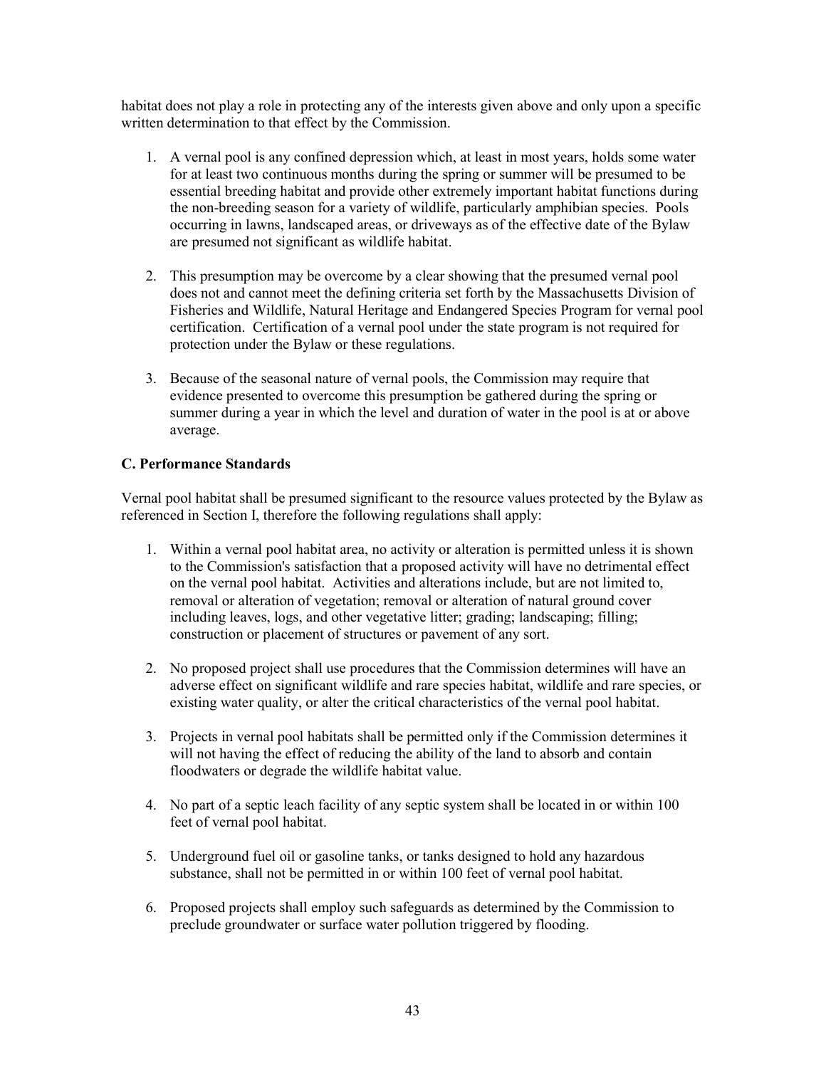habitat does not play a role in protecting any of the interests given above and only upon a specific written determination to that effect by the Commission.

1. A vernal pool is any confined depression which, at least in most years, holds some water for at least two continuous months during the spring or summer will be presumed to be essential breeding habitat and provide other extremely important habitat functions during the non-breeding season for a variety of wildlife, particularly amphibian species. Pools occurring in lawns, landscaped areas, or driveways as of the effective date of the Bylaw are presumed not significant as wildlife habitat.

2. This presumption may be overcome by a clear showing that the presumed vernal pool does not and cannot meet the defining criteria set forth by the Massachusetts Division of Fisheries and Wildlife, Natural Heritage and Endangered Species Program for vernal pool certification. Certification of a vernal pool under the state program is not required for protection under the Bylaw or these regulations.

3. Because of the seasonal nature of vernal pools, the Commission may require that evidence presented to overcome this presumption be gathered during the spring or summer during a year in which the level and duration of water in the pool is at or above average.

**C. Performance Standards**

Vernal pool habitat shall be presumed significant to the resource values protected by the Bylaw as referenced in Section I, therefore the following regulations shall apply:

1. Within a vernal pool habitat area, no activity or alteration is permitted unless it is shown to the Commission's satisfaction that a proposed activity will have no detrimental effect on the vernal pool habitat. Activities and alterations include, but are not limited to, removal or alteration of vegetation; removal or alteration of natural ground cover including leaves, logs, and other vegetative litter; grading; landscaping; filling; construction or placement of structures or pavement of any sort.

2. No proposed project shall use procedures that the Commission determines will have an adverse effect on significant wildlife and rare species habitat, wildlife and rare species, or existing water quality, or alter the critical characteristics of the vernal pool habitat.

3. Projects in vernal pool habitats shall be permitted only if the Commission determines it will not having the effect of reducing the ability of the land to absorb and contain floodwaters or degrade the wildlife habitat value.

4. No part of a septic leach facility of any septic system shall be located in or within 100 feet of vernal pool habitat.

5. Underground fuel oil or gasoline tanks, or tanks designed to hold any hazardous substance, shall not be permitted in or within 100 feet of vernal pool habitat.

6. Proposed projects shall employ such safeguards as determined by the Commission to preclude groundwater or surface water pollution triggered by flooding.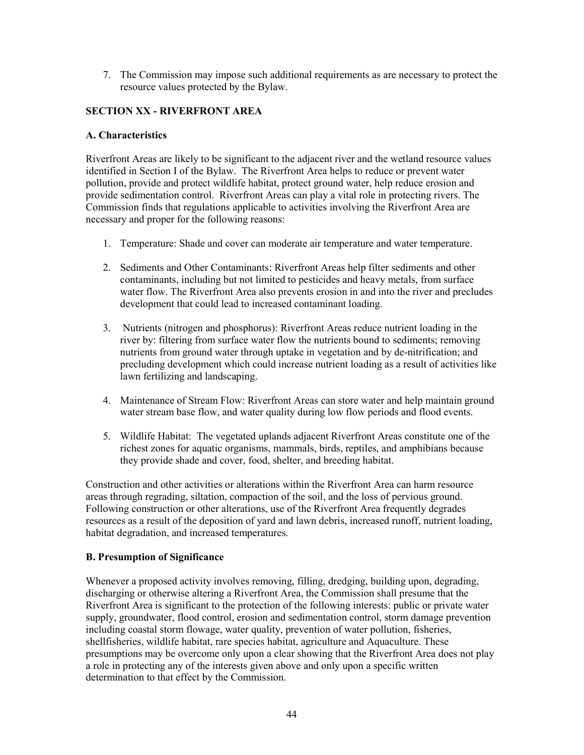7. The Commission may impose such additional requirements as are necessary to protect the resource values protected by the Bylaw.

## SECTION XX - RIVERFRONT AREA

### A. Characteristics

Riverfront Areas are likely to be significant to the adjacent river and the wetland resource values identified in Section I of the Bylaw. The Riverfront Area helps to reduce or prevent water pollution, provide and protect wildlife habitat, protect ground water, help reduce erosion and provide sedimentation control. Riverfront Areas can play a vital role in protecting rivers. The Commission finds that regulations applicable to activities involving the Riverfront Area are necessary and proper for the following reasons:

1. Temperature: Shade and cover can moderate air temperature and water temperature.

2. Sediments and Other Contaminants: Riverfront Areas help filter sediments and other contaminants, including but not limited to pesticides and heavy metals, from surface water flow. The Riverfront Area also prevents erosion in and into the river and precludes development that could lead to increased contaminant loading.

3. Nutrients (nitrogen and phosphorus): Riverfront Areas reduce nutrient loading in the river by: filtering from surface water flow the nutrients bound to sediments; removing nutrients from ground water through uptake in vegetation and by de-nitrification; and precluding development which could increase nutrient loading as a result of activities like lawn fertilizing and landscaping.

4. Maintenance of Stream Flow: Riverfront Areas can store water and help maintain ground water stream base flow, and water quality during low flow periods and flood events.

5. Wildlife Habitat: The vegetated uplands adjacent Riverfront Areas constitute one of the richest zones for aquatic organisms, mammals, birds, reptiles, and amphibians because they provide shade and cover, food, shelter, and breeding habitat.

Construction and other activities or alterations within the Riverfront Area can harm resource areas through regrading, siltation, compaction of the soil, and the loss of pervious ground. Following construction or other alterations, use of the Riverfront Area frequently degrades resources as a result of the deposition of yard and lawn debris, increased runoff, nutrient loading, habitat degradation, and increased temperatures.

### B. Presumption of Significance

Whenever a proposed activity involves removing, filling, dredging, building upon, degrading, discharging or otherwise altering a Riverfront Area, the Commission shall presume that the Riverfront Area is significant to the protection of the following interests: public or private water supply, groundwater, flood control, erosion and sedimentation control, storm damage prevention including coastal storm flowage, water quality, prevention of water pollution, fisheries, shellfisheries, wildlife habitat, rare species habitat, agriculture and Aquaculture. These presumptions may be overcome only upon a clear showing that the Riverfront Area does not play a role in protecting any of the interests given above and only upon a specific written determination to that effect by the Commission.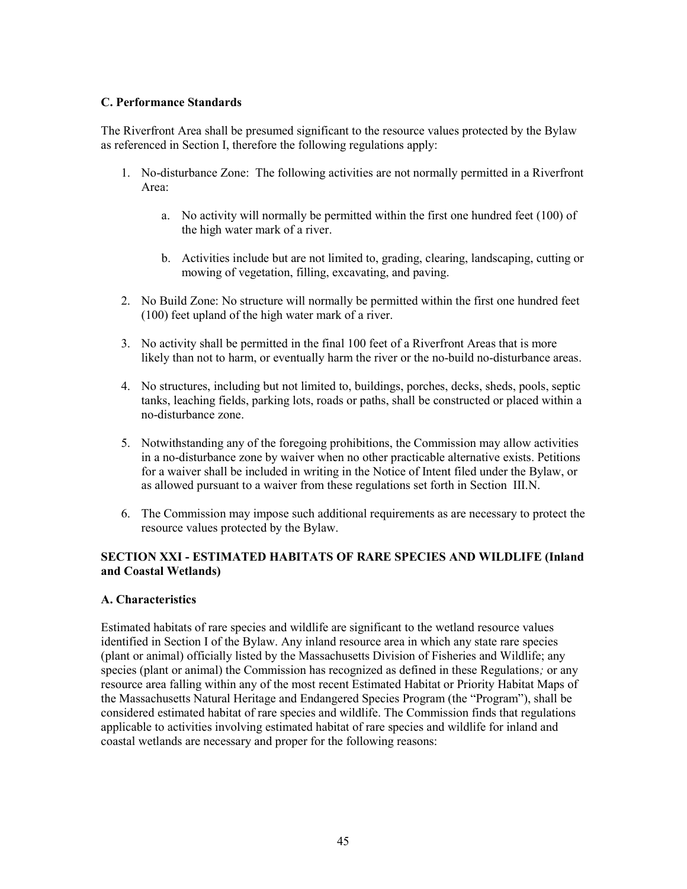**C. Performance Standards**

The Riverfront Area shall be presumed significant to the resource values protected by the Bylaw as referenced in Section I, therefore the following regulations apply:

1. No-disturbance Zone: The following activities are not normally permitted in a Riverfront Area:

    a. No activity will normally be permitted within the first one hundred feet (100) of the high water mark of a river.

    b. Activities include but are not limited to, grading, clearing, landscaping, cutting or mowing of vegetation, filling, excavating, and paving.

2. No Build Zone: No structure will normally be permitted within the first one hundred feet (100) feet upland of the high water mark of a river.

3. No activity shall be permitted in the final 100 feet of a Riverfront Areas that is more likely than not to harm, or eventually harm the river or the no-build no-disturbance areas.

4. No structures, including but not limited to, buildings, porches, decks, sheds, pools, septic tanks, leaching fields, parking lots, roads or paths, shall be constructed or placed within a no-disturbance zone.

5. Notwithstanding any of the foregoing prohibitions, the Commission may allow activities in a no-disturbance zone by waiver when no other practicable alternative exists. Petitions for a waiver shall be included in writing in the Notice of Intent filed under the Bylaw, or as allowed pursuant to a waiver from these regulations set forth in Section III.N.

6. The Commission may impose such additional requirements as are necessary to protect the resource values protected by the Bylaw.

## SECTION XXI - ESTIMATED HABITATS OF RARE SPECIES AND WILDLIFE (Inland and Coastal Wetlands)

**A. Characteristics**

Estimated habitats of rare species and wildlife are significant to the wetland resource values identified in Section I of the Bylaw. Any inland resource area in which any state rare species (plant or animal) officially listed by the Massachusetts Division of Fisheries and Wildlife; any species (plant or animal) the Commission has recognized as defined in these Regulations*;* or any resource area falling within any of the most recent Estimated Habitat or Priority Habitat Maps of the Massachusetts Natural Heritage and Endangered Species Program (the "Program"), shall be considered estimated habitat of rare species and wildlife. The Commission finds that regulations applicable to activities involving estimated habitat of rare species and wildlife for inland and coastal wetlands are necessary and proper for the following reasons: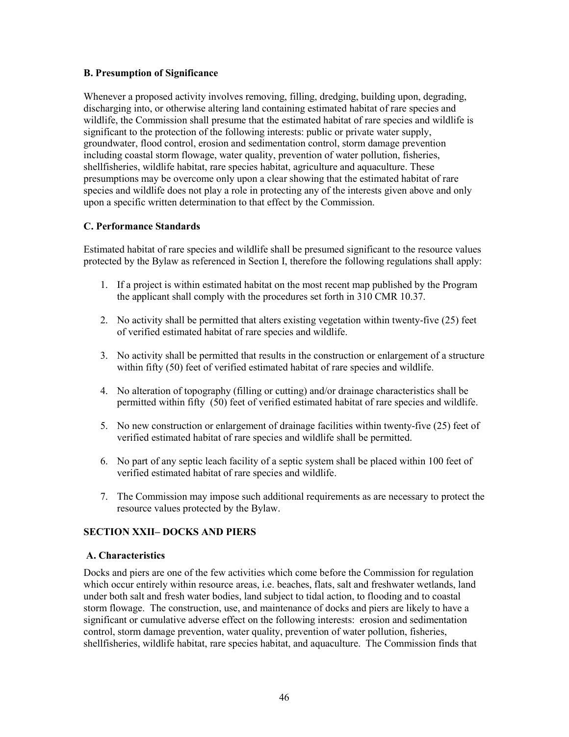### B. Presumption of Significance

Whenever a proposed activity involves removing, filling, dredging, building upon, degrading, discharging into, or otherwise altering land containing estimated habitat of rare species and wildlife, the Commission shall presume that the estimated habitat of rare species and wildlife is significant to the protection of the following interests: public or private water supply, groundwater, flood control, erosion and sedimentation control, storm damage prevention including coastal storm flowage, water quality, prevention of water pollution, fisheries, shellfisheries, wildlife habitat, rare species habitat, agriculture and aquaculture. These presumptions may be overcome only upon a clear showing that the estimated habitat of rare species and wildlife does not play a role in protecting any of the interests given above and only upon a specific written determination to that effect by the Commission.

### C. Performance Standards

Estimated habitat of rare species and wildlife shall be presumed significant to the resource values protected by the Bylaw as referenced in Section I, therefore the following regulations shall apply:

1. If a project is within estimated habitat on the most recent map published by the Program the applicant shall comply with the procedures set forth in 310 CMR 10.37.
2. No activity shall be permitted that alters existing vegetation within twenty-five (25) feet of verified estimated habitat of rare species and wildlife.
3. No activity shall be permitted that results in the construction or enlargement of a structure within fifty (50) feet of verified estimated habitat of rare species and wildlife.
4. No alteration of topography (filling or cutting) and/or drainage characteristics shall be permitted within fifty (50) feet of verified estimated habitat of rare species and wildlife.
5. No new construction or enlargement of drainage facilities within twenty-five (25) feet of verified estimated habitat of rare species and wildlife shall be permitted.
6. No part of any septic leach facility of a septic system shall be placed within 100 feet of verified estimated habitat of rare species and wildlife.
7. The Commission may impose such additional requirements as are necessary to protect the resource values protected by the Bylaw.

## SECTION XXII– DOCKS AND PIERS

### A. Characteristics

Docks and piers are one of the few activities which come before the Commission for regulation which occur entirely within resource areas, i.e. beaches, flats, salt and freshwater wetlands, land under both salt and fresh water bodies, land subject to tidal action, to flooding and to coastal storm flowage. The construction, use, and maintenance of docks and piers are likely to have a significant or cumulative adverse effect on the following interests: erosion and sedimentation control, storm damage prevention, water quality, prevention of water pollution, fisheries, shellfisheries, wildlife habitat, rare species habitat, and aquaculture. The Commission finds that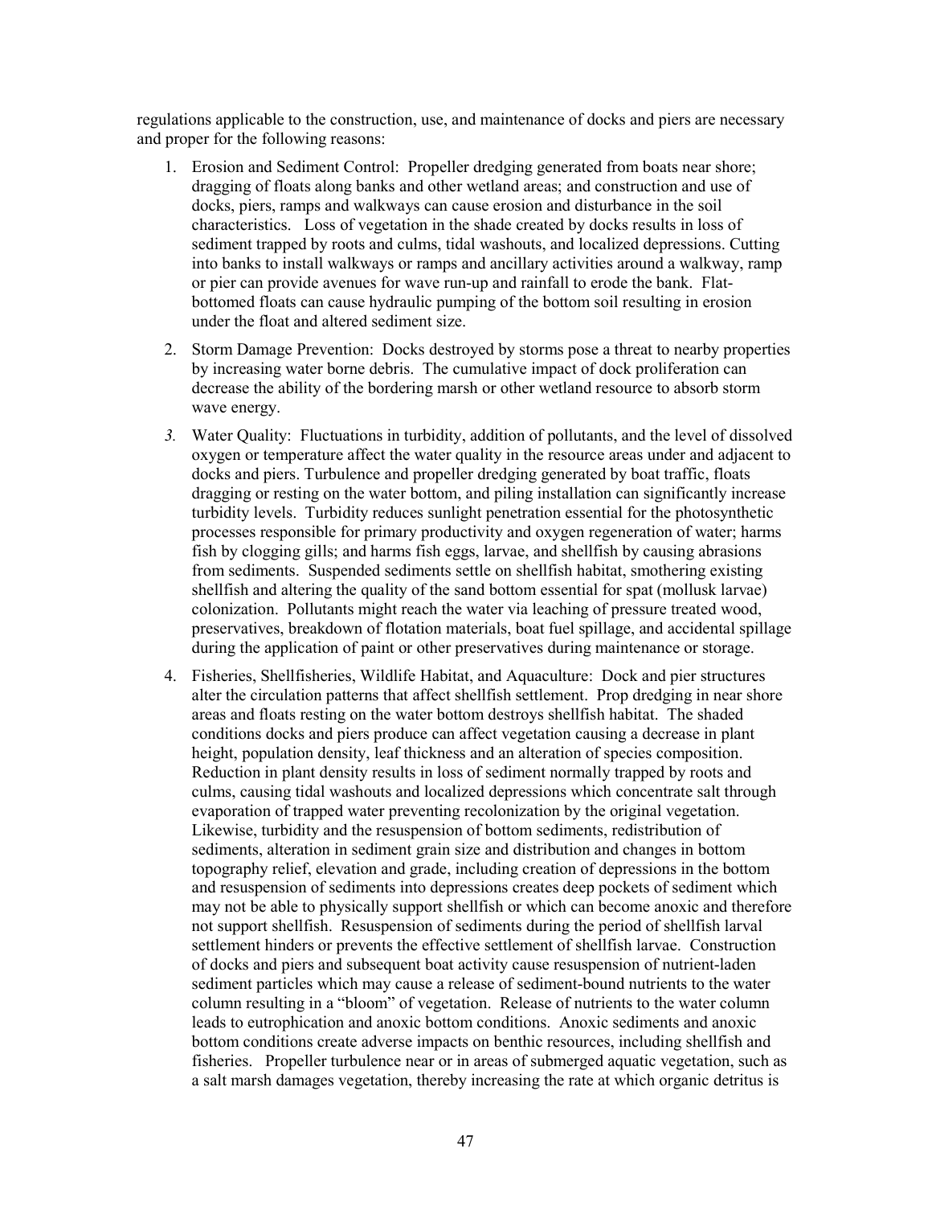regulations applicable to the construction, use, and maintenance of docks and piers are necessary and proper for the following reasons:

1. Erosion and Sediment Control: Propeller dredging generated from boats near shore; dragging of floats along banks and other wetland areas; and construction and use of docks, piers, ramps and walkways can cause erosion and disturbance in the soil characteristics. Loss of vegetation in the shade created by docks results in loss of sediment trapped by roots and culms, tidal washouts, and localized depressions. Cutting into banks to install walkways or ramps and ancillary activities around a walkway, ramp or pier can provide avenues for wave run-up and rainfall to erode the bank. Flat-bottomed floats can cause hydraulic pumping of the bottom soil resulting in erosion under the float and altered sediment size.

2. Storm Damage Prevention: Docks destroyed by storms pose a threat to nearby properties by increasing water borne debris. The cumulative impact of dock proliferation can decrease the ability of the bordering marsh or other wetland resource to absorb storm wave energy.

3. Water Quality: Fluctuations in turbidity, addition of pollutants, and the level of dissolved oxygen or temperature affect the water quality in the resource areas under and adjacent to docks and piers. Turbulence and propeller dredging generated by boat traffic, floats dragging or resting on the water bottom, and piling installation can significantly increase turbidity levels. Turbidity reduces sunlight penetration essential for the photosynthetic processes responsible for primary productivity and oxygen regeneration of water; harms fish by clogging gills; and harms fish eggs, larvae, and shellfish by causing abrasions from sediments. Suspended sediments settle on shellfish habitat, smothering existing shellfish and altering the quality of the sand bottom essential for spat (mollusk larvae) colonization. Pollutants might reach the water via leaching of pressure treated wood, preservatives, breakdown of flotation materials, boat fuel spillage, and accidental spillage during the application of paint or other preservatives during maintenance or storage.

4. Fisheries, Shellfisheries, Wildlife Habitat, and Aquaculture: Dock and pier structures alter the circulation patterns that affect shellfish settlement. Prop dredging in near shore areas and floats resting on the water bottom destroys shellfish habitat. The shaded conditions docks and piers produce can affect vegetation causing a decrease in plant height, population density, leaf thickness and an alteration of species composition. Reduction in plant density results in loss of sediment normally trapped by roots and culms, causing tidal washouts and localized depressions which concentrate salt through evaporation of trapped water preventing recolonization by the original vegetation. Likewise, turbidity and the resuspension of bottom sediments, redistribution of sediments, alteration in sediment grain size and distribution and changes in bottom topography relief, elevation and grade, including creation of depressions in the bottom and resuspension of sediments into depressions creates deep pockets of sediment which may not be able to physically support shellfish or which can become anoxic and therefore not support shellfish. Resuspension of sediments during the period of shellfish larval settlement hinders or prevents the effective settlement of shellfish larvae. Construction of docks and piers and subsequent boat activity cause resuspension of nutrient-laden sediment particles which may cause a release of sediment-bound nutrients to the water column resulting in a "bloom" of vegetation. Release of nutrients to the water column leads to eutrophication and anoxic bottom conditions. Anoxic sediments and anoxic bottom conditions create adverse impacts on benthic resources, including shellfish and fisheries. Propeller turbulence near or in areas of submerged aquatic vegetation, such as a salt marsh damages vegetation, thereby increasing the rate at which organic detritus is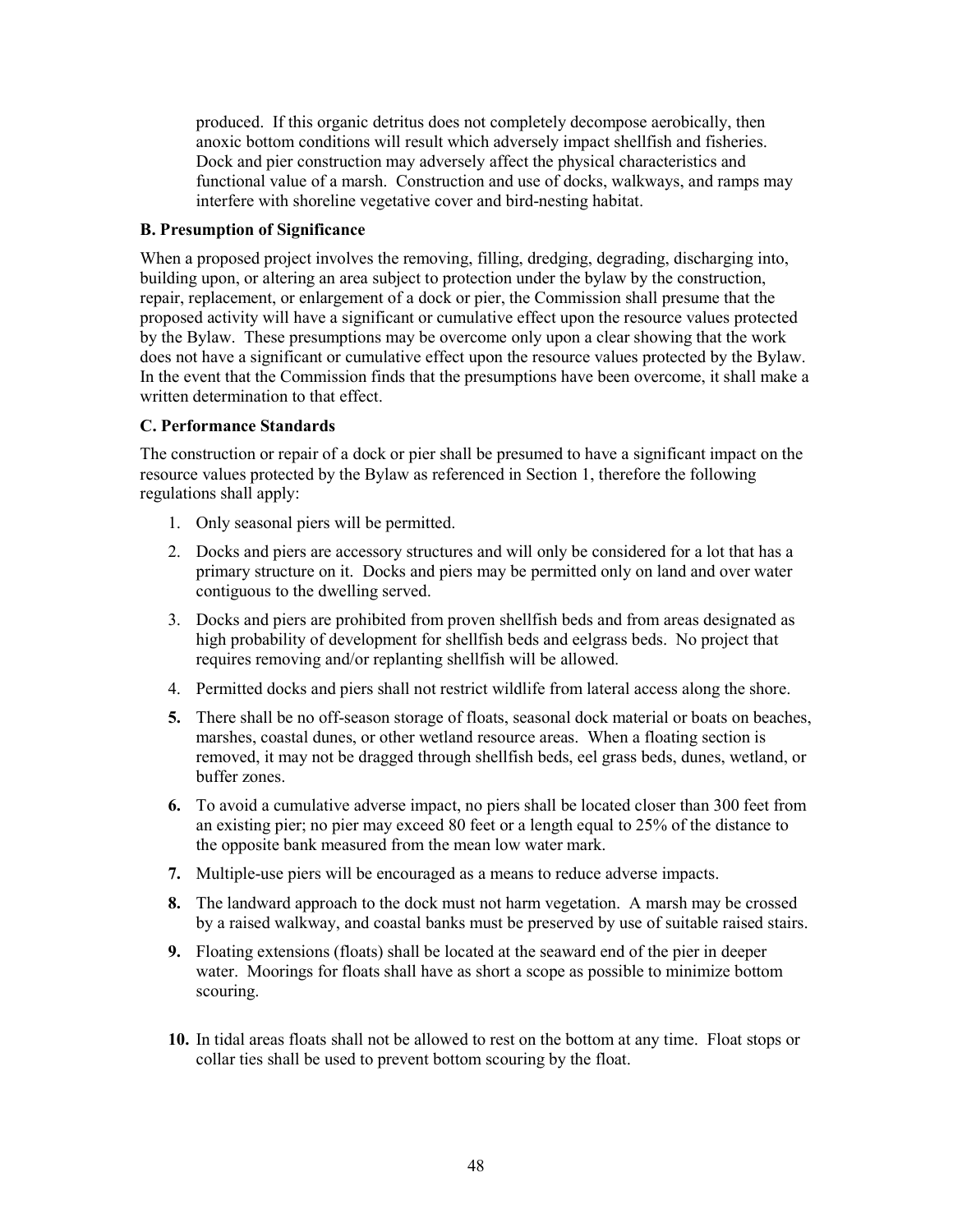produced. If this organic detritus does not completely decompose aerobically, then anoxic bottom conditions will result which adversely impact shellfish and fisheries. Dock and pier construction may adversely affect the physical characteristics and functional value of a marsh. Construction and use of docks, walkways, and ramps may interfere with shoreline vegetative cover and bird-nesting habitat.

**B. Presumption of Significance**

When a proposed project involves the removing, filling, dredging, degrading, discharging into, building upon, or altering an area subject to protection under the bylaw by the construction, repair, replacement, or enlargement of a dock or pier, the Commission shall presume that the proposed activity will have a significant or cumulative effect upon the resource values protected by the Bylaw. These presumptions may be overcome only upon a clear showing that the work does not have a significant or cumulative effect upon the resource values protected by the Bylaw. In the event that the Commission finds that the presumptions have been overcome, it shall make a written determination to that effect.

**C. Performance Standards**

The construction or repair of a dock or pier shall be presumed to have a significant impact on the resource values protected by the Bylaw as referenced in Section 1, therefore the following regulations shall apply:

1. Only seasonal piers will be permitted.
2. Docks and piers are accessory structures and will only be considered for a lot that has a primary structure on it. Docks and piers may be permitted only on land and over water contiguous to the dwelling served.
3. Docks and piers are prohibited from proven shellfish beds and from areas designated as high probability of development for shellfish beds and eelgrass beds. No project that requires removing and/or replanting shellfish will be allowed.
4. Permitted docks and piers shall not restrict wildlife from lateral access along the shore.
5. There shall be no off-season storage of floats, seasonal dock material or boats on beaches, marshes, coastal dunes, or other wetland resource areas. When a floating section is removed, it may not be dragged through shellfish beds, eel grass beds, dunes, wetland, or buffer zones.
6. To avoid a cumulative adverse impact, no piers shall be located closer than 300 feet from an existing pier; no pier may exceed 80 feet or a length equal to 25% of the distance to the opposite bank measured from the mean low water mark.
7. Multiple-use piers will be encouraged as a means to reduce adverse impacts.
8. The landward approach to the dock must not harm vegetation. A marsh may be crossed by a raised walkway, and coastal banks must be preserved by use of suitable raised stairs.
9. Floating extensions (floats) shall be located at the seaward end of the pier in deeper water. Moorings for floats shall have as short a scope as possible to minimize bottom scouring.
10. In tidal areas floats shall not be allowed to rest on the bottom at any time. Float stops or collar ties shall be used to prevent bottom scouring by the float.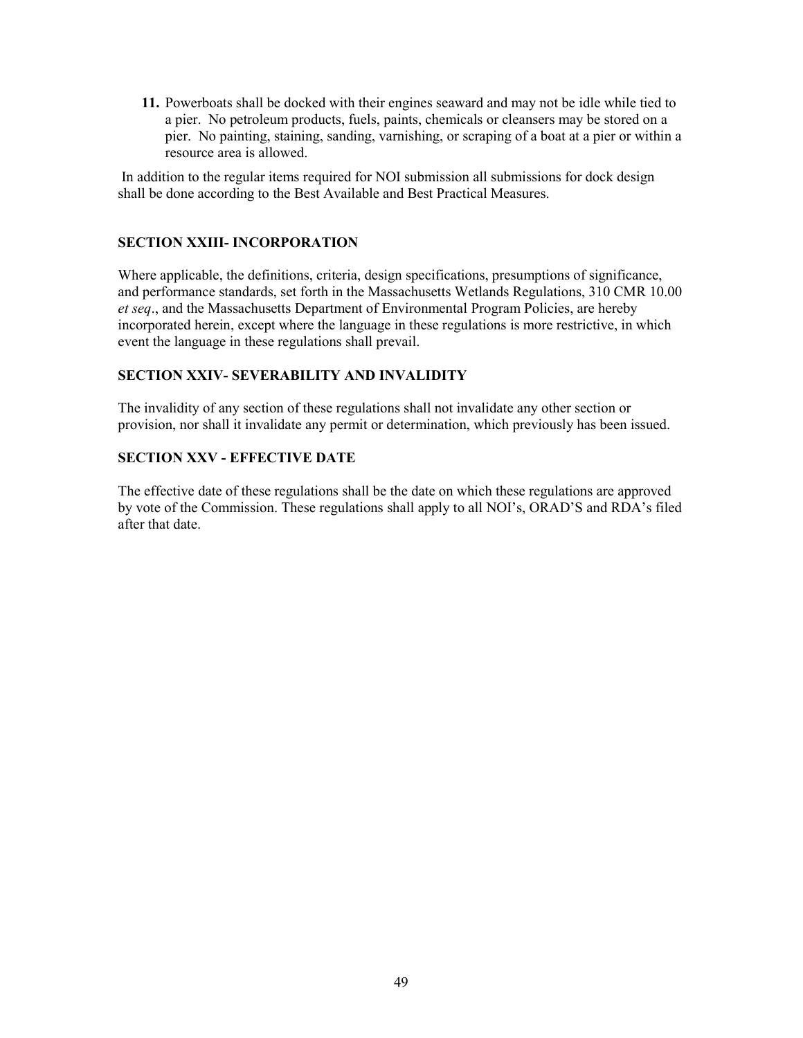11. Powerboats shall be docked with their engines seaward and may not be idle while tied to a pier. No petroleum products, fuels, paints, chemicals or cleansers may be stored on a pier. No painting, staining, sanding, varnishing, or scraping of a boat at a pier or within a resource area is allowed.

In addition to the regular items required for NOI submission all submissions for dock design shall be done according to the Best Available and Best Practical Measures.

## SECTION XXIII- INCORPORATION

Where applicable, the definitions, criteria, design specifications, presumptions of significance, and performance standards, set forth in the Massachusetts Wetlands Regulations, 310 CMR 10.00 *et seq*., and the Massachusetts Department of Environmental Program Policies, are hereby incorporated herein, except where the language in these regulations is more restrictive, in which event the language in these regulations shall prevail.

## SECTION XXIV- SEVERABILITY AND INVALIDITY

The invalidity of any section of these regulations shall not invalidate any other section or provision, nor shall it invalidate any permit or determination, which previously has been issued.

## SECTION XXV - EFFECTIVE DATE

The effective date of these regulations shall be the date on which these regulations are approved by vote of the Commission. These regulations shall apply to all NOI's, ORAD'S and RDA's filed after that date.